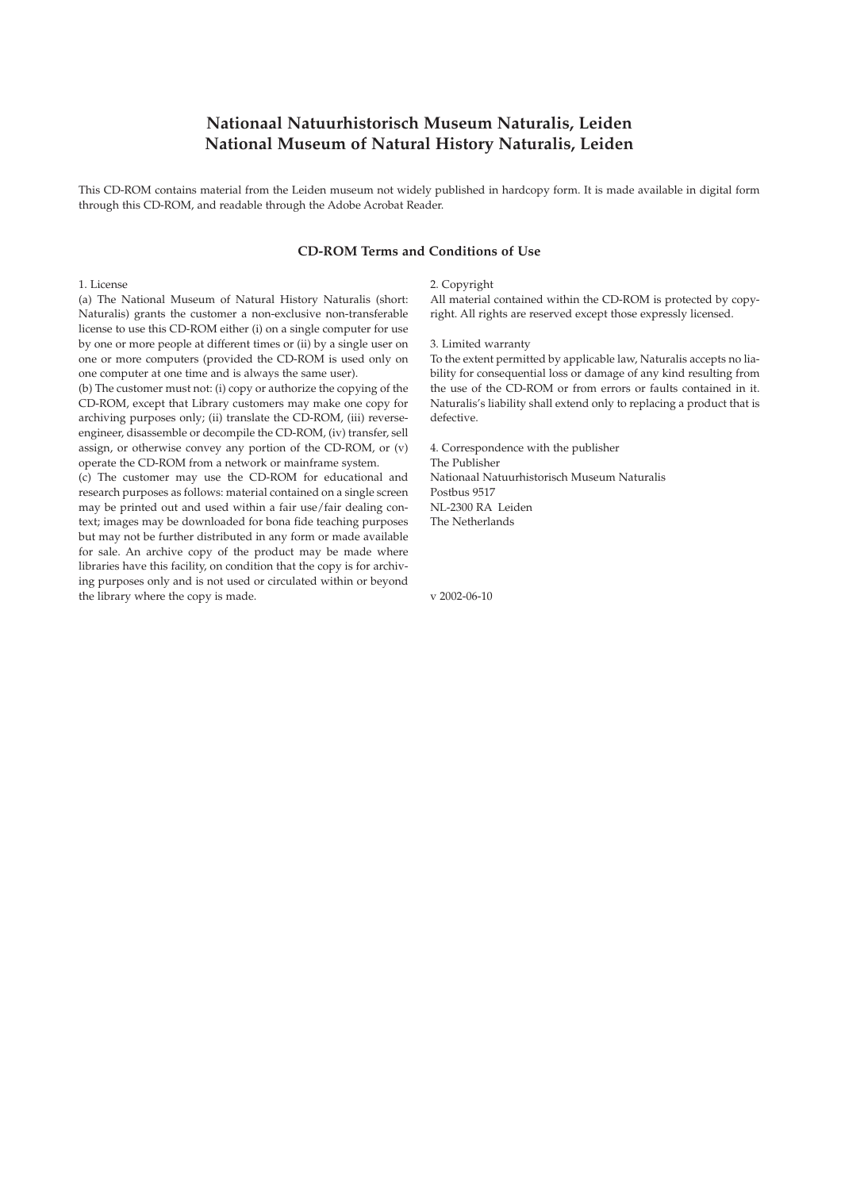# Nationaal Natuurhistorisch Museum Naturalis, Leiden
# National Museum of Natural History Naturalis, Leiden

This CD-ROM contains material from the Leiden museum not widely published in hardcopy form. It is made available in digital form through this CD-ROM, and readable through the Adobe Acrobat Reader.

## CD-ROM Terms and Conditions of Use

1. License

(a) The National Museum of Natural History Naturalis (short: Naturalis) grants the customer a non-exclusive non-transferable license to use this CD-ROM either (i) on a single computer for use by one or more people at different times or (ii) by a single user on one or more computers (provided the CD-ROM is used only on one computer at one time and is always the same user).

(b) The customer must not: (i) copy or authorize the copying of the CD-ROM, except that Library customers may make one copy for archiving purposes only; (ii) translate the CD-ROM, (iii) reverse-engineer, disassemble or decompile the CD-ROM, (iv) transfer, sell assign, or otherwise convey any portion of the CD-ROM, or (v) operate the CD-ROM from a network or mainframe system.

(c) The customer may use the CD-ROM for educational and research purposes as follows: material contained on a single screen may be printed out and used within a fair use/fair dealing context; images may be downloaded for bona fide teaching purposes but may not be further distributed in any form or made available for sale. An archive copy of the product may be made where libraries have this facility, on condition that the copy is for archiving purposes only and is not used or circulated within or beyond the library where the copy is made.

2. Copyright

All material contained within the CD-ROM is protected by copyright. All rights are reserved except those expressly licensed.

3. Limited warranty

To the extent permitted by applicable law, Naturalis accepts no liability for consequential loss or damage of any kind resulting from the use of the CD-ROM or from errors or faults contained in it. Naturalis's liability shall extend only to replacing a product that is defective.

4. Correspondence with the publisher

The Publisher
Nationaal Natuurhistorisch Museum Naturalis
Postbus 9517
NL-2300 RA Leiden
The Netherlands

v 2002-06-10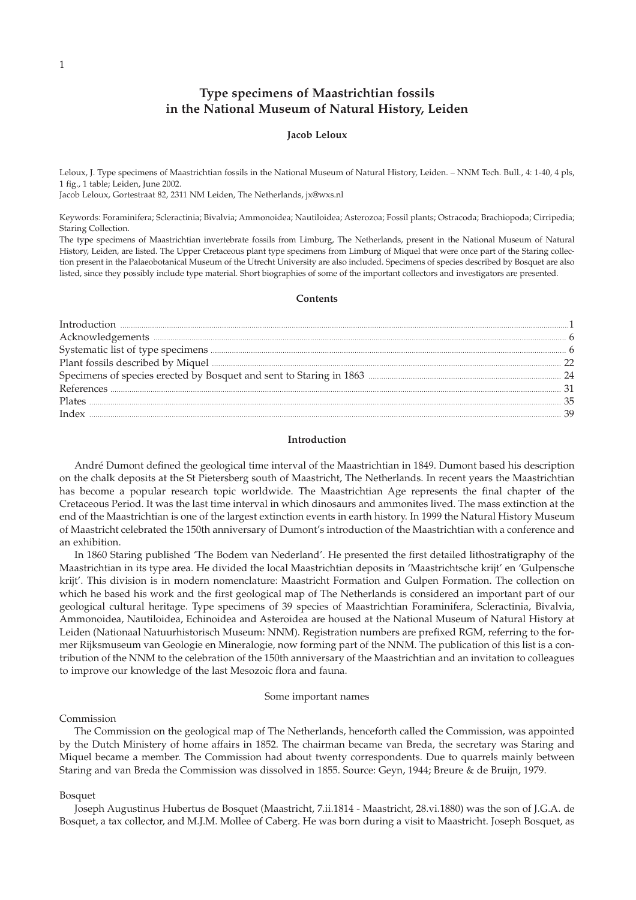# Type specimens of Maastrichtian fossils in the National Museum of Natural History, Leiden

**Jacob Leloux**

Leloux, J. Type specimens of Maastrichtian fossils in the National Museum of Natural History, Leiden. – NNM Tech. Bull., 4: 1-40, 4 pls, 1 fig., 1 table; Leiden, June 2002.
Jacob Leloux, Gortestraat 82, 2311 NM Leiden, The Netherlands, jx@wxs.nl

Keywords: Foraminifera; Scleractinia; Bivalvia; Ammonoidea; Nautiloidea; Asterozoa; Fossil plants; Ostracoda; Brachiopoda; Cirripedia; Staring Collection.

The type specimens of Maastrichtian invertebrate fossils from Limburg, The Netherlands, present in the National Museum of Natural History, Leiden, are listed. The Upper Cretaceous plant type specimens from Limburg of Miquel that were once part of the Staring collection present in the Palaeobotanical Museum of the Utrecht University are also included. Specimens of species described by Bosquet are also listed, since they possibly include type material. Short biographies of some of the important collectors and investigators are presented.

## Contents

| | |
|---|---|
| Introduction | 1 |
| Acknowledgements | 6 |
| Systematic list of type specimens | 6 |
| Plant fossils described by Miquel | 22 |
| Specimens of species erected by Bosquet and sent to Staring in 1863 | 24 |
| References | 31 |
| Plates | 35 |
| Index | 39 |

## Introduction

André Dumont defined the geological time interval of the Maastrichtian in 1849. Dumont based his description on the chalk deposits at the St Pietersberg south of Maastricht, The Netherlands. In recent years the Maastrichtian has become a popular research topic worldwide. The Maastrichtian Age represents the final chapter of the Cretaceous Period. It was the last time interval in which dinosaurs and ammonites lived. The mass extinction at the end of the Maastrichtian is one of the largest extinction events in earth history. In 1999 the Natural History Museum of Maastricht celebrated the 150th anniversary of Dumont's introduction of the Maastrichtian with a conference and an exhibition.

In 1860 Staring published 'The Bodem van Nederland'. He presented the first detailed lithostratigraphy of the Maastrichtian in its type area. He divided the local Maastrichtian deposits in 'Maastrichtsche krijt' en 'Gulpensche krijt'. This division is in modern nomenclature: Maastricht Formation and Gulpen Formation. The collection on which he based his work and the first geological map of The Netherlands is considered an important part of our geological cultural heritage. Type specimens of 39 species of Maastrichtian Foraminifera, Scleractinia, Bivalvia, Ammonoidea, Nautiloidea, Echinoidea and Asteroidea are housed at the National Museum of Natural History at Leiden (Nationaal Natuurhistorisch Museum: NNM). Registration numbers are prefixed RGM, referring to the former Rijksmuseum van Geologie en Mineralogie, now forming part of the NNM. The publication of this list is a contribution of the NNM to the celebration of the 150th anniversary of the Maastrichtian and an invitation to colleagues to improve our knowledge of the last Mesozoic flora and fauna.

### Some important names

#### Commission

The Commission on the geological map of The Netherlands, henceforth called the Commission, was appointed by the Dutch Ministery of home affairs in 1852. The chairman became van Breda, the secretary was Staring and Miquel became a member. The Commission had about twenty correspondents. Due to quarrels mainly between Staring and van Breda the Commission was dissolved in 1855. Source: Geyn, 1944; Breure & de Bruijn, 1979.

#### Bosquet

Joseph Augustinus Hubertus de Bosquet (Maastricht, 7.ii.1814 - Maastricht, 28.vi.1880) was the son of J.G.A. de Bosquet, a tax collector, and M.J.M. Mollee of Caberg. He was born during a visit to Maastricht. Joseph Bosquet, as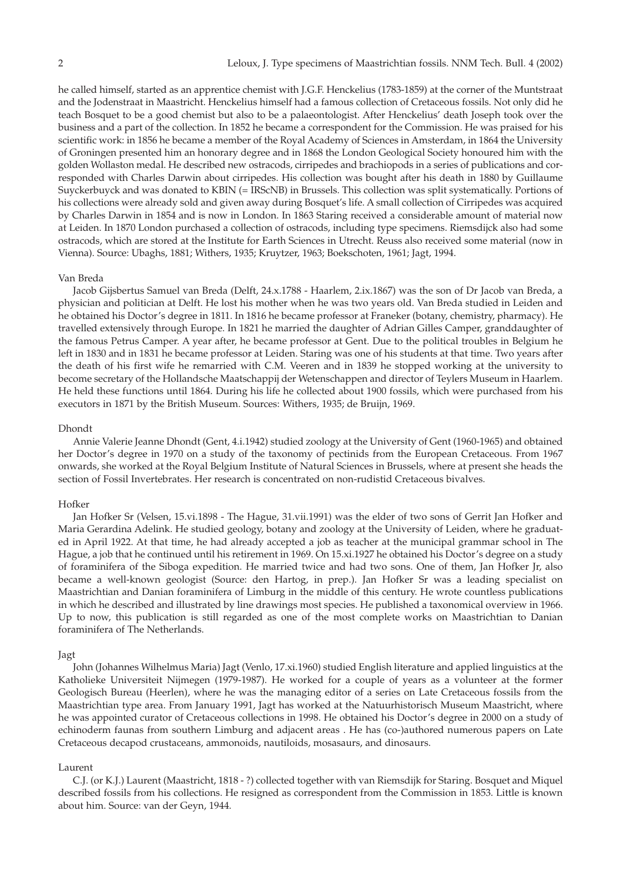he called himself, started as an apprentice chemist with J.G.F. Henckelius (1783-1859) at the corner of the Muntstraat and the Jodenstraat in Maastricht. Henckelius himself had a famous collection of Cretaceous fossils. Not only did he teach Bosquet to be a good chemist but also to be a palaeontologist. After Henckelius' death Joseph took over the business and a part of the collection. In 1852 he became a correspondent for the Commission. He was praised for his scientific work: in 1856 he became a member of the Royal Academy of Sciences in Amsterdam, in 1864 the University of Groningen presented him an honorary degree and in 1868 the London Geological Society honoured him with the golden Wollaston medal. He described new ostracods, cirripedes and brachiopods in a series of publications and corresponded with Charles Darwin about cirripedes. His collection was bought after his death in 1880 by Guillaume Suyckerbuyck and was donated to KBIN (= IRScNB) in Brussels. This collection was split systematically. Portions of his collections were already sold and given away during Bosquet's life. A small collection of Cirripedes was acquired by Charles Darwin in 1854 and is now in London. In 1863 Staring received a considerable amount of material now at Leiden. In 1870 London purchased a collection of ostracods, including type specimens. Riemsdijck also had some ostracods, which are stored at the Institute for Earth Sciences in Utrecht. Reuss also received some material (now in Vienna). Source: Ubaghs, 1881; Withers, 1935; Kruytzer, 1963; Boekschoten, 1961; Jagt, 1994.

### Van Breda

Jacob Gijsbertus Samuel van Breda (Delft, 24.x.1788 - Haarlem, 2.ix.1867) was the son of Dr Jacob van Breda, a physician and politician at Delft. He lost his mother when he was two years old. Van Breda studied in Leiden and he obtained his Doctor's degree in 1811. In 1816 he became professor at Franeker (botany, chemistry, pharmacy). He travelled extensively through Europe. In 1821 he married the daughter of Adrian Gilles Camper, granddaughter of the famous Petrus Camper. A year after, he became professor at Gent. Due to the political troubles in Belgium he left in 1830 and in 1831 he became professor at Leiden. Staring was one of his students at that time. Two years after the death of his first wife he remarried with C.M. Veeren and in 1839 he stopped working at the university to become secretary of the Hollandsche Maatschappij der Wetenschappen and director of Teylers Museum in Haarlem. He held these functions until 1864. During his life he collected about 1900 fossils, which were purchased from his executors in 1871 by the British Museum. Sources: Withers, 1935; de Bruijn, 1969.

### Dhondt

Annie Valerie Jeanne Dhondt (Gent, 4.i.1942) studied zoology at the University of Gent (1960-1965) and obtained her Doctor's degree in 1970 on a study of the taxonomy of pectinids from the European Cretaceous. From 1967 onwards, she worked at the Royal Belgium Institute of Natural Sciences in Brussels, where at present she heads the section of Fossil Invertebrates. Her research is concentrated on non-rudistid Cretaceous bivalves.

### Hofker

Jan Hofker Sr (Velsen, 15.vi.1898 - The Hague, 31.vii.1991) was the elder of two sons of Gerrit Jan Hofker and Maria Gerardina Adelink. He studied geology, botany and zoology at the University of Leiden, where he graduated in April 1922. At that time, he had already accepted a job as teacher at the municipal grammar school in The Hague, a job that he continued until his retirement in 1969. On 15.xi.1927 he obtained his Doctor's degree on a study of foraminifera of the Siboga expedition. He married twice and had two sons. One of them, Jan Hofker Jr, also became a well-known geologist (Source: den Hartog, in prep.). Jan Hofker Sr was a leading specialist on Maastrichtian and Danian foraminifera of Limburg in the middle of this century. He wrote countless publications in which he described and illustrated by line drawings most species. He published a taxonomical overview in 1966. Up to now, this publication is still regarded as one of the most complete works on Maastrichtian to Danian foraminifera of The Netherlands.

### Jagt

John (Johannes Wilhelmus Maria) Jagt (Venlo, 17.xi.1960) studied English literature and applied linguistics at the Katholieke Universiteit Nijmegen (1979-1987). He worked for a couple of years as a volunteer at the former Geologisch Bureau (Heerlen), where he was the managing editor of a series on Late Cretaceous fossils from the Maastrichtian type area. From January 1991, Jagt has worked at the Natuurhistorisch Museum Maastricht, where he was appointed curator of Cretaceous collections in 1998. He obtained his Doctor's degree in 2000 on a study of echinoderm faunas from southern Limburg and adjacent areas . He has (co-)authored numerous papers on Late Cretaceous decapod crustaceans, ammonoids, nautiloids, mosasaurs, and dinosaurs.

### Laurent

C.J. (or K.J.) Laurent (Maastricht, 1818 - ?) collected together with van Riemsdijk for Staring. Bosquet and Miquel described fossils from his collections. He resigned as correspondent from the Commission in 1853. Little is known about him. Source: van der Geyn, 1944.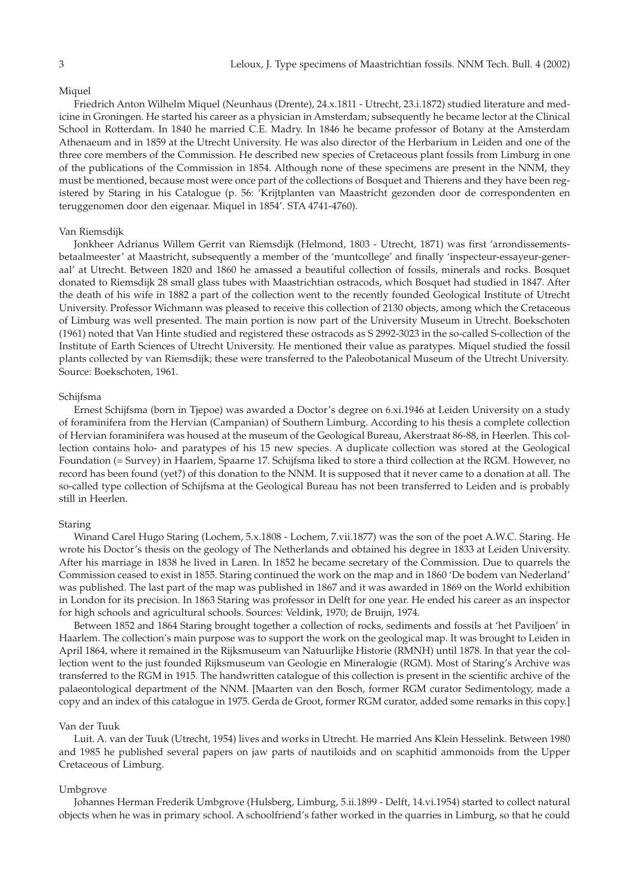### Miquel

Friedrich Anton Wilhelm Miquel (Neunhaus (Drente), 24.x.1811 - Utrecht, 23.i.1872) studied literature and medicine in Groningen. He started his career as a physician in Amsterdam; subsequently he became lector at the Clinical School in Rotterdam. In 1840 he married C.E. Madry. In 1846 he became professor of Botany at the Amsterdam Athenaeum and in 1859 at the Utrecht University. He was also director of the Herbarium in Leiden and one of the three core members of the Commission. He described new species of Cretaceous plant fossils from Limburg in one of the publications of the Commission in 1854. Although none of these specimens are present in the NNM, they must be mentioned, because most were once part of the collections of Bosquet and Thierens and they have been registered by Staring in his Catalogue (p. 56: 'Krijtplanten van Maastricht gezonden door de correspondenten en teruggenomen door den eigenaar. Miquel in 1854'. STA 4741-4760).

### Van Riemsdijk

Jonkheer Adrianus Willem Gerrit van Riemsdijk (Helmond, 1803 - Utrecht, 1871) was first 'arrondissements-betaalmeester' at Maastricht, subsequently a member of the 'muntcollege' and finally 'inspecteur-essayeur-generaal' at Utrecht. Between 1820 and 1860 he amassed a beautiful collection of fossils, minerals and rocks. Bosquet donated to Riemsdijk 28 small glass tubes with Maastrichtian ostracods, which Bosquet had studied in 1847. After the death of his wife in 1882 a part of the collection went to the recently founded Geological Institute of Utrecht University. Professor Wichmann was pleased to receive this collection of 2130 objects, among which the Cretaceous of Limburg was well presented. The main portion is now part of the University Museum in Utrecht. Boekschoten (1961) noted that Van Hinte studied and registered these ostracods as S 2992-3023 in the so-called S-collection of the Institute of Earth Sciences of Utrecht University. He mentioned their value as paratypes. Miquel studied the fossil plants collected by van Riemsdijk; these were transferred to the Paleobotanical Museum of the Utrecht University. Source: Boekschoten, 1961.

### Schijfsma

Ernest Schijfsma (born in Tjepoe) was awarded a Doctor's degree on 6.xi.1946 at Leiden University on a study of foraminifera from the Hervian (Campanian) of Southern Limburg. According to his thesis a complete collection of Hervian foraminifera was housed at the museum of the Geological Bureau, Akerstraat 86-88, in Heerlen. This collection contains holo- and paratypes of his 15 new species. A duplicate collection was stored at the Geological Foundation (= Survey) in Haarlem, Spaarne 17. Schijfsma liked to store a third collection at the RGM. However, no record has been found (yet?) of this donation to the NNM. It is supposed that it never came to a donation at all. The so-called type collection of Schijfsma at the Geological Bureau has not been transferred to Leiden and is probably still in Heerlen.

### Staring

Winand Carel Hugo Staring (Lochem, 5.x.1808 - Lochem, 7.vii.1877) was the son of the poet A.W.C. Staring. He wrote his Doctor's thesis on the geology of The Netherlands and obtained his degree in 1833 at Leiden University. After his marriage in 1838 he lived in Laren. In 1852 he became secretary of the Commission. Due to quarrels the Commission ceased to exist in 1855. Staring continued the work on the map and in 1860 'De bodem van Nederland' was published. The last part of the map was published in 1867 and it was awarded in 1869 on the World exhibition in London for its precision. In 1863 Staring was professor in Delft for one year. He ended his career as an inspector for high schools and agricultural schools. Sources: Veldink, 1970; de Bruijn, 1974.

Between 1852 and 1864 Staring brought together a collection of rocks, sediments and fossils at 'het Paviljoen' in Haarlem. The collection's main purpose was to support the work on the geological map. It was brought to Leiden in April 1864, where it remained in the Rijksmuseum van Natuurlijke Historie (RMNH) until 1878. In that year the collection went to the just founded Rijksmuseum van Geologie en Mineralogie (RGM). Most of Staring's Archive was transferred to the RGM in 1915. The handwritten catalogue of this collection is present in the scientific archive of the palaeontological department of the NNM. [Maarten van den Bosch, former RGM curator Sedimentology, made a copy and an index of this catalogue in 1975. Gerda de Groot, former RGM curator, added some remarks in this copy.]

### Van der Tuuk

Luit. A. van der Tuuk (Utrecht, 1954) lives and works in Utrecht. He married Ans Klein Hesselink. Between 1980 and 1985 he published several papers on jaw parts of nautiloids and on scaphitid ammonoids from the Upper Cretaceous of Limburg.

### Umbgrove

Johannes Herman Frederik Umbgrove (Hulsberg, Limburg, 5.ii.1899 - Delft, 14.vi.1954) started to collect natural objects when he was in primary school. A schoolfriend's father worked in the quarries in Limburg, so that he could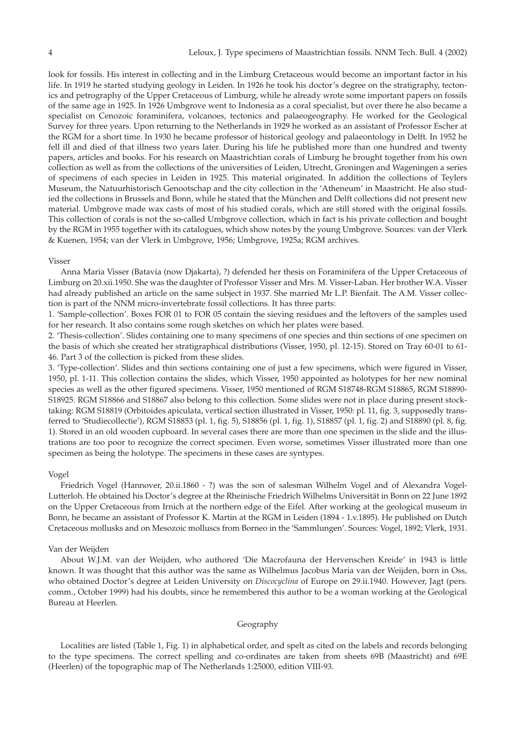look for fossils. His interest in collecting and in the Limburg Cretaceous would become an important factor in his life. In 1919 he started studying geology in Leiden. In 1926 he took his doctor's degree on the stratigraphy, tectonics and petrography of the Upper Cretaceous of Limburg, while he already wrote some important papers on fossils of the same age in 1925. In 1926 Umbgrove went to Indonesia as a coral specialist, but over there he also became a specialist on Cenozoic foraminifera, volcanoes, tectonics and palaeogeography. He worked for the Geological Survey for three years. Upon returning to the Netherlands in 1929 he worked as an assistant of Professor Escher at the RGM for a short time. In 1930 he became professor of historical geology and palaeontology in Delft. In 1952 he fell ill and died of that illness two years later. During his life he published more than one hundred and twenty papers, articles and books. For his research on Maastrichtian corals of Limburg he brought together from his own collection as well as from the collections of the universities of Leiden, Utrecht, Groningen and Wageningen a series of specimens of each species in Leiden in 1925. This material originated. In addition the collections of Teylers Museum, the Natuurhistorisch Genootschap and the city collection in the 'Atheneum' in Maastricht. He also studied the collections in Brussels and Bonn, while he stated that the München and Delft collections did not present new material. Umbgrove made wax casts of most of his studied corals, which are still stored with the original fossils. This collection of corals is not the so-called Umbgrove collection, which in fact is his private collection and bought by the RGM in 1955 together with its catalogues, which show notes by the young Umbgrove. Sources: van der Vlerk & Kuenen, 1954; van der Vlerk in Umbgrove, 1956; Umbgrove, 1925a; RGM archives.

Visser

Anna Maria Visser (Batavia (now Djakarta), ?) defended her thesis on Foraminifera of the Upper Cretaceous of Limburg on 20.xii.1950. She was the daughter of Professor Visser and Mrs. M. Visser-Laban. Her brother W.A. Visser had already published an article on the same subject in 1937. She married Mr L.P. Bienfait. The A.M. Visser collection is part of the NNM micro-invertebrate fossil collections. It has three parts:

1. 'Sample-collection'. Boxes FOR 01 to FOR 05 contain the sieving residues and the leftovers of the samples used for her research. It also contains some rough sketches on which her plates were based.
2. 'Thesis-collection'. Slides containing one to many specimens of one species and thin sections of one specimen on the basis of which she created her stratigraphical distributions (Visser, 1950, pl. 12-15). Stored on Tray 60-01 to 61-46. Part 3 of the collection is picked from these slides.
3. 'Type-collection'. Slides and thin sections containing one of just a few specimens, which were figured in Visser, 1950, pl. 1-11. This collection contains the slides, which Visser, 1950 appointed as holotypes for her new nominal species as well as the other figured specimens. Visser, 1950 mentioned of RGM S18748-RGM S18865, RGM S18890-S18925. RGM S18866 and S18867 also belong to this collection. Some slides were not in place during present stocktaking: RGM S18819 (Orbitoides apiculata, vertical section illustrated in Visser, 1950: pl. 11, fig. 3, supposedly transferred to 'Studiecollectie'), RGM S18853 (pl. 1, fig. 5), S18856 (pl. 1, fig. 1), S18857 (pl. 1, fig. 2) and S18890 (pl. 8, fig. 1). Stored in an old wooden cupboard. In several cases there are more than one specimen in the slide and the illustrations are too poor to recognize the correct specimen. Even worse, sometimes Visser illustrated more than one specimen as being the holotype. The specimens in these cases are syntypes.

Vogel

Friedrich Vogel (Hannover, 20.ii.1860 - ?) was the son of salesman Wilhelm Vogel and of Alexandra Vogel-Lutterloh. He obtained his Doctor's degree at the Rheinische Friedrich Wilhelms Universität in Bonn on 22 June 1892 on the Upper Cretaceous from Irnich at the northern edge of the Eifel. After working at the geological museum in Bonn, he became an assistant of Professor K. Martin at the RGM in Leiden (1894 - 1.v.1895). He published on Dutch Cretaceous mollusks and on Mesozoic molluscs from Borneo in the 'Sammlungen'. Sources: Vogel, 1892; Vlerk, 1931.

Van der Weijden

About W.J.M. van der Weijden, who authored 'Die Macrofauna der Hervenschen Kreide' in 1943 is little known. It was thought that this author was the same as Wilhelmus Jacobus Maria van der Weijden, born in Oss, who obtained Doctor's degree at Leiden University on *Discocyclina* of Europe on 29.ii.1940. However, Jagt (pers. comm., October 1999) had his doubts, since he remembered this author to be a woman working at the Geological Bureau at Heerlen.

## Geography

Localities are listed (Table 1, Fig. 1) in alphabetical order, and spelt as cited on the labels and records belonging to the type specimens. The correct spelling and co-ordinates are taken from sheets 69B (Maastricht) and 69E (Heerlen) of the topographic map of The Netherlands 1:25000, edition VIII-93.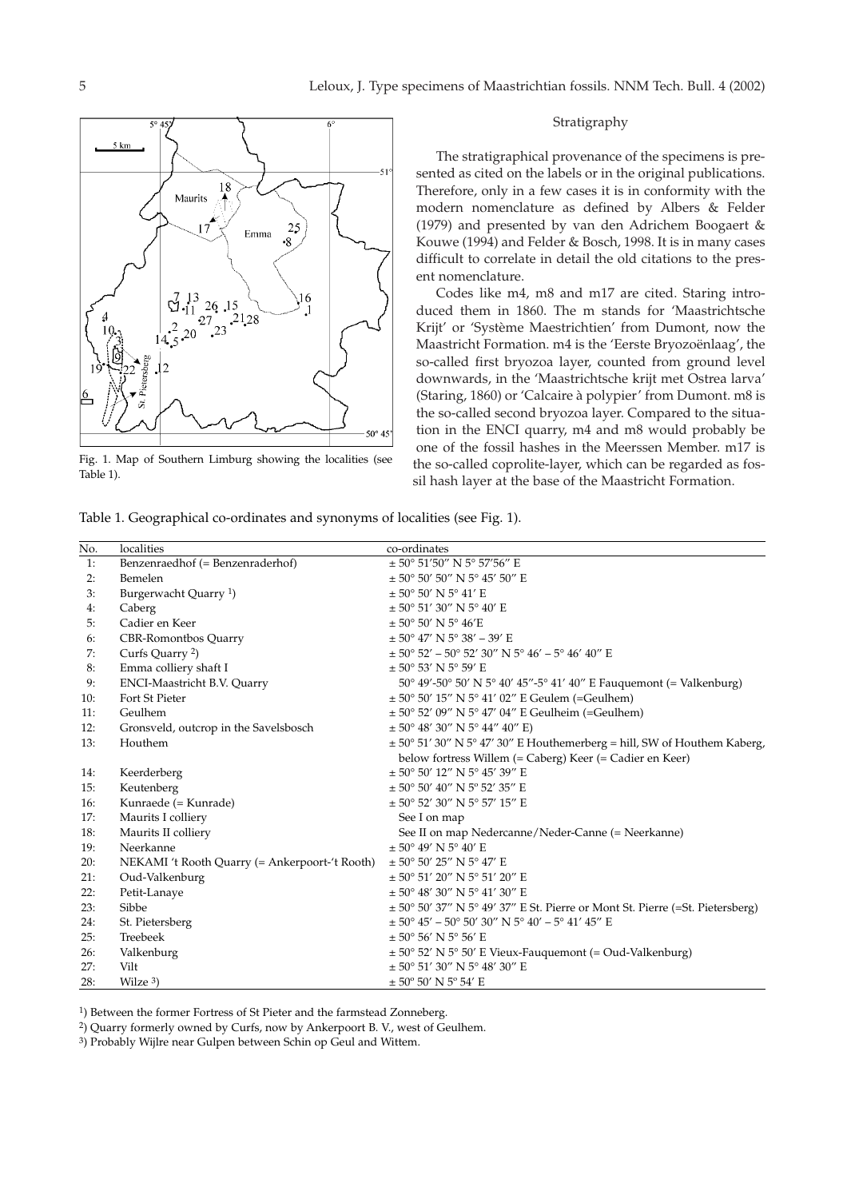Fig. 1. Map of Southern Limburg showing the localities (see Table 1).

## Stratigraphy

The stratigraphical provenance of the specimens is presented as cited on the labels or in the original publications. Therefore, only in a few cases it is in conformity with the modern nomenclature as defined by Albers & Felder (1979) and presented by van den Adrichem Boogaert & Kouwe (1994) and Felder & Bosch, 1998. It is in many cases difficult to correlate in detail the old citations to the present nomenclature.

Codes like m4, m8 and m17 are cited. Staring introduced them in 1860. The m stands for 'Maastrichtsche Krijt' or 'Système Maestrichtien' from Dumont, now the Maastricht Formation. m4 is the 'Eerste Bryozoënlaag', the so-called first bryozoa layer, counted from ground level downwards, in the 'Maastrichtsche krijt met Ostrea larva' (Staring, 1860) or 'Calcaire à polypier' from Dumont. m8 is the so-called second bryozoa layer. Compared to the situation in the ENCI quarry, m4 and m8 would probably be one of the fossil hashes in the Meerssen Member. m17 is the so-called coprolite-layer, which can be regarded as fossil hash layer at the base of the Maastricht Formation.

Table 1. Geographical co-ordinates and synonyms of localities (see Fig. 1).

| No. | localities | co-ordinates |
|---|---|---|
| 1: | Benzenraedhof (= Benzenraderhof) | ± 50° 51'50" N 5° 57'56" E |
| 2: | Bemelen | ± 50° 50' 50" N 5° 45' 50" E |
| 3: | Burgerwacht Quarry [1]) | ± 50° 50' N 5° 41' E |
| 4: | Caberg | ± 50° 51' 30" N 5° 40' E |
| 5: | Cadier en Keer | ± 50° 50' N 5° 46'E |
| 6: | CBR-Romontbos Quarry | ± 50° 47' N 5° 38' – 39' E |
| 7: | Curfs Quarry [2]) | ± 50° 52' – 50° 52' 30" N 5° 46' – 5° 46' 40" E |
| 8: | Emma colliery shaft I | ± 50° 53' N 5° 59' E |
| 9: | ENCI-Maastricht B.V. Quarry | 50° 49'-50° 50' N 5° 40' 45"-5° 41' 40" E Fauquemont (= Valkenburg) |
| 10: | Fort St Pieter | ± 50° 50' 15" N 5° 41' 02" E Geulem (=Geulhem) |
| 11: | Geulhem | ± 50° 52' 09" N 5° 47' 04" E Geulheim (=Geulhem) |
| 12: | Gronsveld, outcrop in the Savelsbosch | ± 50° 48' 30" N 5° 44" 40" E) |
| 13: | Houthem | ± 50° 51' 30" N 5° 47' 30" E Houthemerberg = hill, SW of Houthem Kaberg, below fortress Willem (= Caberg) Keer (= Cadier en Keer) |
| 14: | Keerderberg | ± 50° 50' 12" N 5° 45' 39" E |
| 15: | Keutenberg | ± 50° 50' 40" N 5° 52' 35" E |
| 16: | Kunraede (= Kunrade) | ± 50° 52' 30" N 5° 57' 15" E |
| 17: | Maurits I colliery | See I on map |
| 18: | Maurits II colliery | See II on map Nedercanne/Neder-Canne (= Neerkanne) |
| 19: | Neerkanne | ± 50° 49' N 5° 40' E |
| 20: | NEKAMI 't Rooth Quarry (= Ankerpoort-'t Rooth) | ± 50° 50' 25" N 5° 47' E |
| 21: | Oud-Valkenburg | ± 50° 51' 20" N 5° 51' 20" E |
| 22: | Petit-Lanaye | ± 50° 48' 30" N 5° 41' 30" E |
| 23: | Sibbe | ± 50° 50' 37" N 5° 49' 37" E St. Pierre or Mont St. Pierre (=St. Pietersberg) |
| 24: | St. Pietersberg | ± 50° 45' – 50° 50' 30" N 5° 40' – 5° 41' 45" E |
| 25: | Treebeek | ± 50° 56' N 5° 56' E |
| 26: | Valkenburg | ± 50° 52' N 5° 50' E Vieux-Fauquemont (= Oud-Valkenburg) |
| 27: | Vilt | ± 50° 51' 30" N 5° 48' 30" E |
| 28: | Wilze [3]) | ± 50° 50' N 5° 54' E |

[1]) Between the former Fortress of St Pieter and the farmstead Zonneberg.

[2]) Quarry formerly owned by Curfs, now by Ankerpoort B. V., west of Geulhem.

[3]) Probably Wijlre near Gulpen between Schin op Geul and Wittem.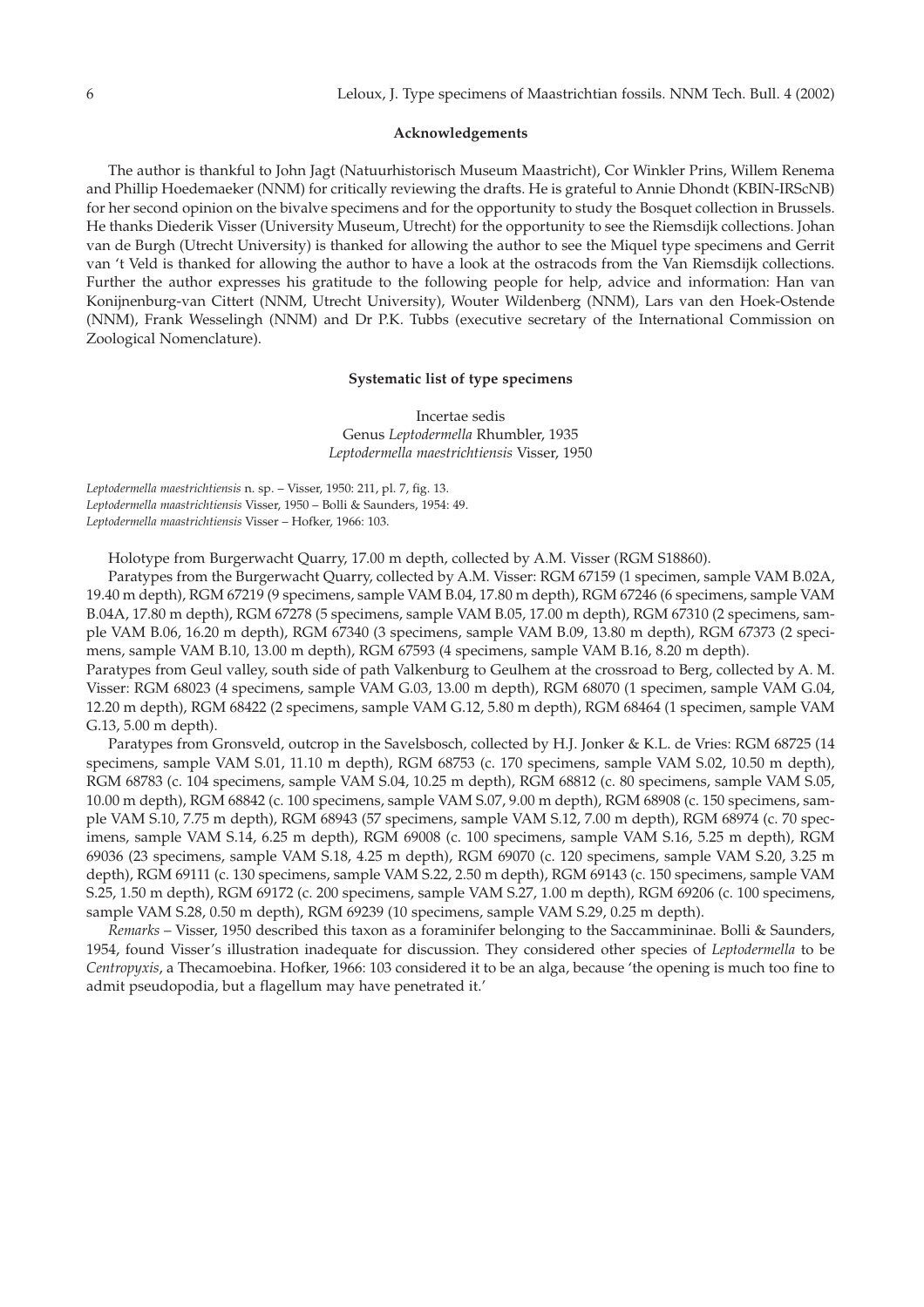## Acknowledgements

The author is thankful to John Jagt (Natuurhistorisch Museum Maastricht), Cor Winkler Prins, Willem Renema and Phillip Hoedemaeker (NNM) for critically reviewing the drafts. He is grateful to Annie Dhondt (KBIN-IRScNB) for her second opinion on the bivalve specimens and for the opportunity to study the Bosquet collection in Brussels. He thanks Diederik Visser (University Museum, Utrecht) for the opportunity to see the Riemsdijk collections. Johan van de Burgh (Utrecht University) is thanked for allowing the author to see the Miquel type specimens and Gerrit van 't Veld is thanked for allowing the author to have a look at the ostracods from the Van Riemsdijk collections. Further the author expresses his gratitude to the following people for help, advice and information: Han van Konijnenburg-van Cittert (NNM, Utrecht University), Wouter Wildenberg (NNM), Lars van den Hoek-Ostende (NNM), Frank Wesselingh (NNM) and Dr P.K. Tubbs (executive secretary of the International Commission on Zoological Nomenclature).

## Systematic list of type specimens

Incertae sedis
Genus *Leptodermella* Rhumbler, 1935
*Leptodermella maestrichtiensis* Visser, 1950

*Leptodermella maestrichtiensis* n. sp. – Visser, 1950: 211, pl. 7, fig. 13.
*Leptodermella maastrichtiensis* Visser, 1950 – Bolli & Saunders, 1954: 49.
*Leptodermella maastrichtiensis* Visser – Hofker, 1966: 103.

Holotype from Burgerwacht Quarry, 17.00 m depth, collected by A.M. Visser (RGM S18860).

Paratypes from the Burgerwacht Quarry, collected by A.M. Visser: RGM 67159 (1 specimen, sample VAM B.02A, 19.40 m depth), RGM 67219 (9 specimens, sample VAM B.04, 17.80 m depth), RGM 67246 (6 specimens, sample VAM B.04A, 17.80 m depth), RGM 67278 (5 specimens, sample VAM B.05, 17.00 m depth), RGM 67310 (2 specimens, sample VAM B.06, 16.20 m depth), RGM 67340 (3 specimens, sample VAM B.09, 13.80 m depth), RGM 67373 (2 specimens, sample VAM B.10, 13.00 m depth), RGM 67593 (4 specimens, sample VAM B.16, 8.20 m depth).
Paratypes from Geul valley, south side of path Valkenburg to Geulhem at the crossroad to Berg, collected by A. M. Visser: RGM 68023 (4 specimens, sample VAM G.03, 13.00 m depth), RGM 68070 (1 specimen, sample VAM G.04, 12.20 m depth), RGM 68422 (2 specimens, sample VAM G.12, 5.80 m depth), RGM 68464 (1 specimen, sample VAM G.13, 5.00 m depth).

Paratypes from Gronsveld, outcrop in the Savelsbosch, collected by H.J. Jonker & K.L. de Vries: RGM 68725 (14 specimens, sample VAM S.01, 11.10 m depth), RGM 68753 (c. 170 specimens, sample VAM S.02, 10.50 m depth), RGM 68783 (c. 104 specimens, sample VAM S.04, 10.25 m depth), RGM 68812 (c. 80 specimens, sample VAM S.05, 10.00 m depth), RGM 68842 (c. 100 specimens, sample VAM S.07, 9.00 m depth), RGM 68908 (c. 150 specimens, sample VAM S.10, 7.75 m depth), RGM 68943 (57 specimens, sample VAM S.12, 7.00 m depth), RGM 68974 (c. 70 specimens, sample VAM S.14, 6.25 m depth), RGM 69008 (c. 100 specimens, sample VAM S.16, 5.25 m depth), RGM 69036 (23 specimens, sample VAM S.18, 4.25 m depth), RGM 69070 (c. 120 specimens, sample VAM S.20, 3.25 m depth), RGM 69111 (c. 130 specimens, sample VAM S.22, 2.50 m depth), RGM 69143 (c. 150 specimens, sample VAM S.25, 1.50 m depth), RGM 69172 (c. 200 specimens, sample VAM S.27, 1.00 m depth), RGM 69206 (c. 100 specimens, sample VAM S.28, 0.50 m depth), RGM 69239 (10 specimens, sample VAM S.29, 0.25 m depth).

*Remarks* – Visser, 1950 described this taxon as a foraminifer belonging to the Saccammininae. Bolli & Saunders, 1954, found Visser's illustration inadequate for discussion. They considered other species of *Leptodermella* to be *Centropyxis*, a Thecamoebina. Hofker, 1966: 103 considered it to be an alga, because 'the opening is much too fine to admit pseudopodia, but a flagellum may have penetrated it.'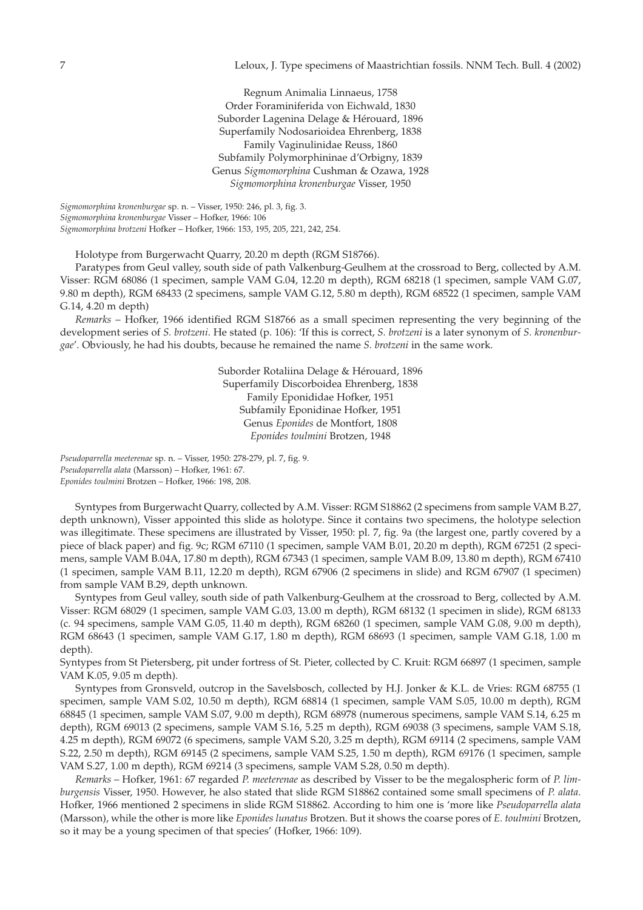Regnum Animalia Linnaeus, 1758
Order Foraminiferida von Eichwald, 1830
Suborder Lagenina Delage & Hérouard, 1896
Superfamily Nodosarioidea Ehrenberg, 1838
Family Vaginulinidae Reuss, 1860
Subfamily Polymorphininae d'Orbigny, 1839
Genus *Sigmomorphina* Cushman & Ozawa, 1928
*Sigmomorphina kronenburgae* Visser, 1950

*Sigmomorphina kronenburgae* sp. n. – Visser, 1950: 246, pl. 3, fig. 3.
*Sigmomorphina kronenburgae* Visser – Hofker, 1966: 106
*Sigmomorphina brotzeni* Hofker – Hofker, 1966: 153, 195, 205, 221, 242, 254.

Holotype from Burgerwacht Quarry, 20.20 m depth (RGM S18766).

Paratypes from Geul valley, south side of path Valkenburg-Geulhem at the crossroad to Berg, collected by A.M. Visser: RGM 68086 (1 specimen, sample VAM G.04, 12.20 m depth), RGM 68218 (1 specimen, sample VAM G.07, 9.80 m depth), RGM 68433 (2 specimens, sample VAM G.12, 5.80 m depth), RGM 68522 (1 specimen, sample VAM G.14, 4.20 m depth)

*Remarks* – Hofker, 1966 identified RGM S18766 as a small specimen representing the very beginning of the development series of *S. brotzeni*. He stated (p. 106): 'If this is correct, *S. brotzeni* is a later synonym of *S. kronenburgae*'. Obviously, he had his doubts, because he remained the name *S. brotzeni* in the same work.

Suborder Rotaliina Delage & Hérouard, 1896
Superfamily Discorboidea Ehrenberg, 1838
Family Eponididae Hofker, 1951
Subfamily Eponidinae Hofker, 1951
Genus *Eponides* de Montfort, 1808
*Eponides toulmini* Brotzen, 1948

*Pseudoparrella meeterenae* sp. n. – Visser, 1950: 278-279, pl. 7, fig. 9.
*Pseudoparrella alata* (Marsson) – Hofker, 1961: 67.
*Eponides toulmini* Brotzen – Hofker, 1966: 198, 208.

Syntypes from Burgerwacht Quarry, collected by A.M. Visser: RGM S18862 (2 specimens from sample VAM B.27, depth unknown), Visser appointed this slide as holotype. Since it contains two specimens, the holotype selection was illegitimate. These specimens are illustrated by Visser, 1950: pl. 7, fig. 9c; fig. 9a (the largest one, partly covered by a piece of black paper) and fig. 9c; RGM 67110 (1 specimen, sample VAM B.01, 20.20 m depth), RGM 67251 (2 specimens, sample VAM B.04A, 17.80 m depth), RGM 67343 (1 specimen, sample VAM B.09, 13.80 m depth), RGM 67410 (1 specimen, sample VAM B.11, 12.20 m depth), RGM 67906 (2 specimens in slide) and RGM 67907 (1 specimen) from sample VAM B.29, depth unknown.

Syntypes from Geul valley, south side of path Valkenburg-Geulhem at the crossroad to Berg, collected by A.M. Visser: RGM 68029 (1 specimen, sample VAM G.03, 13.00 m depth), RGM 68132 (1 specimen in slide), RGM 68133 (c. 94 specimens, sample VAM G.05, 11.40 m depth), RGM 68260 (1 specimen, sample VAM G.08, 9.00 m depth), RGM 68643 (1 specimen, sample VAM G.17, 1.80 m depth), RGM 68693 (1 specimen, sample VAM G.18, 1.00 m depth).

Syntypes from St Pietersberg, pit under fortress of St. Pieter, collected by C. Kruit: RGM 66897 (1 specimen, sample VAM K.05, 9.05 m depth).

Syntypes from Gronsveld, outcrop in the Savelsbosch, collected by H.J. Jonker & K.L. de Vries: RGM 68755 (1 specimen, sample VAM S.02, 10.50 m depth), RGM 68814 (1 specimen, sample VAM S.05, 10.00 m depth), RGM 68845 (1 specimen, sample VAM S.07, 9.00 m depth), RGM 68978 (numerous specimens, sample VAM S.14, 6.25 m depth), RGM 69013 (2 specimens, sample VAM S.16, 5.25 m depth), RGM 69038 (3 specimens, sample VAM S.18, 4.25 m depth), RGM 69072 (6 specimens, sample VAM S.20, 3.25 m depth), RGM 69114 (2 specimens, sample VAM S.22, 2.50 m depth), RGM 69145 (2 specimens, sample VAM S.25, 1.50 m depth), RGM 69176 (1 specimen, sample VAM S.27, 1.00 m depth), RGM 69214 (3 specimens, sample VAM S.28, 0.50 m depth).

*Remarks* – Hofker, 1961: 67 regarded *P. meeterenae* as described by Visser to be the megalospheric form of *P. limburgensis* Visser, 1950. However, he also stated that slide RGM S18862 contained some small specimens of *P. alata*. Hofker, 1966 mentioned 2 specimens in slide RGM S18862. According to him one is 'more like *Pseudoparrella alata* (Marsson), while the other is more like *Eponides lunatus* Brotzen. But it shows the coarse pores of *E. toulmini* Brotzen, so it may be a young specimen of that species' (Hofker, 1966: 109).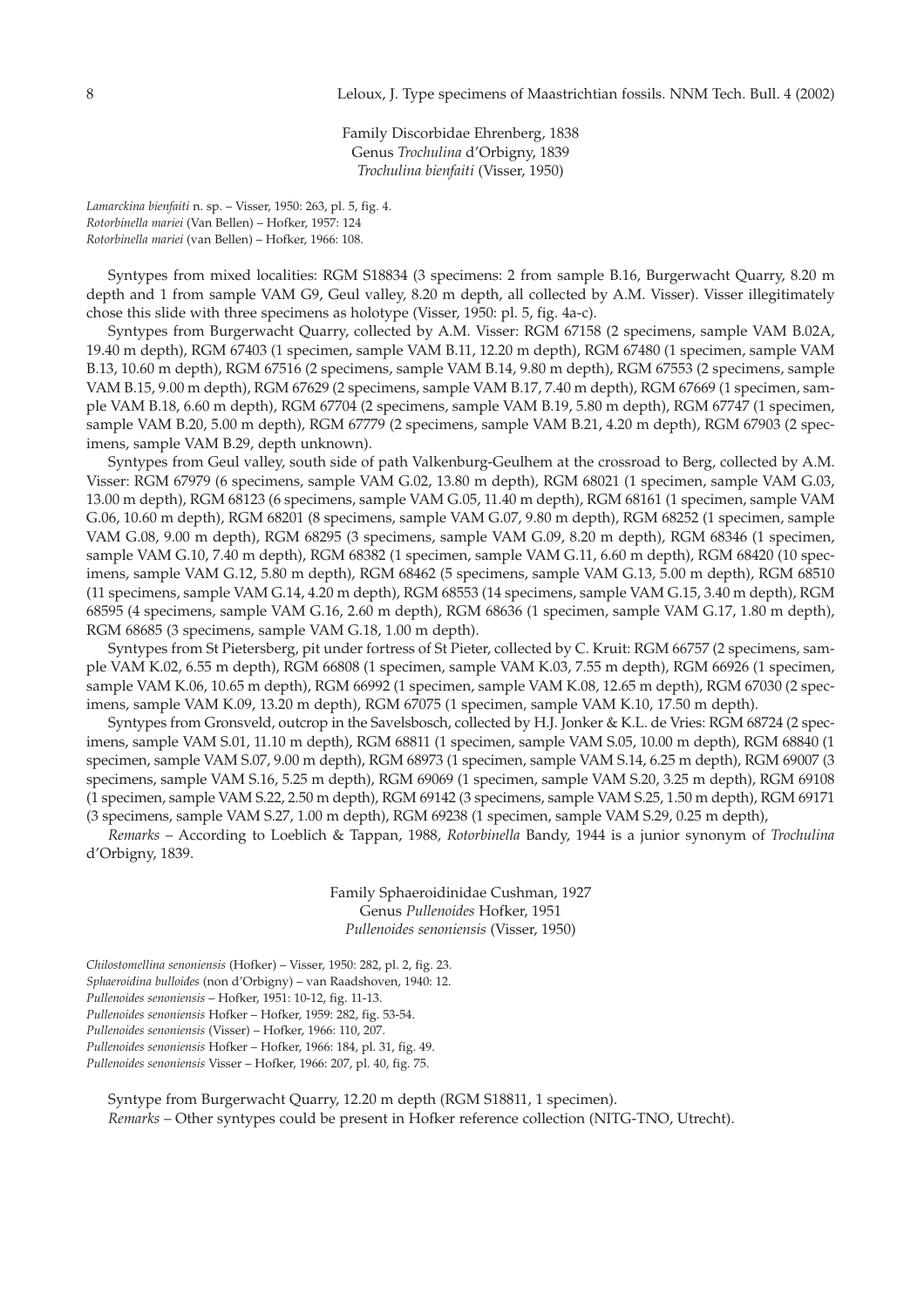Family Discorbidae Ehrenberg, 1838
Genus *Trochulina* d'Orbigny, 1839
*Trochulina bienfaiti* (Visser, 1950)

*Lamarckina bienfaiti* n. sp. – Visser, 1950: 263, pl. 5, fig. 4.
*Rotorbinella mariei* (Van Bellen) – Hofker, 1957: 124
*Rotorbinella mariei* (van Bellen) – Hofker, 1966: 108.

Syntypes from mixed localities: RGM S18834 (3 specimens: 2 from sample B.16, Burgerwacht Quarry, 8.20 m depth and 1 from sample VAM G9, Geul valley, 8.20 m depth, all collected by A.M. Visser). Visser illegitimately chose this slide with three specimens as holotype (Visser, 1950: pl. 5, fig. 4a-c).

Syntypes from Burgerwacht Quarry, collected by A.M. Visser: RGM 67158 (2 specimens, sample VAM B.02A, 19.40 m depth), RGM 67403 (1 specimen, sample VAM B.11, 12.20 m depth), RGM 67480 (1 specimen, sample VAM B.13, 10.60 m depth), RGM 67516 (2 specimens, sample VAM B.14, 9.80 m depth), RGM 67553 (2 specimens, sample VAM B.15, 9.00 m depth), RGM 67629 (2 specimens, sample VAM B.17, 7.40 m depth), RGM 67669 (1 specimen, sample VAM B.18, 6.60 m depth), RGM 67704 (2 specimens, sample VAM B.19, 5.80 m depth), RGM 67747 (1 specimen, sample VAM B.20, 5.00 m depth), RGM 67779 (2 specimens, sample VAM B.21, 4.20 m depth), RGM 67903 (2 specimens, sample VAM B.29, depth unknown).

Syntypes from Geul valley, south side of path Valkenburg-Geulhem at the crossroad to Berg, collected by A.M. Visser: RGM 67979 (6 specimens, sample VAM G.02, 13.80 m depth), RGM 68021 (1 specimen, sample VAM G.03, 13.00 m depth), RGM 68123 (6 specimens, sample VAM G.05, 11.40 m depth), RGM 68161 (1 specimen, sample VAM G.06, 10.60 m depth), RGM 68201 (8 specimens, sample VAM G.07, 9.80 m depth), RGM 68252 (1 specimen, sample VAM G.08, 9.00 m depth), RGM 68295 (3 specimens, sample VAM G.09, 8.20 m depth), RGM 68346 (1 specimen, sample VAM G.10, 7.40 m depth), RGM 68382 (1 specimen, sample VAM G.11, 6.60 m depth), RGM 68420 (10 specimens, sample VAM G.12, 5.80 m depth), RGM 68462 (5 specimens, sample VAM G.13, 5.00 m depth), RGM 68510 (11 specimens, sample VAM G.14, 4.20 m depth), RGM 68553 (14 specimens, sample VAM G.15, 3.40 m depth), RGM 68595 (4 specimens, sample VAM G.16, 2.60 m depth), RGM 68636 (1 specimen, sample VAM G.17, 1.80 m depth), RGM 68685 (3 specimens, sample VAM G.18, 1.00 m depth).

Syntypes from St Pietersberg, pit under fortress of St Pieter, collected by C. Kruit: RGM 66757 (2 specimens, sample VAM K.02, 6.55 m depth), RGM 66808 (1 specimen, sample VAM K.03, 7.55 m depth), RGM 66926 (1 specimen, sample VAM K.06, 10.65 m depth), RGM 66992 (1 specimen, sample VAM K.08, 12.65 m depth), RGM 67030 (2 specimens, sample VAM K.09, 13.20 m depth), RGM 67075 (1 specimen, sample VAM K.10, 17.50 m depth).

Syntypes from Gronsveld, outcrop in the Savelsbosch, collected by H.J. Jonker & K.L. de Vries: RGM 68724 (2 specimens, sample VAM S.01, 11.10 m depth), RGM 68811 (1 specimen, sample VAM S.05, 10.00 m depth), RGM 68840 (1 specimen, sample VAM S.07, 9.00 m depth), RGM 68973 (1 specimen, sample VAM S.14, 6.25 m depth), RGM 69007 (3 specimens, sample VAM S.16, 5.25 m depth), RGM 69069 (1 specimen, sample VAM S.20, 3.25 m depth), RGM 69108 (1 specimen, sample VAM S.22, 2.50 m depth), RGM 69142 (3 specimens, sample VAM S.25, 1.50 m depth), RGM 69171 (3 specimens, sample VAM S.27, 1.00 m depth), RGM 69238 (1 specimen, sample VAM S.29, 0.25 m depth),

*Remarks* – According to Loeblich & Tappan, 1988, *Rotorbinella* Bandy, 1944 is a junior synonym of *Trochulina* d'Orbigny, 1839.

Family Sphaeroidinidae Cushman, 1927
Genus *Pullenoides* Hofker, 1951
*Pullenoides senoniensis* (Visser, 1950)

*Chilostomellina senoniensis* (Hofker) – Visser, 1950: 282, pl. 2, fig. 23.
*Sphaeroidina bulloides* (non d'Orbigny) – van Raadshoven, 1940: 12.
*Pullenoides senoniensis* – Hofker, 1951: 10-12, fig. 11-13.
*Pullenoides senoniensis* Hofker – Hofker, 1959: 282, fig. 53-54.
*Pullenoides senoniensis* (Visser) – Hofker, 1966: 110, 207.
*Pullenoides senoniensis* Hofker – Hofker, 1966: 184, pl. 31, fig. 49.
*Pullenoides senoniensis* Visser – Hofker, 1966: 207, pl. 40, fig. 75.

Syntype from Burgerwacht Quarry, 12.20 m depth (RGM S18811, 1 specimen).

*Remarks* – Other syntypes could be present in Hofker reference collection (NITG-TNO, Utrecht).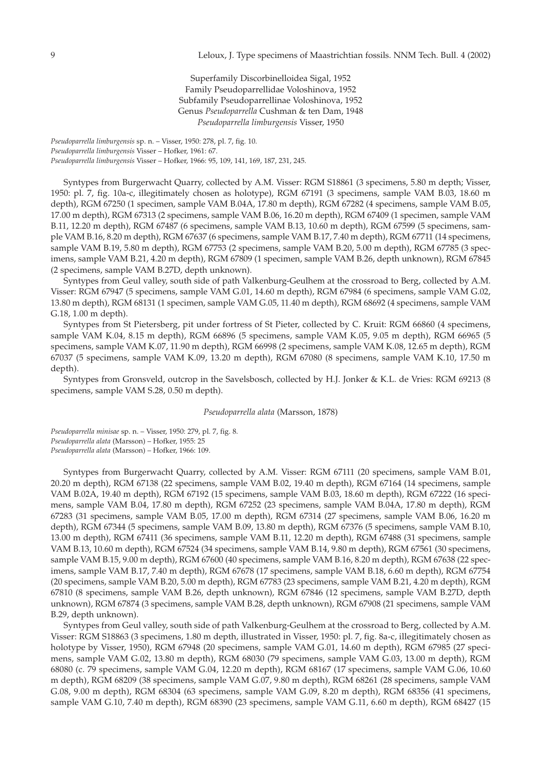Superfamily Discorbinelloidea Sigal, 1952
Family Pseudoparrellidae Voloshinova, 1952
Subfamily Pseudoparrellinae Voloshinova, 1952
Genus *Pseudoparrella* Cushman & ten Dam, 1948
*Pseudoparrella limburgensis* Visser, 1950

*Pseudoparrella limburgensis* sp. n. – Visser, 1950: 278, pl. 7, fig. 10.
*Pseudoparrella limburgensis* Visser – Hofker, 1961: 67.
*Pseudoparrella limburgensis* Visser – Hofker, 1966: 95, 109, 141, 169, 187, 231, 245.

Syntypes from Burgerwacht Quarry, collected by A.M. Visser: RGM S18861 (3 specimens, 5.80 m depth; Visser, 1950: pl. 7, fig. 10a-c, illegitimately chosen as holotype), RGM 67191 (3 specimens, sample VAM B.03, 18.60 m depth), RGM 67250 (1 specimen, sample VAM B.04A, 17.80 m depth), RGM 67282 (4 specimens, sample VAM B.05, 17.00 m depth), RGM 67313 (2 specimens, sample VAM B.06, 16.20 m depth), RGM 67409 (1 specimen, sample VAM B.11, 12.20 m depth), RGM 67487 (6 specimens, sample VAM B.13, 10.60 m depth), RGM 67599 (5 specimens, sample VAM B.16, 8.20 m depth), RGM 67637 (6 specimens, sample VAM B.17, 7.40 m depth), RGM 67711 (14 specimens, sample VAM B.19, 5.80 m depth), RGM 67753 (2 specimens, sample VAM B.20, 5.00 m depth), RGM 67785 (3 specimens, sample VAM B.21, 4.20 m depth), RGM 67809 (1 specimen, sample VAM B.26, depth unknown), RGM 67845 (2 specimens, sample VAM B.27D, depth unknown).

Syntypes from Geul valley, south side of path Valkenburg-Geulhem at the crossroad to Berg, collected by A.M. Visser: RGM 67947 (5 specimens, sample VAM G.01, 14.60 m depth), RGM 67984 (6 specimens, sample VAM G.02, 13.80 m depth), RGM 68131 (1 specimen, sample VAM G.05, 11.40 m depth), RGM 68692 (4 specimens, sample VAM G.18, 1.00 m depth).

Syntypes from St Pietersberg, pit under fortress of St Pieter, collected by C. Kruit: RGM 66860 (4 specimens, sample VAM K.04, 8.15 m depth), RGM 66896 (5 specimens, sample VAM K.05, 9.05 m depth), RGM 66965 (5 specimens, sample VAM K.07, 11.90 m depth), RGM 66998 (2 specimens, sample VAM K.08, 12.65 m depth), RGM 67037 (5 specimens, sample VAM K.09, 13.20 m depth), RGM 67080 (8 specimens, sample VAM K.10, 17.50 m depth).

Syntypes from Gronsveld, outcrop in the Savelsbosch, collected by H.J. Jonker & K.L. de Vries: RGM 69213 (8 specimens, sample VAM S.28, 0.50 m depth).

*Pseudoparrella alata* (Marsson, 1878)

*Pseudoparrella minisae* sp. n. – Visser, 1950: 279, pl. 7, fig. 8.
*Pseudoparrella alata* (Marsson) – Hofker, 1955: 25
*Pseudoparrella alata* (Marsson) – Hofker, 1966: 109.

Syntypes from Burgerwacht Quarry, collected by A.M. Visser: RGM 67111 (20 specimens, sample VAM B.01, 20.20 m depth), RGM 67138 (22 specimens, sample VAM B.02, 19.40 m depth), RGM 67164 (14 specimens, sample VAM B.02A, 19.40 m depth), RGM 67192 (15 specimens, sample VAM B.03, 18.60 m depth), RGM 67222 (16 specimens, sample VAM B.04, 17.80 m depth), RGM 67252 (23 specimens, sample VAM B.04A, 17.80 m depth), RGM 67283 (31 specimens, sample VAM B.05, 17.00 m depth), RGM 67314 (27 specimens, sample VAM B.06, 16.20 m depth), RGM 67344 (5 specimens, sample VAM B.09, 13.80 m depth), RGM 67376 (5 specimens, sample VAM B.10, 13.00 m depth), RGM 67411 (36 specimens, sample VAM B.11, 12.20 m depth), RGM 67488 (31 specimens, sample VAM B.13, 10.60 m depth), RGM 67524 (34 specimens, sample VAM B.14, 9.80 m depth), RGM 67561 (30 specimens, sample VAM B.15, 9.00 m depth), RGM 67600 (40 specimens, sample VAM B.16, 8.20 m depth), RGM 67638 (22 specimens, sample VAM B.17, 7.40 m depth), RGM 67678 (17 specimens, sample VAM B.18, 6.60 m depth), RGM 67754 (20 specimens, sample VAM B.20, 5.00 m depth), RGM 67783 (23 specimens, sample VAM B.21, 4.20 m depth), RGM 67810 (8 specimens, sample VAM B.26, depth unknown), RGM 67846 (12 specimens, sample VAM B.27D, depth unknown), RGM 67874 (3 specimens, sample VAM B.28, depth unknown), RGM 67908 (21 specimens, sample VAM B.29, depth unknown).

Syntypes from Geul valley, south side of path Valkenburg-Geulhem at the crossroad to Berg, collected by A.M. Visser: RGM S18863 (3 specimens, 1.80 m depth, illustrated in Visser, 1950: pl. 7, fig. 8a-c, illegitimately chosen as holotype by Visser, 1950), RGM 67948 (20 specimens, sample VAM G.01, 14.60 m depth), RGM 67985 (27 specimens, sample VAM G.02, 13.80 m depth), RGM 68030 (79 specimens, sample VAM G.03, 13.00 m depth), RGM 68080 (c. 79 specimens, sample VAM G.04, 12.20 m depth), RGM 68167 (17 specimens, sample VAM G.06, 10.60 m depth), RGM 68209 (38 specimens, sample VAM G.07, 9.80 m depth), RGM 68261 (28 specimens, sample VAM G.08, 9.00 m depth), RGM 68304 (63 specimens, sample VAM G.09, 8.20 m depth), RGM 68356 (41 specimens, sample VAM G.10, 7.40 m depth), RGM 68390 (23 specimens, sample VAM G.11, 6.60 m depth), RGM 68427 (15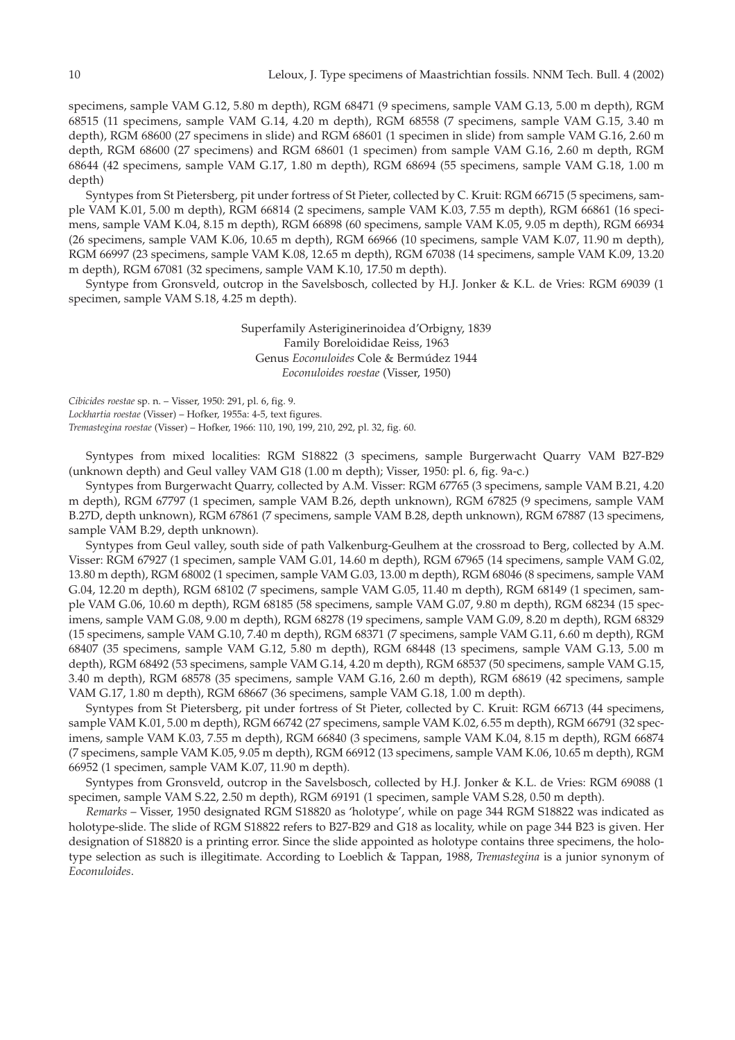specimens, sample VAM G.12, 5.80 m depth), RGM 68471 (9 specimens, sample VAM G.13, 5.00 m depth), RGM 68515 (11 specimens, sample VAM G.14, 4.20 m depth), RGM 68558 (7 specimens, sample VAM G.15, 3.40 m depth), RGM 68600 (27 specimens in slide) and RGM 68601 (1 specimen in slide) from sample VAM G.16, 2.60 m depth, RGM 68600 (27 specimens) and RGM 68601 (1 specimen) from sample VAM G.16, 2.60 m depth, RGM 68644 (42 specimens, sample VAM G.17, 1.80 m depth), RGM 68694 (55 specimens, sample VAM G.18, 1.00 m depth)

Syntypes from St Pietersberg, pit under fortress of St Pieter, collected by C. Kruit: RGM 66715 (5 specimens, sample VAM K.01, 5.00 m depth), RGM 66814 (2 specimens, sample VAM K.03, 7.55 m depth), RGM 66861 (16 specimens, sample VAM K.04, 8.15 m depth), RGM 66898 (60 specimens, sample VAM K.05, 9.05 m depth), RGM 66934 (26 specimens, sample VAM K.06, 10.65 m depth), RGM 66966 (10 specimens, sample VAM K.07, 11.90 m depth), RGM 66997 (23 specimens, sample VAM K.08, 12.65 m depth), RGM 67038 (14 specimens, sample VAM K.09, 13.20 m depth), RGM 67081 (32 specimens, sample VAM K.10, 17.50 m depth).

Syntype from Gronsveld, outcrop in the Savelsbosch, collected by H.J. Jonker & K.L. de Vries: RGM 69039 (1 specimen, sample VAM S.18, 4.25 m depth).

Superfamily Asteriginerinoidea d'Orbigny, 1839
Family Boreloididae Reiss, 1963
Genus *Eoconuloides* Cole & Bermúdez 1944
*Eoconuloides roestae* (Visser, 1950)

*Cibicides roestae* sp. n. – Visser, 1950: 291, pl. 6, fig. 9.
*Lockhartia roestae* (Visser) – Hofker, 1955a: 4-5, text figures.
*Tremastegina roestae* (Visser) – Hofker, 1966: 110, 190, 199, 210, 292, pl. 32, fig. 60.

Syntypes from mixed localities: RGM S18822 (3 specimens, sample Burgerwacht Quarry VAM B27-B29 (unknown depth) and Geul valley VAM G18 (1.00 m depth); Visser, 1950: pl. 6, fig. 9a-c.)

Syntypes from Burgerwacht Quarry, collected by A.M. Visser: RGM 67765 (3 specimens, sample VAM B.21, 4.20 m depth), RGM 67797 (1 specimen, sample VAM B.26, depth unknown), RGM 67825 (9 specimens, sample VAM B.27D, depth unknown), RGM 67861 (7 specimens, sample VAM B.28, depth unknown), RGM 67887 (13 specimens, sample VAM B.29, depth unknown).

Syntypes from Geul valley, south side of path Valkenburg-Geulhem at the crossroad to Berg, collected by A.M. Visser: RGM 67927 (1 specimen, sample VAM G.01, 14.60 m depth), RGM 67965 (14 specimens, sample VAM G.02, 13.80 m depth), RGM 68002 (1 specimen, sample VAM G.03, 13.00 m depth), RGM 68046 (8 specimens, sample VAM G.04, 12.20 m depth), RGM 68102 (7 specimens, sample VAM G.05, 11.40 m depth), RGM 68149 (1 specimen, sample VAM G.06, 10.60 m depth), RGM 68185 (58 specimens, sample VAM G.07, 9.80 m depth), RGM 68234 (15 specimens, sample VAM G.08, 9.00 m depth), RGM 68278 (19 specimens, sample VAM G.09, 8.20 m depth), RGM 68329 (15 specimens, sample VAM G.10, 7.40 m depth), RGM 68371 (7 specimens, sample VAM G.11, 6.60 m depth), RGM 68407 (35 specimens, sample VAM G.12, 5.80 m depth), RGM 68448 (13 specimens, sample VAM G.13, 5.00 m depth), RGM 68492 (53 specimens, sample VAM G.14, 4.20 m depth), RGM 68537 (50 specimens, sample VAM G.15, 3.40 m depth), RGM 68578 (35 specimens, sample VAM G.16, 2.60 m depth), RGM 68619 (42 specimens, sample VAM G.17, 1.80 m depth), RGM 68667 (36 specimens, sample VAM G.18, 1.00 m depth).

Syntypes from St Pietersberg, pit under fortress of St Pieter, collected by C. Kruit: RGM 66713 (44 specimens, sample VAM K.01, 5.00 m depth), RGM 66742 (27 specimens, sample VAM K.02, 6.55 m depth), RGM 66791 (32 specimens, sample VAM K.03, 7.55 m depth), RGM 66840 (3 specimens, sample VAM K.04, 8.15 m depth), RGM 66874 (7 specimens, sample VAM K.05, 9.05 m depth), RGM 66912 (13 specimens, sample VAM K.06, 10.65 m depth), RGM 66952 (1 specimen, sample VAM K.07, 11.90 m depth).

Syntypes from Gronsveld, outcrop in the Savelsbosch, collected by H.J. Jonker & K.L. de Vries: RGM 69088 (1 specimen, sample VAM S.22, 2.50 m depth), RGM 69191 (1 specimen, sample VAM S.28, 0.50 m depth).

*Remarks* – Visser, 1950 designated RGM S18820 as 'holotype', while on page 344 RGM S18822 was indicated as holotype-slide. The slide of RGM S18822 refers to B27-B29 and G18 as locality, while on page 344 B23 is given. Her designation of S18820 is a printing error. Since the slide appointed as holotype contains three specimens, the holotype selection as such is illegitimate. According to Loeblich & Tappan, 1988, *Tremastegina* is a junior synonym of *Eoconuloides*.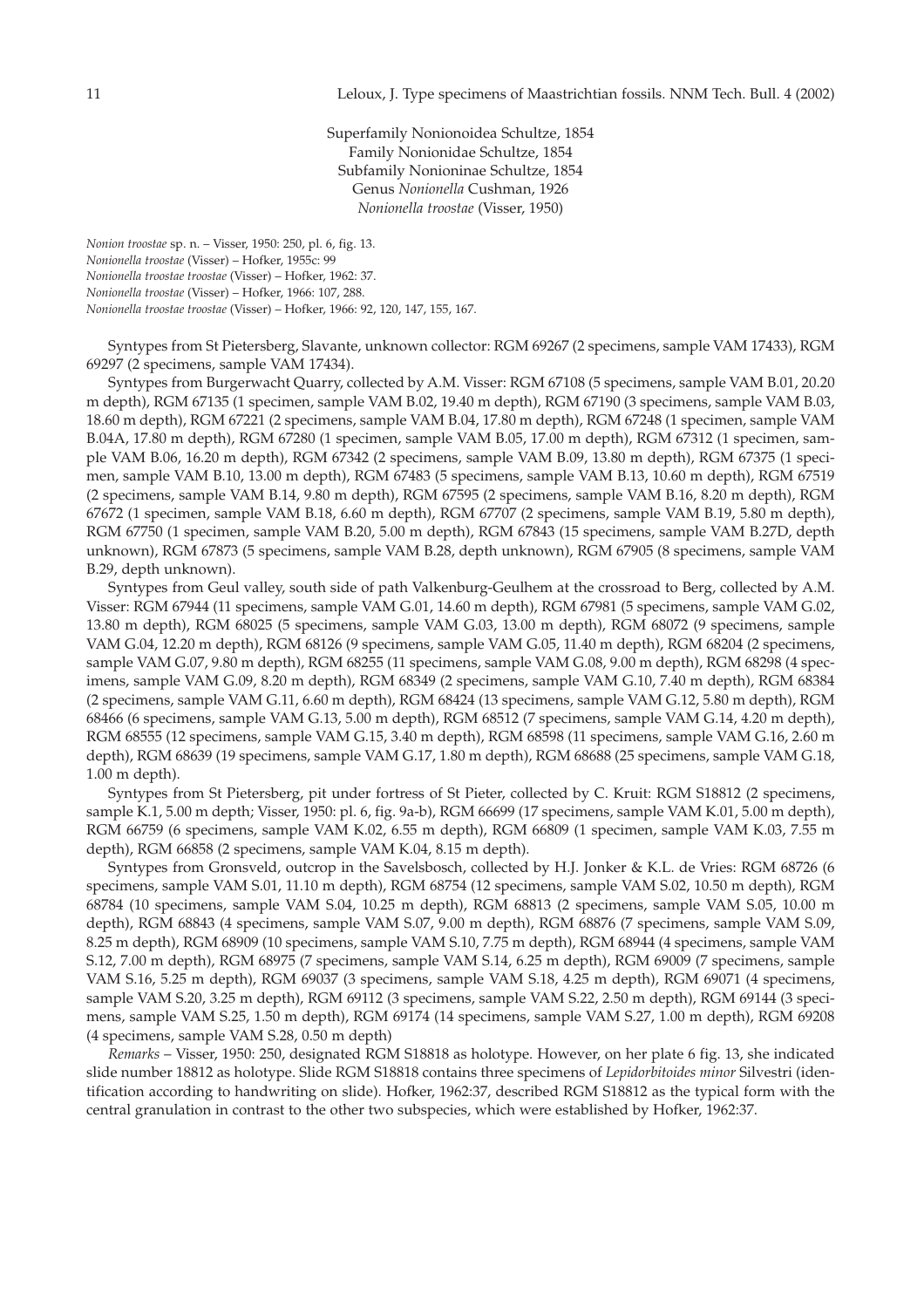Superfamily Nonionoidea Schultze, 1854
Family Nonionidae Schultze, 1854
Subfamily Nonioninae Schultze, 1854
Genus *Nonionella* Cushman, 1926
*Nonionella troostae* (Visser, 1950)

*Nonion troostae* sp. n. – Visser, 1950: 250, pl. 6, fig. 13.
*Nonionella troostae* (Visser) – Hofker, 1955c: 99
*Nonionella troostae troostae* (Visser) – Hofker, 1962: 37.
*Nonionella troostae* (Visser) – Hofker, 1966: 107, 288.
*Nonionella troostae troostae* (Visser) – Hofker, 1966: 92, 120, 147, 155, 167.

Syntypes from St Pietersberg, Slavante, unknown collector: RGM 69267 (2 specimens, sample VAM 17433), RGM 69297 (2 specimens, sample VAM 17434).

Syntypes from Burgerwacht Quarry, collected by A.M. Visser: RGM 67108 (5 specimens, sample VAM B.01, 20.20 m depth), RGM 67135 (1 specimen, sample VAM B.02, 19.40 m depth), RGM 67190 (3 specimens, sample VAM B.03, 18.60 m depth), RGM 67221 (2 specimens, sample VAM B.04, 17.80 m depth), RGM 67248 (1 specimen, sample VAM B.04A, 17.80 m depth), RGM 67280 (1 specimen, sample VAM B.05, 17.00 m depth), RGM 67312 (1 specimen, sample VAM B.06, 16.20 m depth), RGM 67342 (2 specimens, sample VAM B.09, 13.80 m depth), RGM 67375 (1 specimen, sample VAM B.10, 13.00 m depth), RGM 67483 (5 specimens, sample VAM B.13, 10.60 m depth), RGM 67519 (2 specimens, sample VAM B.14, 9.80 m depth), RGM 67595 (2 specimens, sample VAM B.16, 8.20 m depth), RGM 67672 (1 specimen, sample VAM B.18, 6.60 m depth), RGM 67707 (2 specimens, sample VAM B.19, 5.80 m depth), RGM 67750 (1 specimen, sample VAM B.20, 5.00 m depth), RGM 67843 (15 specimens, sample VAM B.27D, depth unknown), RGM 67873 (5 specimens, sample VAM B.28, depth unknown), RGM 67905 (8 specimens, sample VAM B.29, depth unknown).

Syntypes from Geul valley, south side of path Valkenburg-Geulhem at the crossroad to Berg, collected by A.M. Visser: RGM 67944 (11 specimens, sample VAM G.01, 14.60 m depth), RGM 67981 (5 specimens, sample VAM G.02, 13.80 m depth), RGM 68025 (5 specimens, sample VAM G.03, 13.00 m depth), RGM 68072 (9 specimens, sample VAM G.04, 12.20 m depth), RGM 68126 (9 specimens, sample VAM G.05, 11.40 m depth), RGM 68204 (2 specimens, sample VAM G.07, 9.80 m depth), RGM 68255 (11 specimens, sample VAM G.08, 9.00 m depth), RGM 68298 (4 specimens, sample VAM G.09, 8.20 m depth), RGM 68349 (2 specimens, sample VAM G.10, 7.40 m depth), RGM 68384 (2 specimens, sample VAM G.11, 6.60 m depth), RGM 68424 (13 specimens, sample VAM G.12, 5.80 m depth), RGM 68466 (6 specimens, sample VAM G.13, 5.00 m depth), RGM 68512 (7 specimens, sample VAM G.14, 4.20 m depth), RGM 68555 (12 specimens, sample VAM G.15, 3.40 m depth), RGM 68598 (11 specimens, sample VAM G.16, 2.60 m depth), RGM 68639 (19 specimens, sample VAM G.17, 1.80 m depth), RGM 68688 (25 specimens, sample VAM G.18, 1.00 m depth).

Syntypes from St Pietersberg, pit under fortress of St Pieter, collected by C. Kruit: RGM S18812 (2 specimens, sample K.1, 5.00 m depth; Visser, 1950: pl. 6, fig. 9a-b), RGM 66699 (17 specimens, sample VAM K.01, 5.00 m depth), RGM 66759 (6 specimens, sample VAM K.02, 6.55 m depth), RGM 66809 (1 specimen, sample VAM K.03, 7.55 m depth), RGM 66858 (2 specimens, sample VAM K.04, 8.15 m depth).

Syntypes from Gronsveld, outcrop in the Savelsbosch, collected by H.J. Jonker & K.L. de Vries: RGM 68726 (6 specimens, sample VAM S.01, 11.10 m depth), RGM 68754 (12 specimens, sample VAM S.02, 10.50 m depth), RGM 68784 (10 specimens, sample VAM S.04, 10.25 m depth), RGM 68813 (2 specimens, sample VAM S.05, 10.00 m depth), RGM 68843 (4 specimens, sample VAM S.07, 9.00 m depth), RGM 68876 (7 specimens, sample VAM S.09, 8.25 m depth), RGM 68909 (10 specimens, sample VAM S.10, 7.75 m depth), RGM 68944 (4 specimens, sample VAM S.12, 7.00 m depth), RGM 68975 (7 specimens, sample VAM S.14, 6.25 m depth), RGM 69009 (7 specimens, sample VAM S.16, 5.25 m depth), RGM 69037 (3 specimens, sample VAM S.18, 4.25 m depth), RGM 69071 (4 specimens, sample VAM S.20, 3.25 m depth), RGM 69112 (3 specimens, sample VAM S.22, 2.50 m depth), RGM 69144 (3 specimens, sample VAM S.25, 1.50 m depth), RGM 69174 (14 specimens, sample VAM S.27, 1.00 m depth), RGM 69208 (4 specimens, sample VAM S.28, 0.50 m depth)

*Remarks* – Visser, 1950: 250, designated RGM S18818 as holotype. However, on her plate 6 fig. 13, she indicated slide number 18812 as holotype. Slide RGM S18818 contains three specimens of *Lepidorbitoides minor* Silvestri (identification according to handwriting on slide). Hofker, 1962:37, described RGM S18812 as the typical form with the central granulation in contrast to the other two subspecies, which were established by Hofker, 1962:37.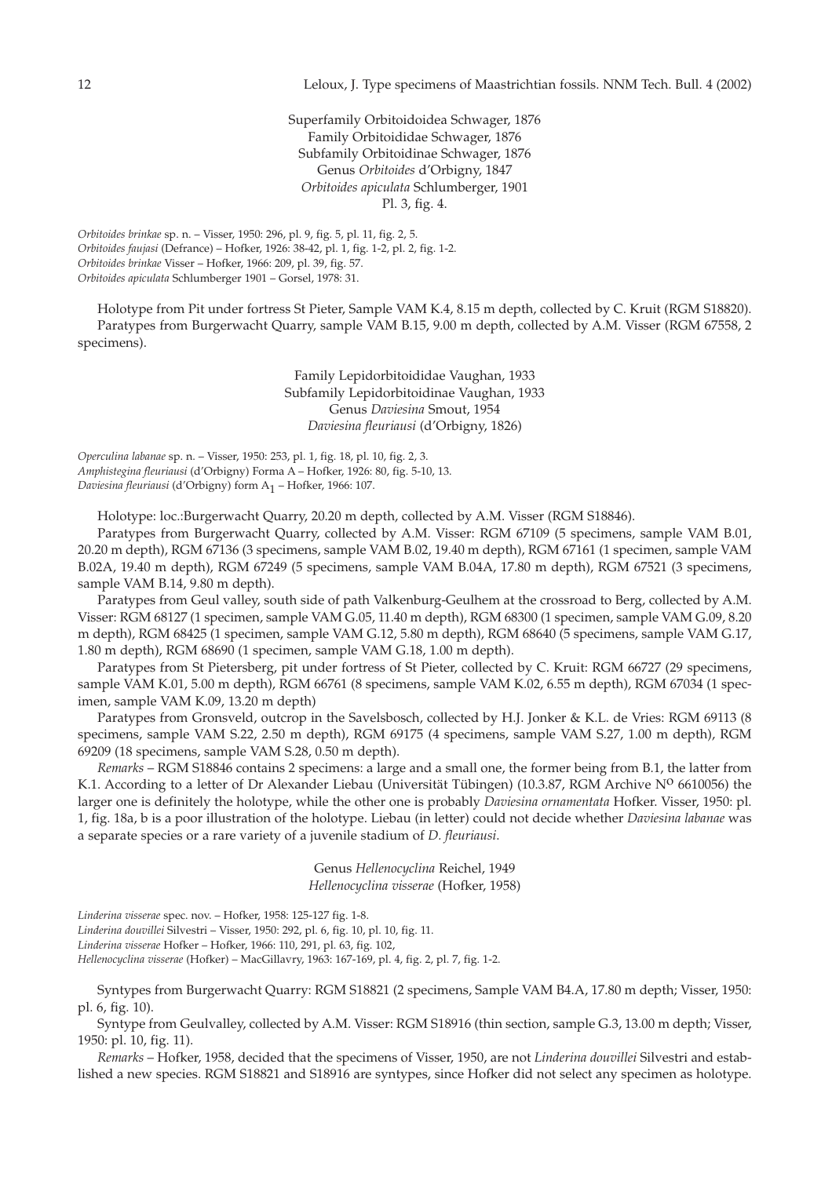Superfamily Orbitoidoidea Schwager, 1876
Family Orbitoididae Schwager, 1876
Subfamily Orbitoidinae Schwager, 1876
Genus *Orbitoides* d'Orbigny, 1847
*Orbitoides apiculata* Schlumberger, 1901
Pl. 3, fig. 4.

*Orbitoides brinkae* sp. n. – Visser, 1950: 296, pl. 9, fig. 5, pl. 11, fig. 2, 5.
*Orbitoides faujasi* (Defrance) – Hofker, 1926: 38-42, pl. 1, fig. 1-2, pl. 2, fig. 1-2.
*Orbitoides brinkae* Visser – Hofker, 1966: 209, pl. 39, fig. 57.
*Orbitoides apiculata* Schlumberger 1901 – Gorsel, 1978: 31.

Holotype from Pit under fortress St Pieter, Sample VAM K.4, 8.15 m depth, collected by C. Kruit (RGM S18820).
Paratypes from Burgerwacht Quarry, sample VAM B.15, 9.00 m depth, collected by A.M. Visser (RGM 67558, 2 specimens).

Family Lepidorbitoididae Vaughan, 1933
Subfamily Lepidorbitoidinae Vaughan, 1933
Genus *Daviesina* Smout, 1954
*Daviesina fleuriausi* (d'Orbigny, 1826)

*Operculina labanae* sp. n. – Visser, 1950: 253, pl. 1, fig. 18, pl. 10, fig. 2, 3.
*Amphistegina fleuriausi* (d'Orbigny) Forma A – Hofker, 1926: 80, fig. 5-10, 13.
*Daviesina fleuriausi* (d'Orbigny) form $A_1$ – Hofker, 1966: 107.

Holotype: loc.:Burgerwacht Quarry, 20.20 m depth, collected by A.M. Visser (RGM S18846).

Paratypes from Burgerwacht Quarry, collected by A.M. Visser: RGM 67109 (5 specimens, sample VAM B.01, 20.20 m depth), RGM 67136 (3 specimens, sample VAM B.02, 19.40 m depth), RGM 67161 (1 specimen, sample VAM B.02A, 19.40 m depth), RGM 67249 (5 specimens, sample VAM B.04A, 17.80 m depth), RGM 67521 (3 specimens, sample VAM B.14, 9.80 m depth).

Paratypes from Geul valley, south side of path Valkenburg-Geulhem at the crossroad to Berg, collected by A.M. Visser: RGM 68127 (1 specimen, sample VAM G.05, 11.40 m depth), RGM 68300 (1 specimen, sample VAM G.09, 8.20 m depth), RGM 68425 (1 specimen, sample VAM G.12, 5.80 m depth), RGM 68640 (5 specimens, sample VAM G.17, 1.80 m depth), RGM 68690 (1 specimen, sample VAM G.18, 1.00 m depth).

Paratypes from St Pietersberg, pit under fortress of St Pieter, collected by C. Kruit: RGM 66727 (29 specimens, sample VAM K.01, 5.00 m depth), RGM 66761 (8 specimens, sample VAM K.02, 6.55 m depth), RGM 67034 (1 specimen, sample VAM K.09, 13.20 m depth)

Paratypes from Gronsveld, outcrop in the Savelsbosch, collected by H.J. Jonker & K.L. de Vries: RGM 69113 (8 specimens, sample VAM S.22, 2.50 m depth), RGM 69175 (4 specimens, sample VAM S.27, 1.00 m depth), RGM 69209 (18 specimens, sample VAM S.28, 0.50 m depth).

*Remarks* – RGM S18846 contains 2 specimens: a large and a small one, the former being from B.1, the latter from K.1. According to a letter of Dr Alexander Liebau (Universität Tübingen) (10.3.87, RGM Archive Nº 6610056) the larger one is definitely the holotype, while the other one is probably *Daviesina ornamentata* Hofker. Visser, 1950: pl. 1, fig. 18a, b is a poor illustration of the holotype. Liebau (in letter) could not decide whether *Daviesina labanae* was a separate species or a rare variety of a juvenile stadium of *D. fleuriausi*.

Genus *Hellenocyclina* Reichel, 1949
*Hellenocyclina visserae* (Hofker, 1958)

*Linderina visserae* spec. nov. – Hofker, 1958: 125-127 fig. 1-8.
*Linderina douvillei* Silvestri – Visser, 1950: 292, pl. 6, fig. 10, pl. 10, fig. 11.
*Linderina visserae* Hofker – Hofker, 1966: 110, 291, pl. 63, fig. 102,
*Hellenocyclina visserae* (Hofker) – MacGillavry, 1963: 167-169, pl. 4, fig. 2, pl. 7, fig. 1-2.

Syntypes from Burgerwacht Quarry: RGM S18821 (2 specimens, Sample VAM B4.A, 17.80 m depth; Visser, 1950: pl. 6, fig. 10).

Syntype from Geulvalley, collected by A.M. Visser: RGM S18916 (thin section, sample G.3, 13.00 m depth; Visser, 1950: pl. 10, fig. 11).

*Remarks* – Hofker, 1958, decided that the specimens of Visser, 1950, are not *Linderina douvillei* Silvestri and established a new species. RGM S18821 and S18916 are syntypes, since Hofker did not select any specimen as holotype.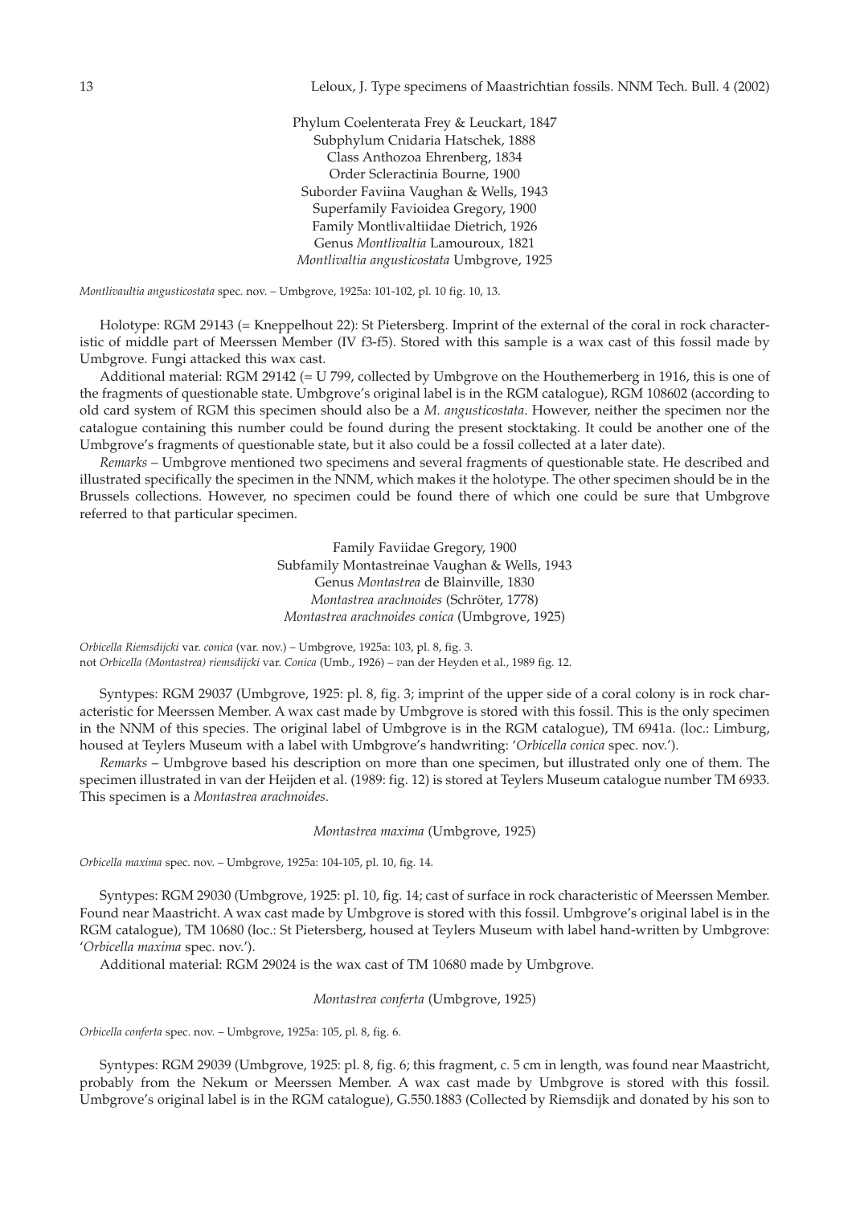Phylum Coelenterata Frey & Leuckart, 1847
Subphylum Cnidaria Hatschek, 1888
Class Anthozoa Ehrenberg, 1834
Order Scleractinia Bourne, 1900
Suborder Faviina Vaughan & Wells, 1943
Superfamily Favioidea Gregory, 1900
Family Montlivaltiidae Dietrich, 1926
Genus *Montlivaltia* Lamouroux, 1821
*Montlivaltia angusticostata* Umbgrove, 1925

*Montlivaultia angusticostata* spec. nov. – Umbgrove, 1925a: 101-102, pl. 10 fig. 10, 13.

Holotype: RGM 29143 (= Kneppelhout 22): St Pietersberg. Imprint of the external of the coral in rock characteristic of middle part of Meerssen Member (IV f3-f5). Stored with this sample is a wax cast of this fossil made by Umbgrove. Fungi attacked this wax cast.

Additional material: RGM 29142 (= U 799, collected by Umbgrove on the Houthemerberg in 1916, this is one of the fragments of questionable state. Umbgrove's original label is in the RGM catalogue), RGM 108602 (according to old card system of RGM this specimen should also be a *M. angusticostata*. However, neither the specimen nor the catalogue containing this number could be found during the present stocktaking. It could be another one of the Umbgrove's fragments of questionable state, but it also could be a fossil collected at a later date).

*Remarks* – Umbgrove mentioned two specimens and several fragments of questionable state. He described and illustrated specifically the specimen in the NNM, which makes it the holotype. The other specimen should be in the Brussels collections. However, no specimen could be found there of which one could be sure that Umbgrove referred to that particular specimen.

Family Faviidae Gregory, 1900
Subfamily Montastreinae Vaughan & Wells, 1943
Genus *Montastrea* de Blainville, 1830
*Montastrea arachnoides* (Schröter, 1778)
*Montastrea arachnoides conica* (Umbgrove, 1925)

*Orbicella Riemsdijcki* var. *conica* (var. nov.) – Umbgrove, 1925a: 103, pl. 8, fig. 3.
not *Orbicella (Montastrea) riemsdijcki* var. *Conica* (Umb., 1926) – van der Heyden et al., 1989 fig. 12.

Syntypes: RGM 29037 (Umbgrove, 1925: pl. 8, fig. 3; imprint of the upper side of a coral colony is in rock characteristic for Meerssen Member. A wax cast made by Umbgrove is stored with this fossil. This is the only specimen in the NNM of this species. The original label of Umbgrove is in the RGM catalogue), TM 6941a. (loc.: Limburg, housed at Teylers Museum with a label with Umbgrove's handwriting: '*Orbicella conica* spec. nov.').

*Remarks* – Umbgrove based his description on more than one specimen, but illustrated only one of them. The specimen illustrated in van der Heijden et al. (1989: fig. 12) is stored at Teylers Museum catalogue number TM 6933. This specimen is a *Montastrea arachnoides*.

*Montastrea maxima* (Umbgrove, 1925)

*Orbicella maxima* spec. nov. – Umbgrove, 1925a: 104-105, pl. 10, fig. 14.

Syntypes: RGM 29030 (Umbgrove, 1925: pl. 10, fig. 14; cast of surface in rock characteristic of Meerssen Member. Found near Maastricht. A wax cast made by Umbgrove is stored with this fossil. Umbgrove's original label is in the RGM catalogue), TM 10680 (loc.: St Pietersberg, housed at Teylers Museum with label hand-written by Umbgrove: '*Orbicella maxima* spec. nov.').

Additional material: RGM 29024 is the wax cast of TM 10680 made by Umbgrove.

*Montastrea conferta* (Umbgrove, 1925)

*Orbicella conferta* spec. nov. – Umbgrove, 1925a: 105, pl. 8, fig. 6.

Syntypes: RGM 29039 (Umbgrove, 1925: pl. 8, fig. 6; this fragment, c. 5 cm in length, was found near Maastricht, probably from the Nekum or Meerssen Member. A wax cast made by Umbgrove is stored with this fossil. Umbgrove's original label is in the RGM catalogue), G.550.1883 (Collected by Riemsdijk and donated by his son to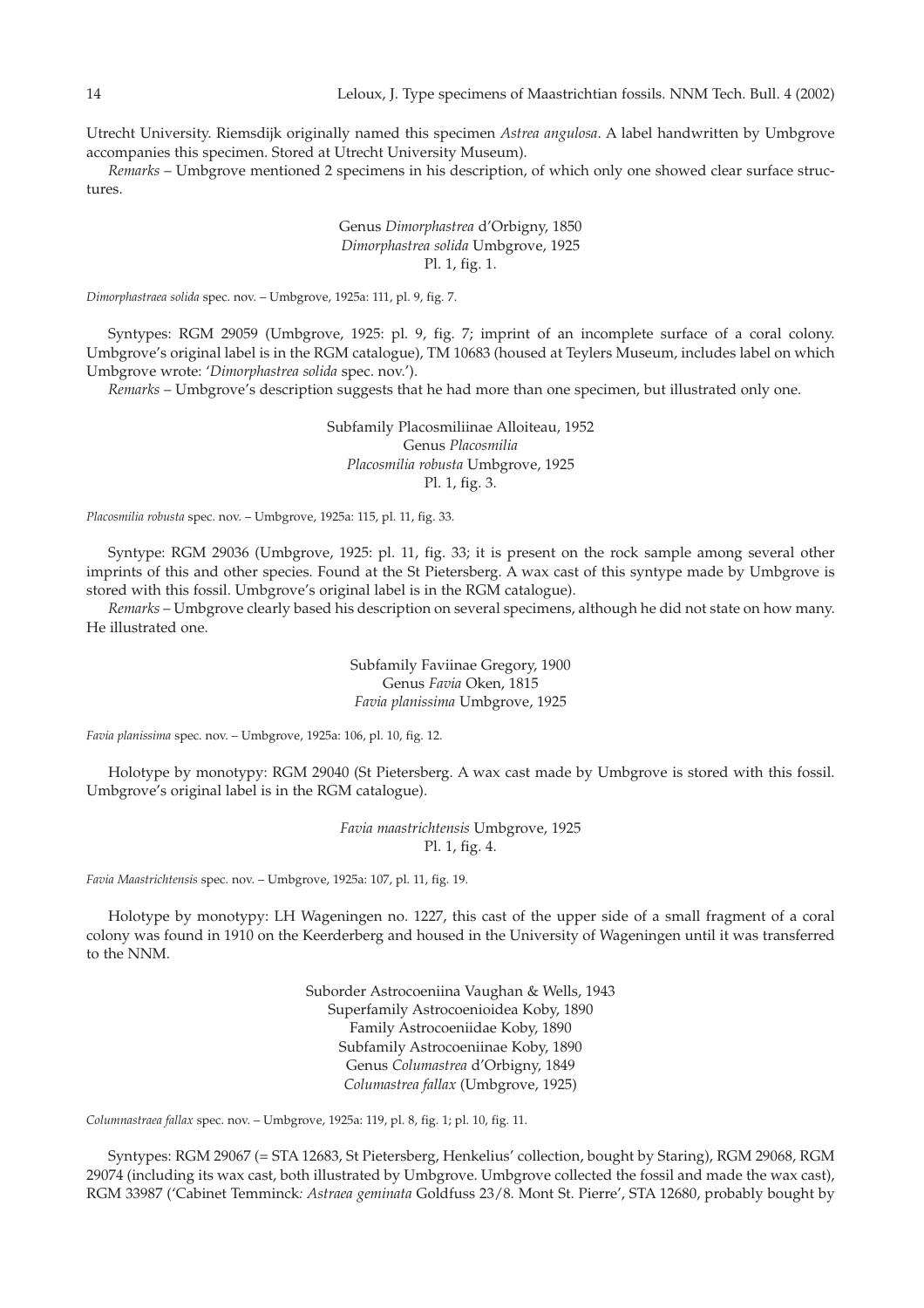Utrecht University. Riemsdijk originally named this specimen *Astrea angulosa*. A label handwritten by Umbgrove accompanies this specimen. Stored at Utrecht University Museum).

*Remarks* – Umbgrove mentioned 2 specimens in his description, of which only one showed clear surface structures.

Genus *Dimorphastrea* d'Orbigny, 1850
*Dimorphastrea solida* Umbgrove, 1925
Pl. 1, fig. 1.

*Dimorphastraea solida* spec. nov. – Umbgrove, 1925a: 111, pl. 9, fig. 7.

Syntypes: RGM 29059 (Umbgrove, 1925: pl. 9, fig. 7; imprint of an incomplete surface of a coral colony. Umbgrove's original label is in the RGM catalogue), TM 10683 (housed at Teylers Museum, includes label on which Umbgrove wrote: '*Dimorphastrea solida* spec. nov.').

*Remarks* – Umbgrove's description suggests that he had more than one specimen, but illustrated only one.

Subfamily Placosmiliinae Alloiteau, 1952
Genus *Placosmilia*
*Placosmilia robusta* Umbgrove, 1925
Pl. 1, fig. 3.

*Placosmilia robusta* spec. nov. – Umbgrove, 1925a: 115, pl. 11, fig. 33.

Syntype: RGM 29036 (Umbgrove, 1925: pl. 11, fig. 33; it is present on the rock sample among several other imprints of this and other species. Found at the St Pietersberg. A wax cast of this syntype made by Umbgrove is stored with this fossil. Umbgrove's original label is in the RGM catalogue).

*Remarks* – Umbgrove clearly based his description on several specimens, although he did not state on how many. He illustrated one.

Subfamily Faviinae Gregory, 1900
Genus *Favia* Oken, 1815
*Favia planissima* Umbgrove, 1925

*Favia planissima* spec. nov. – Umbgrove, 1925a: 106, pl. 10, fig. 12.

Holotype by monotypy: RGM 29040 (St Pietersberg. A wax cast made by Umbgrove is stored with this fossil. Umbgrove's original label is in the RGM catalogue).

*Favia maastrichtensis* Umbgrove, 1925
Pl. 1, fig. 4.

*Favia Maastrichtensis* spec. nov. – Umbgrove, 1925a: 107, pl. 11, fig. 19.

Holotype by monotypy: LH Wageningen no. 1227, this cast of the upper side of a small fragment of a coral colony was found in 1910 on the Keerderberg and housed in the University of Wageningen until it was transferred to the NNM.

Suborder Astrocoeniina Vaughan & Wells, 1943
Superfamily Astrocoenioidea Koby, 1890
Family Astrocoeniidae Koby, 1890
Subfamily Astrocoeniinae Koby, 1890
Genus *Columastrea* d'Orbigny, 1849
*Columastrea fallax* (Umbgrove, 1925)

*Columnastraea fallax* spec. nov. – Umbgrove, 1925a: 119, pl. 8, fig. 1; pl. 10, fig. 11.

Syntypes: RGM 29067 (= STA 12683, St Pietersberg, Henkelius' collection, bought by Staring), RGM 29068, RGM 29074 (including its wax cast, both illustrated by Umbgrove. Umbgrove collected the fossil and made the wax cast), RGM 33987 ('Cabinet Temminck*: Astraea geminata* Goldfuss 23/8. Mont St. Pierre', STA 12680, probably bought by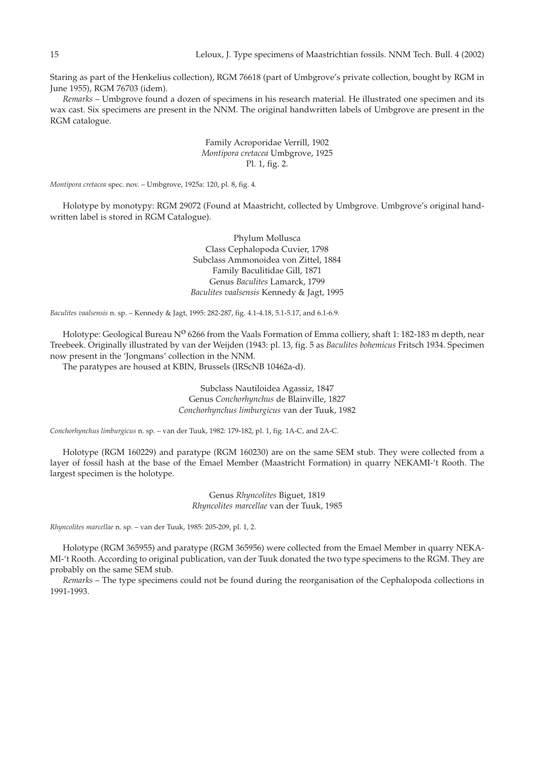Staring as part of the Henkelius collection), RGM 76618 (part of Umbgrove's private collection, bought by RGM in June 1955), RGM 76703 (idem).

*Remarks* – Umbgrove found a dozen of specimens in his research material. He illustrated one specimen and its wax cast. Six specimens are present in the NNM. The original handwritten labels of Umbgrove are present in the RGM catalogue.

Family Acroporidae Verrill, 1902  
*Montipora cretacea* Umbgrove, 1925  
Pl. 1, fig. 2.

*Montipora cretacea* spec. nov. – Umbgrove, 1925a: 120, pl. 8, fig. 4.

Holotype by monotypy: RGM 29072 (Found at Maastricht, collected by Umbgrove. Umbgrove's original handwritten label is stored in RGM Catalogue).

Phylum Mollusca  
Class Cephalopoda Cuvier, 1798  
Subclass Ammonoidea von Zittel, 1884  
Family Baculitidae Gill, 1871  
Genus *Baculites* Lamarck, 1799  
*Baculites vaalsensis* Kennedy & Jagt, 1995

*Baculites vaalsensis* n. sp. – Kennedy & Jagt, 1995: 282-287, fig. 4.1-4.18, 5.1-5.17, and 6.1-6.9.

Holotype: Geological Bureau N$^{O}$ 6266 from the Vaals Formation of Emma colliery, shaft 1: 182-183 m depth, near Treebeek. Originally illustrated by van der Weijden (1943: pl. 13, fig. 5 as *Baculites bohemicus* Fritsch 1934. Specimen now present in the 'Jongmans' collection in the NNM.

The paratypes are housed at KBIN, Brussels (IRScNB 10462a-d).

Subclass Nautiloidea Agassiz, 1847  
Genus *Conchorhynchus* de Blainville, 1827  
*Conchorhynchus limburgicus* van der Tuuk, 1982

*Conchorhynchus limburgicus* n. sp. – van der Tuuk, 1982: 179-182, pl. 1, fig. 1A-C, and 2A-C.

Holotype (RGM 160229) and paratype (RGM 160230) are on the same SEM stub. They were collected from a layer of fossil hash at the base of the Emael Member (Maastricht Formation) in quarry NEKAMI-'t Rooth. The largest specimen is the holotype.

Genus *Rhyncolites* Biguet, 1819  
*Rhyncolites marcellae* van der Tuuk, 1985

*Rhyncolites marcellae* n. sp. – van der Tuuk, 1985: 205-209, pl. 1, 2.

Holotype (RGM 365955) and paratype (RGM 365956) were collected from the Emael Member in quarry NEKAMI-'t Rooth. According to original publication, van der Tuuk donated the two type specimens to the RGM. They are probably on the same SEM stub.

*Remarks* – The type specimens could not be found during the reorganisation of the Cephalopoda collections in 1991-1993.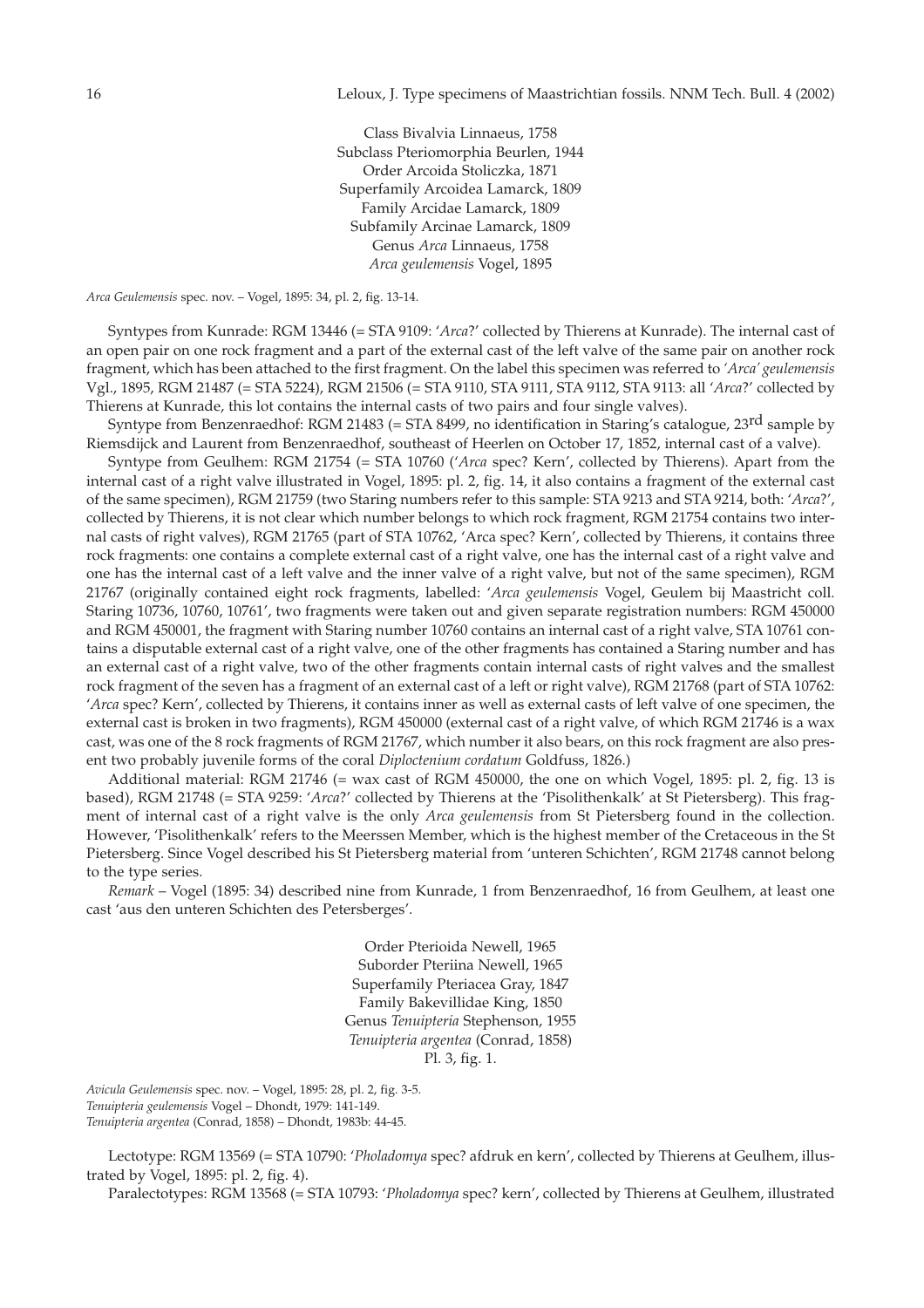Class Bivalvia Linnaeus, 1758
Subclass Pteriomorphia Beurlen, 1944
Order Arcoida Stoliczka, 1871
Superfamily Arcoidea Lamarck, 1809
Family Arcidae Lamarck, 1809
Subfamily Arcinae Lamarck, 1809
Genus *Arca* Linnaeus, 1758
*Arca geulemensis* Vogel, 1895

*Arca Geulemensis* spec. nov. – Vogel, 1895: 34, pl. 2, fig. 13-14.

Syntypes from Kunrade: RGM 13446 (= STA 9109: '*Arca*?' collected by Thierens at Kunrade). The internal cast of an open pair on one rock fragment and a part of the external cast of the left valve of the same pair on another rock fragment, which has been attached to the first fragment. On the label this specimen was referred to '*Arca' geulemensis* Vgl., 1895, RGM 21487 (= STA 5224), RGM 21506 (= STA 9110, STA 9111, STA 9112, STA 9113: all '*Arca*?' collected by Thierens at Kunrade, this lot contains the internal casts of two pairs and four single valves).

Syntype from Benzenraedhof: RGM 21483 (= STA 8499, no identification in Staring's catalogue, 23rd sample by Riemsdijck and Laurent from Benzenraedhof, southeast of Heerlen on October 17, 1852, internal cast of a valve).

Syntype from Geulhem: RGM 21754 (= STA 10760 ('*Arca* spec? Kern', collected by Thierens). Apart from the internal cast of a right valve illustrated in Vogel, 1895: pl. 2, fig. 14, it also contains a fragment of the external cast of the same specimen), RGM 21759 (two Staring numbers refer to this sample: STA 9213 and STA 9214, both: '*Arca*?', collected by Thierens, it is not clear which number belongs to which rock fragment, RGM 21754 contains two internal casts of right valves), RGM 21765 (part of STA 10762, 'Arca spec? Kern', collected by Thierens, it contains three rock fragments: one contains a complete external cast of a right valve, one has the internal cast of a right valve and one has the internal cast of a left valve and the inner valve of a right valve, but not of the same specimen), RGM 21767 (originally contained eight rock fragments, labelled: '*Arca geulemensis* Vogel, Geulem bij Maastricht coll. Staring 10736, 10760, 10761', two fragments were taken out and given separate registration numbers: RGM 450000 and RGM 450001, the fragment with Staring number 10760 contains an internal cast of a right valve, STA 10761 contains a disputable external cast of a right valve, one of the other fragments has contained a Staring number and has an external cast of a right valve, two of the other fragments contain internal casts of right valves and the smallest rock fragment of the seven has a fragment of an external cast of a left or right valve), RGM 21768 (part of STA 10762: '*Arca* spec? Kern', collected by Thierens, it contains inner as well as external casts of left valve of one specimen, the external cast is broken in two fragments), RGM 450000 (external cast of a right valve, of which RGM 21746 is a wax cast, was one of the 8 rock fragments of RGM 21767, which number it also bears, on this rock fragment are also present two probably juvenile forms of the coral *Diploctenium cordatum* Goldfuss, 1826.)

Additional material: RGM 21746 (= wax cast of RGM 450000, the one on which Vogel, 1895: pl. 2, fig. 13 is based), RGM 21748 (= STA 9259: '*Arca*?' collected by Thierens at the 'Pisolithenkalk' at St Pietersberg). This fragment of internal cast of a right valve is the only *Arca geulemensis* from St Pietersberg found in the collection. However, 'Pisolithenkalk' refers to the Meerssen Member, which is the highest member of the Cretaceous in the St Pietersberg. Since Vogel described his St Pietersberg material from 'unteren Schichten', RGM 21748 cannot belong to the type series.

*Remark* – Vogel (1895: 34) described nine from Kunrade, 1 from Benzenraedhof, 16 from Geulhem, at least one cast 'aus den unteren Schichten des Petersberges'.

Order Pterioida Newell, 1965
Suborder Pteriina Newell, 1965
Superfamily Pteriacea Gray, 1847
Family Bakevillidae King, 1850
Genus *Tenuipteria* Stephenson, 1955
*Tenuipteria argentea* (Conrad, 1858)
Pl. 3, fig. 1.

*Avicula Geulemensis* spec. nov. – Vogel, 1895: 28, pl. 2, fig. 3-5.
*Tenuipteria geulemensis* Vogel – Dhondt, 1979: 141-149.
*Tenuipteria argentea* (Conrad, 1858) – Dhondt, 1983b: 44-45.

Lectotype: RGM 13569 (= STA 10790: '*Pholadomya* spec? afdruk en kern', collected by Thierens at Geulhem, illustrated by Vogel, 1895: pl. 2, fig. 4).

Paralectotypes: RGM 13568 (= STA 10793: '*Pholadomya* spec? kern', collected by Thierens at Geulhem, illustrated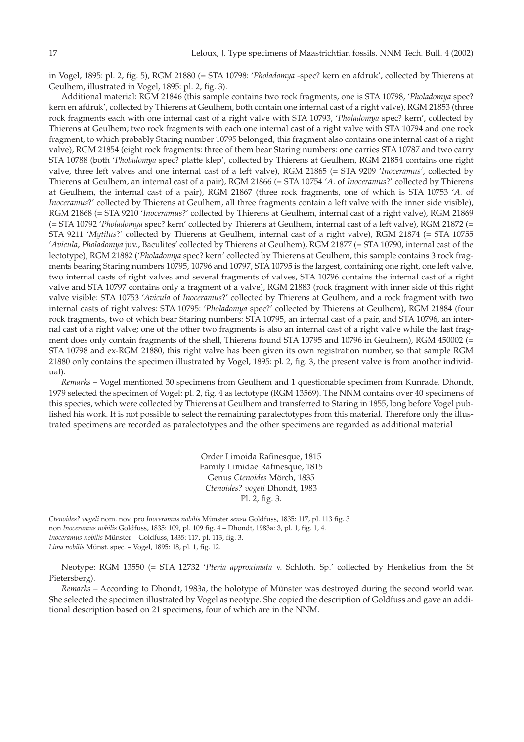in Vogel, 1895: pl. 2, fig. 5), RGM 21880 (= STA 10798: '*Pholadomya* -spec? kern en afdruk', collected by Thierens at Geulhem, illustrated in Vogel, 1895: pl. 2, fig. 3).

Additional material: RGM 21846 (this sample contains two rock fragments, one is STA 10798, '*Pholadomya* spec? kern en afdruk', collected by Thierens at Geulhem, both contain one internal cast of a right valve), RGM 21853 (three rock fragments each with one internal cast of a right valve with STA 10793, '*Pholadomya* spec? kern', collected by Thierens at Geulhem; two rock fragments with each one internal cast of a right valve with STA 10794 and one rock fragment, to which probably Staring number 10795 belonged, this fragment also contains one internal cast of a right valve), RGM 21854 (eight rock fragments: three of them bear Staring numbers: one carries STA 10787 and two carry STA 10788 (both '*Pholadomya* spec? platte klep', collected by Thierens at Geulhem, RGM 21854 contains one right valve, three left valves and one internal cast of a left valve), RGM 21865 (= STA 9209 '*Inoceramus*', collected by Thierens at Geulhem, an internal cast of a pair), RGM 21866 (= STA 10754 '*A.* of *Inoceramus*?' collected by Thierens at Geulhem, the internal cast of a pair), RGM 21867 (three rock fragments, one of which is STA 10753 '*A.* of *Inoceramus*?' collected by Thierens at Geulhem, all three fragments contain a left valve with the inner side visible), RGM 21868 (= STA 9210 '*Inoceramus*?' collected by Thierens at Geulhem, internal cast of a right valve), RGM 21869 (= STA 10792 '*Pholadomya* spec? kern' collected by Thierens at Geulhem, internal cast of a left valve), RGM 21872 (= STA 9211 '*Mytilus*?' collected by Thierens at Geulhem, internal cast of a right valve), RGM 21874 (= STA 10755 '*Avicula*, *Pholadomya* juv., Baculites' collected by Thierens at Geulhem), RGM 21877 (= STA 10790, internal cast of the lectotype), RGM 21882 ('*Pholadomya* spec? kern' collected by Thierens at Geulhem, this sample contains 3 rock fragments bearing Staring numbers 10795, 10796 and 10797, STA 10795 is the largest, containing one right, one left valve, two internal casts of right valves and several fragments of valves, STA 10796 contains the internal cast of a right valve and STA 10797 contains only a fragment of a valve), RGM 21883 (rock fragment with inner side of this right valve visible: STA 10753 '*Avicula* of *Inoceramus*?' collected by Thierens at Geulhem, and a rock fragment with two internal casts of right valves: STA 10795: '*Pholadomya* spec?' collected by Thierens at Geulhem), RGM 21884 (four rock fragments, two of which bear Staring numbers: STA 10795, an internal cast of a pair, and STA 10796, an internal cast of a right valve; one of the other two fragments is also an internal cast of a right valve while the last fragment does only contain fragments of the shell, Thierens found STA 10795 and 10796 in Geulhem), RGM 450002 (= STA 10798 and ex-RGM 21880, this right valve has been given its own registration number, so that sample RGM 21880 only contains the specimen illustrated by Vogel, 1895: pl. 2, fig. 3, the present valve is from another individual).

*Remarks* – Vogel mentioned 30 specimens from Geulhem and 1 questionable specimen from Kunrade. Dhondt, 1979 selected the specimen of Vogel: pl. 2, fig. 4 as lectotype (RGM 13569). The NNM contains over 40 specimens of this species, which were collected by Thierens at Geulhem and transferred to Staring in 1855, long before Vogel published his work. It is not possible to select the remaining paralectotypes from this material. Therefore only the illustrated specimens are recorded as paralectotypes and the other specimens are regarded as additional material

Order Limoida Rafinesque, 1815
Family Limidae Rafinesque, 1815
Genus *Ctenoides* Mörch, 1835
*Ctenoides? vogeli* Dhondt, 1983
Pl. 2, fig. 3.

*Ctenoides? vogeli* nom. nov. pro *Inoceramus nobilis* Münster *sensu* Goldfuss, 1835: 117, pl. 113 fig. 3
non *Inoceramus nobilis* Goldfuss, 1835: 109, pl. 109 fig. 4 – Dhondt, 1983a: 3, pl. 1, fig. 1, 4.
*Inoceramus nobilis* Münster – Goldfuss, 1835: 117, pl. 113, fig. 3.
*Lima nobilis* Münst. spec. – Vogel, 1895: 18, pl. 1, fig. 12.

Neotype: RGM 13550 (= STA 12732 '*Pteria approximata* v. Schloth. Sp.' collected by Henkelius from the St Pietersberg).

*Remarks* – According to Dhondt, 1983a, the holotype of Münster was destroyed during the second world war. She selected the specimen illustrated by Vogel as neotype. She copied the description of Goldfuss and gave an additional description based on 21 specimens, four of which are in the NNM.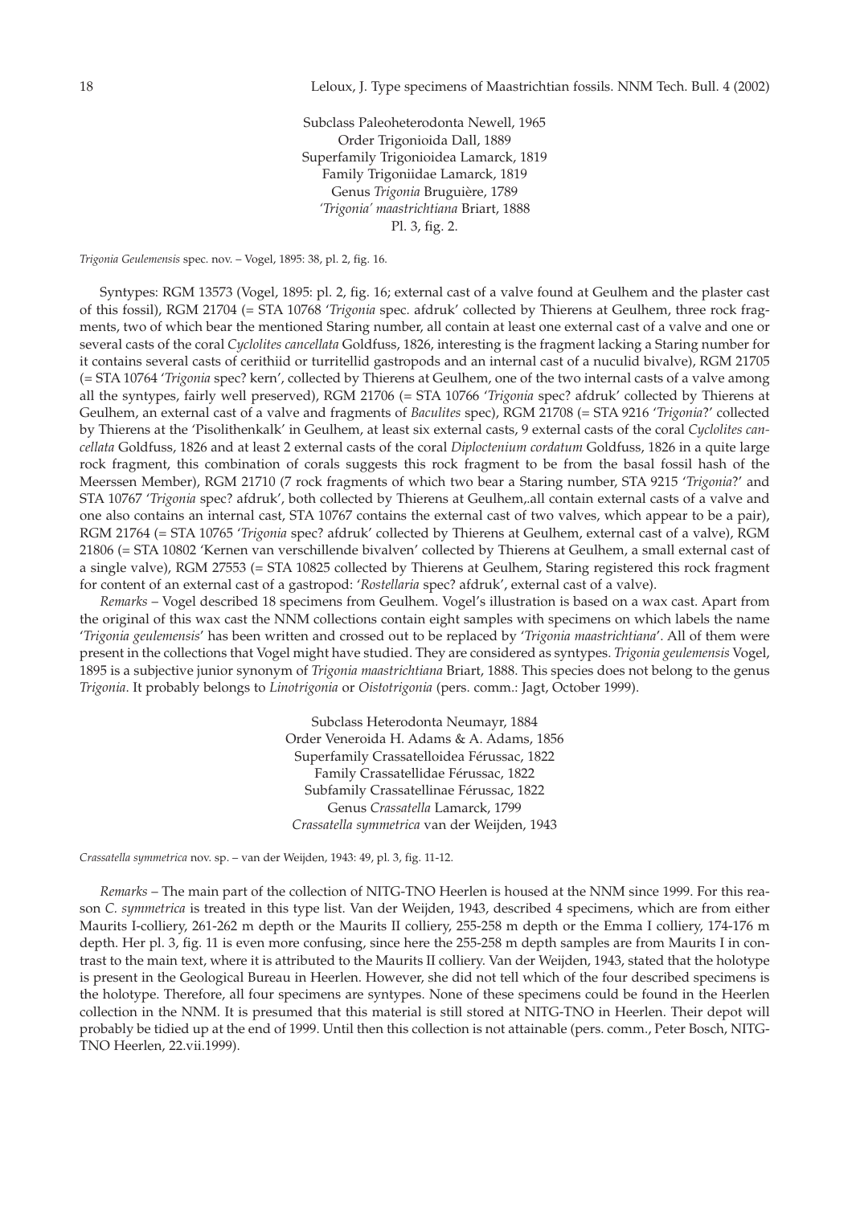Subclass Paleoheterodonta Newell, 1965
Order Trigonioida Dall, 1889
Superfamily Trigonioidea Lamarck, 1819
Family Trigoniidae Lamarck, 1819
Genus *Trigonia* Bruguière, 1789
*'Trigonia' maastrichtiana* Briart, 1888
Pl. 3, fig. 2.

*Trigonia Geulemensis* spec. nov. – Vogel, 1895: 38, pl. 2, fig. 16.

Syntypes: RGM 13573 (Vogel, 1895: pl. 2, fig. 16; external cast of a valve found at Geulhem and the plaster cast of this fossil), RGM 21704 (= STA 10768 '*Trigonia* spec. afdruk' collected by Thierens at Geulhem, three rock fragments, two of which bear the mentioned Staring number, all contain at least one external cast of a valve and one or several casts of the coral *Cyclolites cancellata* Goldfuss, 1826, interesting is the fragment lacking a Staring number for it contains several casts of cerithiid or turritellid gastropods and an internal cast of a nuculid bivalve), RGM 21705 (= STA 10764 '*Trigonia* spec? kern', collected by Thierens at Geulhem, one of the two internal casts of a valve among all the syntypes, fairly well preserved), RGM 21706 (= STA 10766 '*Trigonia* spec? afdruk' collected by Thierens at Geulhem, an external cast of a valve and fragments of *Baculites* spec), RGM 21708 (= STA 9216 '*Trigonia*?' collected by Thierens at the 'Pisolithenkalk' in Geulhem, at least six external casts, 9 external casts of the coral *Cyclolites cancellata* Goldfuss, 1826 and at least 2 external casts of the coral *Diploctenium cordatum* Goldfuss, 1826 in a quite large rock fragment, this combination of corals suggests this rock fragment to be from the basal fossil hash of the Meerssen Member), RGM 21710 (7 rock fragments of which two bear a Staring number, STA 9215 '*Trigonia*?' and STA 10767 '*Trigonia* spec? afdruk', both collected by Thierens at Geulhem,.all contain external casts of a valve and one also contains an internal cast, STA 10767 contains the external cast of two valves, which appear to be a pair), RGM 21764 (= STA 10765 '*Trigonia* spec? afdruk' collected by Thierens at Geulhem, external cast of a valve), RGM 21806 (= STA 10802 'Kernen van verschillende bivalven' collected by Thierens at Geulhem, a small external cast of a single valve), RGM 27553 (= STA 10825 collected by Thierens at Geulhem, Staring registered this rock fragment for content of an external cast of a gastropod: '*Rostellaria* spec? afdruk', external cast of a valve).

*Remarks* – Vogel described 18 specimens from Geulhem. Vogel's illustration is based on a wax cast. Apart from the original of this wax cast the NNM collections contain eight samples with specimens on which labels the name '*Trigonia geulemensis*' has been written and crossed out to be replaced by '*Trigonia maastrichtiana*'. All of them were present in the collections that Vogel might have studied. They are considered as syntypes. *Trigonia geulemensis* Vogel, 1895 is a subjective junior synonym of *Trigonia maastrichtiana* Briart, 1888. This species does not belong to the genus *Trigonia*. It probably belongs to *Linotrigonia* or *Oistotrigonia* (pers. comm.: Jagt, October 1999).

Subclass Heterodonta Neumayr, 1884
Order Veneroida H. Adams & A. Adams, 1856
Superfamily Crassatelloidea Férussac, 1822
Family Crassatellidae Férussac, 1822
Subfamily Crassatellinae Férussac, 1822
Genus *Crassatella* Lamarck, 1799
*Crassatella symmetrica* van der Weijden, 1943

*Crassatella symmetrica* nov. sp. – van der Weijden, 1943: 49, pl. 3, fig. 11-12.

*Remarks* – The main part of the collection of NITG-TNO Heerlen is housed at the NNM since 1999. For this reason *C. symmetrica* is treated in this type list. Van der Weijden, 1943, described 4 specimens, which are from either Maurits I-colliery, 261-262 m depth or the Maurits II colliery, 255-258 m depth or the Emma I colliery, 174-176 m depth. Her pl. 3, fig. 11 is even more confusing, since here the 255-258 m depth samples are from Maurits I in contrast to the main text, where it is attributed to the Maurits II colliery. Van der Weijden, 1943, stated that the holotype is present in the Geological Bureau in Heerlen. However, she did not tell which of the four described specimens is the holotype. Therefore, all four specimens are syntypes. None of these specimens could be found in the Heerlen collection in the NNM. It is presumed that this material is still stored at NITG-TNO in Heerlen. Their depot will probably be tidied up at the end of 1999. Until then this collection is not attainable (pers. comm., Peter Bosch, NITG-TNO Heerlen, 22.vii.1999).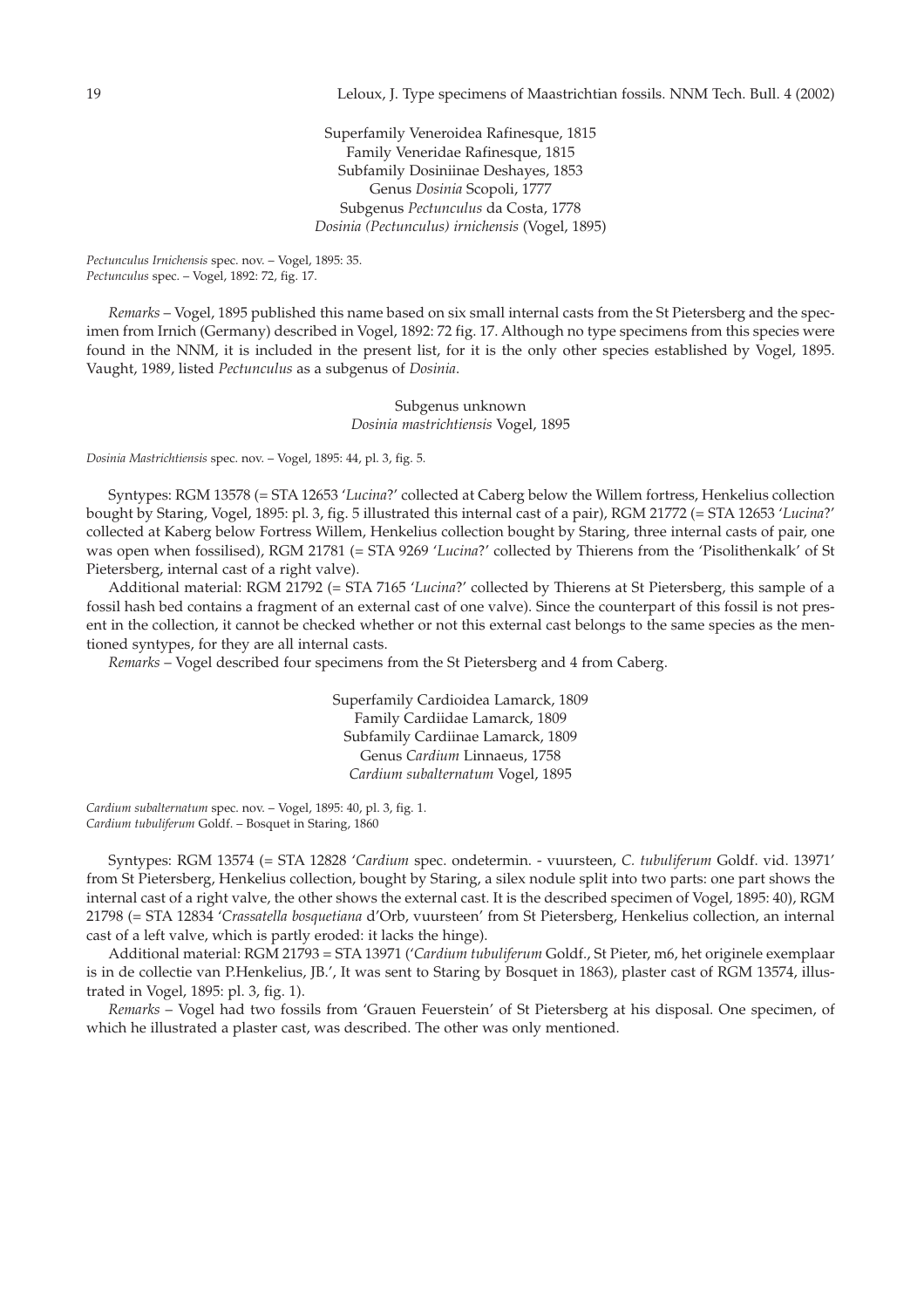Superfamily Veneroidea Rafinesque, 1815
Family Veneridae Rafinesque, 1815
Subfamily Dosiniinae Deshayes, 1853
Genus *Dosinia* Scopoli, 1777
Subgenus *Pectunculus* da Costa, 1778
*Dosinia (Pectunculus) irnichensis* (Vogel, 1895)

*Pectunculus Irnichensis* spec. nov. – Vogel, 1895: 35.
*Pectunculus* spec. – Vogel, 1892: 72, fig. 17.

*Remarks* – Vogel, 1895 published this name based on six small internal casts from the St Pietersberg and the specimen from Irnich (Germany) described in Vogel, 1892: 72 fig. 17. Although no type specimens from this species were found in the NNM, it is included in the present list, for it is the only other species established by Vogel, 1895. Vaught, 1989, listed *Pectunculus* as a subgenus of *Dosinia*.

Subgenus unknown
*Dosinia mastrichtiensis* Vogel, 1895

*Dosinia Mastrichtiensis* spec. nov. – Vogel, 1895: 44, pl. 3, fig. 5.

Syntypes: RGM 13578 (= STA 12653 '*Lucina*?' collected at Caberg below the Willem fortress, Henkelius collection bought by Staring, Vogel, 1895: pl. 3, fig. 5 illustrated this internal cast of a pair), RGM 21772 (= STA 12653 '*Lucina*?' collected at Kaberg below Fortress Willem, Henkelius collection bought by Staring, three internal casts of pair, one was open when fossilised), RGM 21781 (= STA 9269 '*Lucina*?' collected by Thierens from the 'Pisolithenkalk' of St Pietersberg, internal cast of a right valve).

Additional material: RGM 21792 (= STA 7165 '*Lucina*?' collected by Thierens at St Pietersberg, this sample of a fossil hash bed contains a fragment of an external cast of one valve). Since the counterpart of this fossil is not present in the collection, it cannot be checked whether or not this external cast belongs to the same species as the mentioned syntypes, for they are all internal casts.

*Remarks* – Vogel described four specimens from the St Pietersberg and 4 from Caberg.

Superfamily Cardioidea Lamarck, 1809
Family Cardiidae Lamarck, 1809
Subfamily Cardiinae Lamarck, 1809
Genus *Cardium* Linnaeus, 1758
*Cardium subalternatum* Vogel, 1895

*Cardium subalternatum* spec. nov. – Vogel, 1895: 40, pl. 3, fig. 1.
*Cardium tubuliferum* Goldf. – Bosquet in Staring, 1860

Syntypes: RGM 13574 (= STA 12828 '*Cardium* spec. ondetermin. - vuursteen, *C. tubuliferum* Goldf. vid. 13971' from St Pietersberg, Henkelius collection, bought by Staring, a silex nodule split into two parts: one part shows the internal cast of a right valve, the other shows the external cast. It is the described specimen of Vogel, 1895: 40), RGM 21798 (= STA 12834 '*Crassatella bosquetiana* d'Orb, vuursteen' from St Pietersberg, Henkelius collection, an internal cast of a left valve, which is partly eroded: it lacks the hinge).

Additional material: RGM 21793 = STA 13971 ('*Cardium tubuliferum* Goldf., St Pieter, m6, het originele exemplaar is in de collectie van P.Henkelius, JB.', It was sent to Staring by Bosquet in 1863), plaster cast of RGM 13574, illustrated in Vogel, 1895: pl. 3, fig. 1).

*Remarks* – Vogel had two fossils from 'Grauen Feuerstein' of St Pietersberg at his disposal. One specimen, of which he illustrated a plaster cast, was described. The other was only mentioned.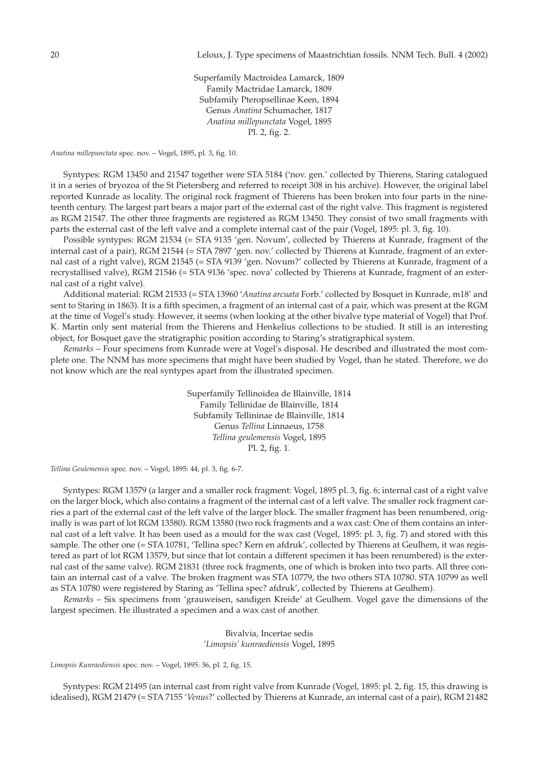Superfamily Mactroidea Lamarck, 1809
Family Mactridae Lamarck, 1809
Subfamily Pteropsellinae Keen, 1894
Genus *Anatina* Schumacher, 1817
*Anatina millepunctata* Vogel, 1895
Pl. 2, fig. 2.

*Anatina millepunctata* spec. nov. – Vogel, 1895, pl. 3, fig. 10.

Syntypes: RGM 13450 and 21547 together were STA 5184 ('nov. gen.' collected by Thierens, Staring catalogued it in a series of bryozoa of the St Pietersberg and referred to receipt 308 in his archive). However, the original label reported Kunrade as locality. The original rock fragment of Thierens has been broken into four parts in the nineteenth century. The largest part bears a major part of the external cast of the right valve. This fragment is registered as RGM 21547. The other three fragments are registered as RGM 13450. They consist of two small fragments with parts the external cast of the left valve and a complete internal cast of the pair (Vogel, 1895: pl. 3, fig. 10).

Possible syntypes: RGM 21534 (= STA 9135 'gen. Novum', collected by Thierens at Kunrade, fragment of the internal cast of a pair), RGM 21544 (= STA 7897 'gen. nov.' collected by Thierens at Kunrade, fragment of an external cast of a right valve), RGM 21545 (= STA 9139 'gen. Novum?' collected by Thierens at Kunrade, fragment of a recrystallised valve), RGM 21546 (= STA 9136 'spec. nova' collected by Thierens at Kunrade, fragment of an external cast of a right valve).

Additional material: RGM 21533 (= STA 13960 '*Anatina arcuata* Forb.' collected by Bosquet in Kunrade, m18' and sent to Staring in 1863). It is a fifth specimen, a fragment of an internal cast of a pair, which was present at the RGM at the time of Vogel's study. However, it seems (when looking at the other bivalve type material of Vogel) that Prof. K. Martin only sent material from the Thierens and Henkelius collections to be studied. It still is an interesting object, for Bosquet gave the stratigraphic position according to Staring's stratigraphical system.

*Remarks* – Four specimens from Kunrade were at Vogel's disposal. He described and illustrated the most complete one. The NNM has more specimens that might have been studied by Vogel, than he stated. Therefore, we do not know which are the real syntypes apart from the illustrated specimen.

Superfamily Tellinoidea de Blainville, 1814
Family Tellinidae de Blainville, 1814
Subfamily Tellininae de Blainville, 1814
Genus *Tellina* Linnaeus, 1758
*Tellina geulemensis* Vogel, 1895
Pl. 2, fig. 1.

*Tellina Geulemensis* spec. nov. – Vogel, 1895: 44, pl. 3, fig. 6-7.

Syntypes: RGM 13579 (a larger and a smaller rock fragment: Vogel, 1895 pl. 3, fig. 6; internal cast of a right valve on the larger block, which also contains a fragment of the internal cast of a left valve. The smaller rock fragment carries a part of the external cast of the left valve of the larger block. The smaller fragment has been renumbered, originally is was part of lot RGM 13580). RGM 13580 (two rock fragments and a wax cast: One of them contains an internal cast of a left valve. It has been used as a mould for the wax cast (Vogel, 1895: pl. 3, fig. 7) and stored with this sample. The other one (= STA 10781, 'Tellina spec? Kern en afdruk', collected by Thierens at Geulhem, it was registered as part of lot RGM 13579, but since that lot contain a different specimen it has been renumbered) is the external cast of the same valve). RGM 21831 (three rock fragments, one of which is broken into two parts. All three contain an internal cast of a valve. The broken fragment was STA 10779, the two others STA 10780. STA 10799 as well as STA 10780 were registered by Staring as 'Tellina spec? afdruk', collected by Thierens at Geulhem).

*Remarks* – Six specimens from 'grauweisen, sandigen Kreide' at Geulhem. Vogel gave the dimensions of the largest specimen. He illustrated a specimen and a wax cast of another.

Bivalvia, Incertae sedis
*'Limopsis' kunraediensis* Vogel, 1895

*Limopsis Kunraediensis* spec. nov. – Vogel, 1895: 36, pl. 2, fig. 15.

Syntypes: RGM 21495 (an internal cast from right valve from Kunrade (Vogel, 1895: pl. 2, fig. 15, this drawing is idealised), RGM 21479 (= STA 7155 '*Venus*?' collected by Thierens at Kunrade, an internal cast of a pair), RGM 21482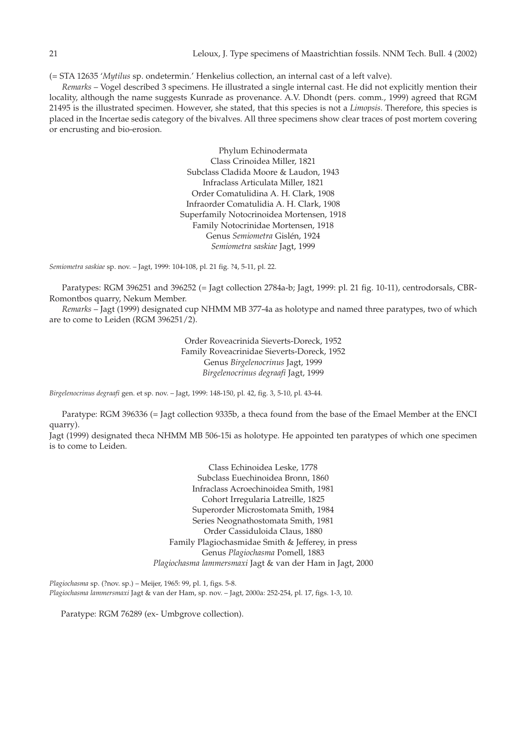(= STA 12635 '*Mytilus* sp. ondetermin.' Henkelius collection, an internal cast of a left valve).

*Remarks* – Vogel described 3 specimens. He illustrated a single internal cast. He did not explicitly mention their locality, although the name suggests Kunrade as provenance. A.V. Dhondt (pers. comm., 1999) agreed that RGM 21495 is the illustrated specimen. However, she stated, that this species is not a *Limopsis*. Therefore, this species is placed in the Incertae sedis category of the bivalves. All three specimens show clear traces of post mortem covering or encrusting and bio-erosion.

Phylum Echinodermata
Class Crinoidea Miller, 1821
Subclass Cladida Moore & Laudon, 1943
Infraclass Articulata Miller, 1821
Order Comatulidina A. H. Clark, 1908
Infraorder Comatulidia A. H. Clark, 1908
Superfamily Notocrinoidea Mortensen, 1918
Family Notocrinidae Mortensen, 1918
Genus *Semiometra* Gislén, 1924
*Semiometra saskiae* Jagt, 1999

*Semiometra saskiae* sp. nov. – Jagt, 1999: 104-108, pl. 21 fig. ?4, 5-11, pl. 22.

Paratypes: RGM 396251 and 396252 (= Jagt collection 2784a-b; Jagt, 1999: pl. 21 fig. 10-11), centrodorsals, CBR-Romontbos quarry, Nekum Member.

*Remarks* – Jagt (1999) designated cup NHMM MB 377-4a as holotype and named three paratypes, two of which are to come to Leiden (RGM 396251/2).

Order Roveacrinida Sieverts-Doreck, 1952
Family Roveacrinidae Sieverts-Doreck, 1952
Genus *Birgelenocrinus* Jagt, 1999
*Birgelenocrinus degraafi* Jagt, 1999

*Birgelenocrinus degraafi* gen. et sp. nov. – Jagt, 1999: 148-150, pl. 42, fig. 3, 5-10, pl. 43-44.

Paratype: RGM 396336 (= Jagt collection 9335b, a theca found from the base of the Emael Member at the ENCI quarry).

Jagt (1999) designated theca NHMM MB 506-15i as holotype. He appointed ten paratypes of which one specimen is to come to Leiden.

Class Echinoidea Leske, 1778
Subclass Euechinoidea Bronn, 1860
Infraclass Acroechinoidea Smith, 1981
Cohort Irregularia Latreille, 1825
Superorder Microstomata Smith, 1984
Series Neognathostomata Smith, 1981
Order Cassiduloida Claus, 1880
Family Plagiochasmidae Smith & Jefferey, in press
Genus *Plagiochasma* Pomell, 1883
*Plagiochasma lammersmaxi* Jagt & van der Ham in Jagt, 2000

*Plagiochasma* sp. (?nov. sp.) – Meijer, 1965: 99, pl. 1, figs. 5-8.
*Plagiochasma lammersmaxi* Jagt & van der Ham, sp. nov. – Jagt, 2000a: 252-254, pl. 17, figs. 1-3, 10.

Paratype: RGM 76289 (ex- Umbgrove collection).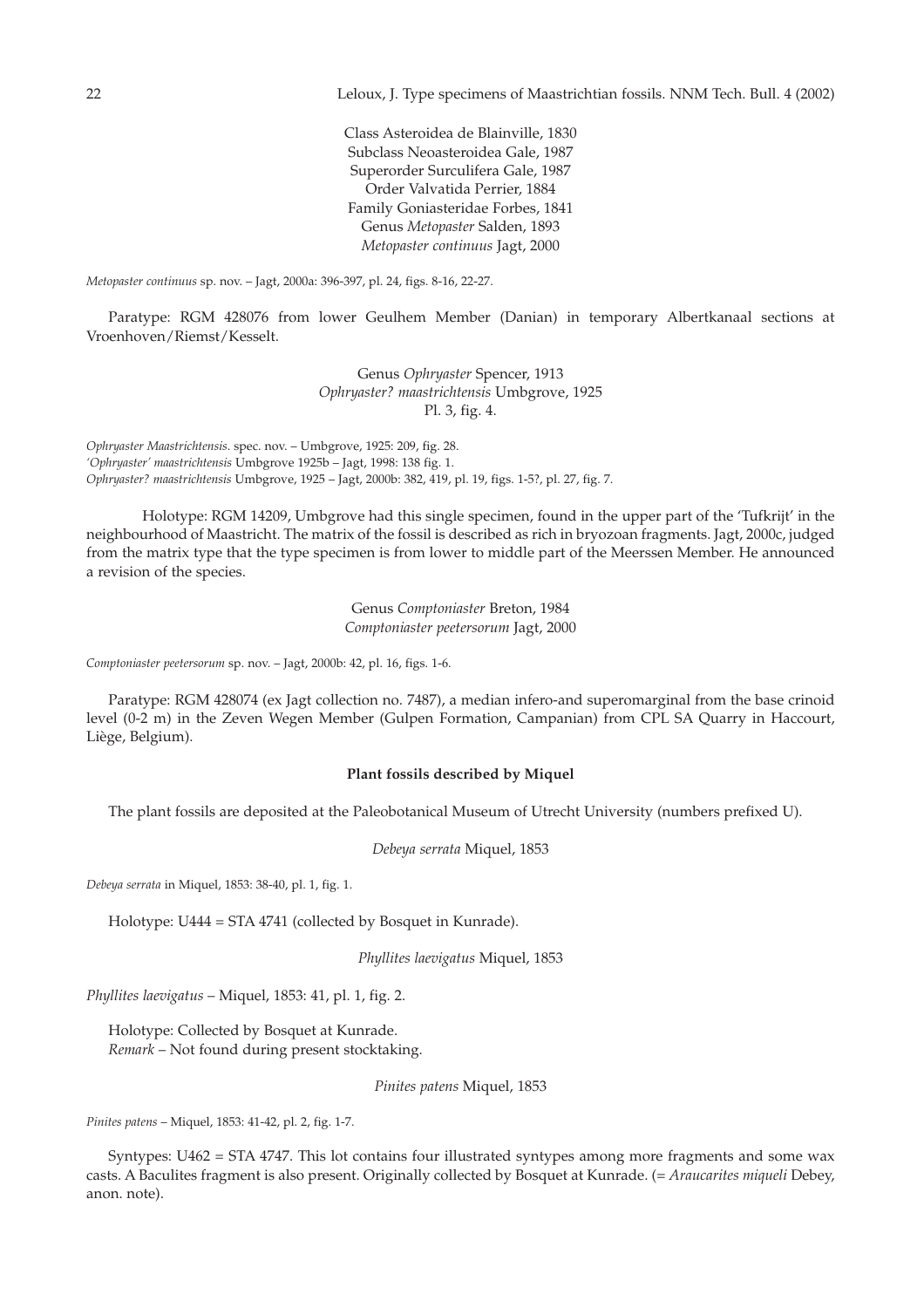Class Asteroidea de Blainville, 1830
Subclass Neoasteroidea Gale, 1987
Superorder Surculifera Gale, 1987
Order Valvatida Perrier, 1884
Family Goniasteridae Forbes, 1841
Genus *Metopaster* Salden, 1893
*Metopaster continuus* Jagt, 2000

*Metopaster continuus* sp. nov. – Jagt, 2000a: 396-397, pl. 24, figs. 8-16, 22-27.

Paratype: RGM 428076 from lower Geulhem Member (Danian) in temporary Albertkanaal sections at Vroenhoven/Riemst/Kesselt.

Genus *Ophryaster* Spencer, 1913
*Ophryaster? maastrichtensis* Umbgrove, 1925
Pl. 3, fig. 4.

*Ophryaster Maastrichtensis.* spec. nov. – Umbgrove, 1925: 209, fig. 28.
*'Ophryaster' maastrichtensis* Umbgrove 1925b – Jagt, 1998: 138 fig. 1.
*Ophryaster? maastrichtensis* Umbgrove, 1925 – Jagt, 2000b: 382, 419, pl. 19, figs. 1-5?, pl. 27, fig. 7.

Holotype: RGM 14209, Umbgrove had this single specimen, found in the upper part of the 'Tufkrijt' in the neighbourhood of Maastricht. The matrix of the fossil is described as rich in bryozoan fragments. Jagt, 2000c, judged from the matrix type that the type specimen is from lower to middle part of the Meerssen Member. He announced a revision of the species.

Genus *Comptoniaster* Breton, 1984
*Comptoniaster peetersorum* Jagt, 2000

*Comptoniaster peetersorum* sp. nov. – Jagt, 2000b: 42, pl. 16, figs. 1-6.

Paratype: RGM 428074 (ex Jagt collection no. 7487), a median infero-and superomarginal from the base crinoid level (0-2 m) in the Zeven Wegen Member (Gulpen Formation, Campanian) from CPL SA Quarry in Haccourt, Liège, Belgium).

**Plant fossils described by Miquel**

The plant fossils are deposited at the Paleobotanical Museum of Utrecht University (numbers prefixed U).

*Debeya serrata* Miquel, 1853

*Debeya serrata* in Miquel, 1853: 38-40, pl. 1, fig. 1.

Holotype: U444 = STA 4741 (collected by Bosquet in Kunrade).

*Phyllites laevigatus* Miquel, 1853

*Phyllites laevigatus* – Miquel, 1853: 41, pl. 1, fig. 2.

Holotype: Collected by Bosquet at Kunrade.
*Remark* – Not found during present stocktaking.

*Pinites patens* Miquel, 1853

*Pinites patens* – Miquel, 1853: 41-42, pl. 2, fig. 1-7.

Syntypes: U462 = STA 4747. This lot contains four illustrated syntypes among more fragments and some wax casts. A Baculites fragment is also present. Originally collected by Bosquet at Kunrade. (= *Araucarites miqueli* Debey, anon. note).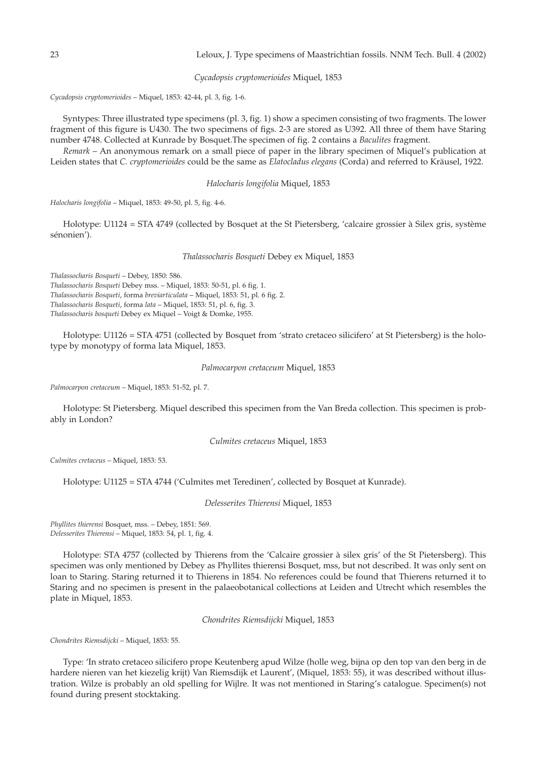### *Cycadopsis cryptomerioides* Miquel, 1853

*Cycadopsis cryptomerioides* – Miquel, 1853: 42-44, pl. 3, fig. 1-6.

Syntypes: Three illustrated type specimens (pl. 3, fig. 1) show a specimen consisting of two fragments. The lower fragment of this figure is U430. The two specimens of figs. 2-3 are stored as U392. All three of them have Staring number 4748. Collected at Kunrade by Bosquet.The specimen of fig. 2 contains a *Baculites* fragment.

*Remark* – An anonymous remark on a small piece of paper in the library specimen of Miquel's publication at Leiden states that *C. cryptomerioides* could be the same as *Elatocladus elegans* (Corda) and referred to Kräusel, 1922.

### *Halocharis longifolia* Miquel, 1853

*Halocharis longifolia* – Miquel, 1853: 49-50, pl. 5, fig. 4-6.

Holotype: U1124 = STA 4749 (collected by Bosquet at the St Pietersberg, 'calcaire grossier à Silex gris, système sénonien').

### *Thalassocharis Bosqueti* Debey ex Miquel, 1853

*Thalassocharis Bosqueti* – Debey, 1850: 586.
*Thalassocharis Bosqueti* Debey mss. – Miquel, 1853: 50-51, pl. 6 fig. 1.
*Thalassocharis Bosqueti*, forma *breviarticulata* – Miquel, 1853: 51, pl. 6 fig. 2.
*Thalassocharis Bosqueti*, forma *lata* – Miquel, 1853: 51, pl. 6, fig. 3.
*Thalassocharis bosqueti* Debey ex Miquel – Voigt & Domke, 1955.

Holotype: U1126 = STA 4751 (collected by Bosquet from 'strato cretaceo silicifero' at St Pietersberg) is the holotype by monotypy of forma lata Miquel, 1853.

### *Palmocarpon cretaceum* Miquel, 1853

*Palmocarpon cretaceum* – Miquel, 1853: 51-52, pl. 7.

Holotype: St Pietersberg. Miquel described this specimen from the Van Breda collection. This specimen is probably in London?

### *Culmites cretaceus* Miquel, 1853

*Culmites cretaceus* – Miquel, 1853: 53.

Holotype: U1125 = STA 4744 ('Culmites met Teredinen', collected by Bosquet at Kunrade).

### *Delesserites Thierensi* Miquel, 1853

*Phyllites thierensi* Bosquet, mss. – Debey, 1851: 569.
*Delesserites Thierensi* – Miquel, 1853: 54, pl. 1, fig. 4.

Holotype: STA 4757 (collected by Thierens from the 'Calcaire grossier à silex gris' of the St Pietersberg). This specimen was only mentioned by Debey as Phyllites thierensi Bosquet, mss, but not described. It was only sent on loan to Staring. Staring returned it to Thierens in 1854. No references could be found that Thierens returned it to Staring and no specimen is present in the palaeobotanical collections at Leiden and Utrecht which resembles the plate in Miquel, 1853.

### *Chondrites Riemsdijcki* Miquel, 1853

*Chondrites Riemsdijcki* – Miquel, 1853: 55.

Type: 'In strato cretaceo silicifero prope Keutenberg apud Wilze (holle weg, bijna op den top van den berg in de hardere nieren van het kiezelig krijt) Van Riemsdijk et Laurent', (Miquel, 1853: 55), it was described without illustration. Wilze is probably an old spelling for Wijlre. It was not mentioned in Staring's catalogue. Specimen(s) not found during present stocktaking.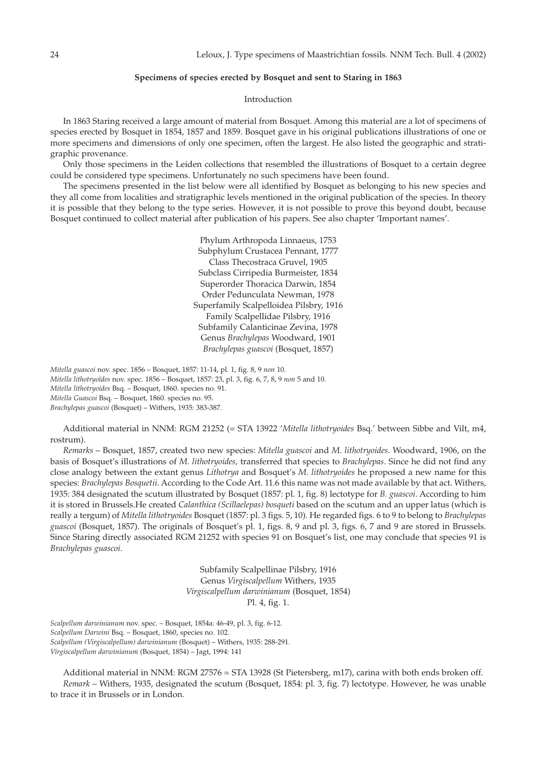### Specimens of species erected by Bosquet and sent to Staring in 1863

#### Introduction

In 1863 Staring received a large amount of material from Bosquet. Among this material are a lot of specimens of species erected by Bosquet in 1854, 1857 and 1859. Bosquet gave in his original publications illustrations of one or more specimens and dimensions of only one specimen, often the largest. He also listed the geographic and stratigraphic provenance.

Only those specimens in the Leiden collections that resembled the illustrations of Bosquet to a certain degree could be considered type specimens. Unfortunately no such specimens have been found.

The specimens presented in the list below were all identified by Bosquet as belonging to his new species and they all come from localities and stratigraphic levels mentioned in the original publication of the species. In theory it is possible that they belong to the type series. However, it is not possible to prove this beyond doubt, because Bosquet continued to collect material after publication of his papers. See also chapter 'Important names'.

Phylum Arthropoda Linnaeus, 1753
Subphylum Crustacea Pennant, 1777
Class Thecostraca Gruvel, 1905
Subclass Cirripedia Burmeister, 1834
Superorder Thoracica Darwin, 1854
Order Pedunculata Newman, 1978
Superfamily Scalpelloidea Pilsbry, 1916
Family Scalpellidae Pilsbry, 1916
Subfamily Calanticinae Zevina, 1978
Genus *Brachylepas* Woodward, 1901
*Brachylepas guascoi* (Bosquet, 1857)

*Mitella guascoi* nov. spec. 1856 – Bosquet, 1857: 11-14, pl. 1, fig. 8, 9 *non* 10.
*Mitella lithotryoïdes* nov. spec. 1856 – Bosquet, 1857: 23, pl. 3, fig. 6, 7, 8, 9 *non* 5 and 10.
*Mitella lithotryoides* Bsq. – Bosquet, 1860. species no. 91.
*Mitella Guascoi* Bsq. – Bosquet, 1860. species no. 95.
*Brachylepas guascoi* (Bosquet) – Withers, 1935: 383-387.

Additional material in NNM: RGM 21252 (= STA 13922 '*Mitella lithotryoides* Bsq.' between Sibbe and Vilt, m4, rostrum).

*Remarks* – Bosquet, 1857, created two new species: *Mitella guascoi* and *M. lithotryoides*. Woodward, 1906, on the basis of Bosquet's illustrations of *M. lithotryoides,* transferred that species to *Brachylepas*. Since he did not find any close analogy between the extant genus *Lithotrya* and Bosquet's *M. lithotryoides* he proposed a new name for this species: *Brachylepas Bosquetii*. According to the Code Art. 11.6 this name was not made available by that act. Withers, 1935: 384 designated the scutum illustrated by Bosquet (1857: pl. 1, fig. 8) lectotype for *B. guascoi*. According to him it is stored in Brussels.He created *Calanthica (Scillaelepas) bosqueti* based on the scutum and an upper latus (which is really a tergum) of *Mitella lithotryoides* Bosquet (1857: pl. 3 figs. 5, 10). He regarded figs. 6 to 9 to belong to *Brachylepas guascoi* (Bosquet, 1857). The originals of Bosquet's pl. 1, figs. 8, 9 and pl. 3, figs. 6, 7 and 9 are stored in Brussels. Since Staring directly associated RGM 21252 with species 91 on Bosquet's list, one may conclude that species 91 is *Brachylepas guascoi*.

Subfamily Scalpellinae Pilsbry, 1916
Genus *Virgiscalpellum* Withers, 1935
*Virgiscalpellum darwinianum* (Bosquet, 1854)
Pl. 4, fig. 1.

*Scalpellum darwinianum* nov. spec. – Bosquet, 1854a: 46-49, pl. 3, fig. 6-12.
*Scalpellum Darwini* Bsq. – Bosquet, 1860, species no. 102.
*Scalpellum (Virgiscalpellum) darwinianum* (Bosquet) – Withers, 1935: 288-291.
*Virgiscalpellum darwinianum* (Bosquet, 1854) – Jagt, 1994: 141

Additional material in NNM: RGM 27576 = STA 13928 (St Pietersberg, m17), carina with both ends broken off.

*Remark* – Withers, 1935, designated the scutum (Bosquet, 1854: pl. 3, fig. 7) lectotype. However, he was unable to trace it in Brussels or in London.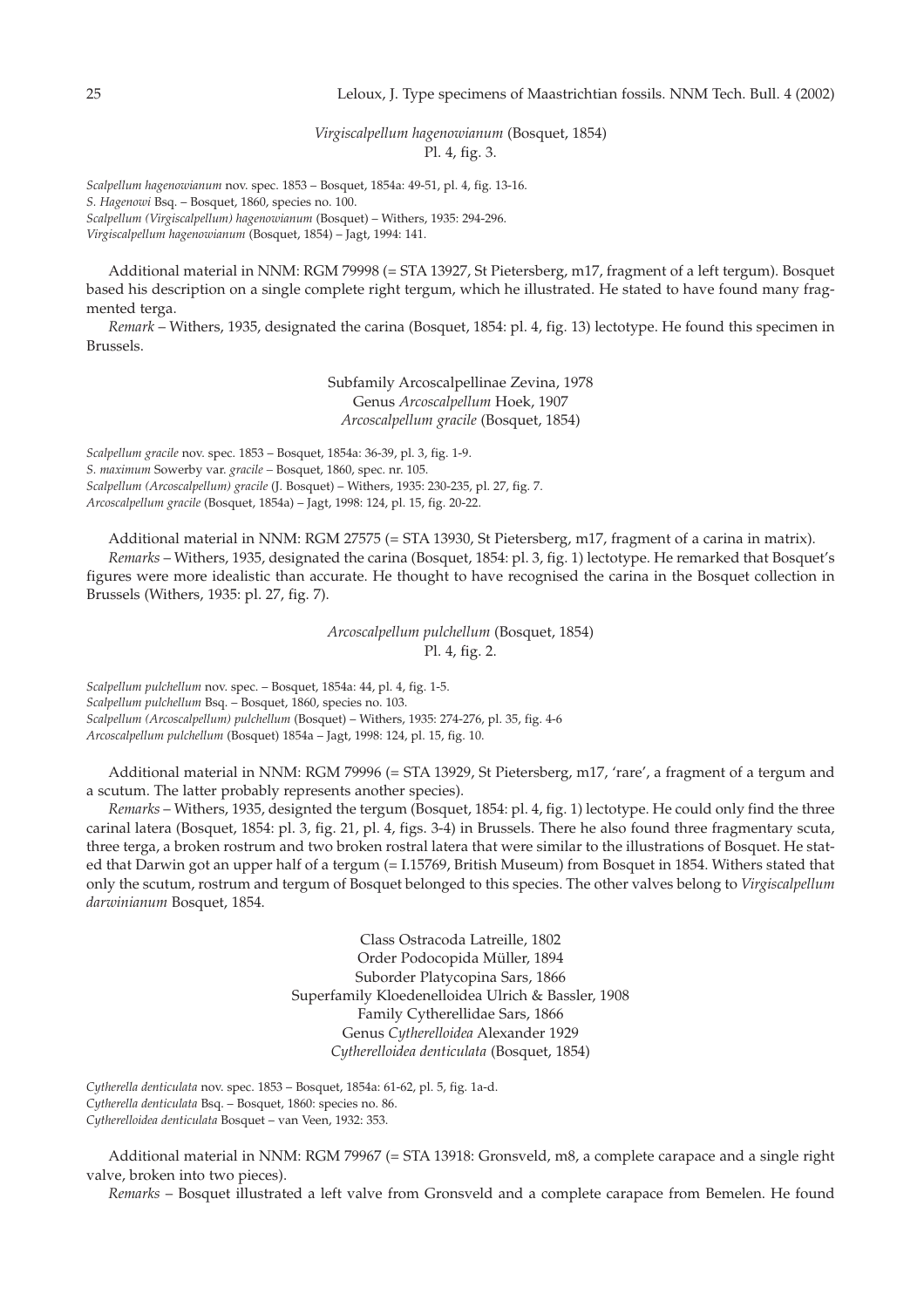*Virgiscalpellum hagenowianum* (Bosquet, 1854)
Pl. 4, fig. 3.

*Scalpellum hagenowianum* nov. spec. 1853 – Bosquet, 1854a: 49-51, pl. 4, fig. 13-16.
*S. Hagenowi* Bsq. – Bosquet, 1860, species no. 100.
*Scalpellum (Virgiscalpellum) hagenowianum* (Bosquet) – Withers, 1935: 294-296.
*Virgiscalpellum hagenowianum* (Bosquet, 1854) – Jagt, 1994: 141.

Additional material in NNM: RGM 79998 (= STA 13927, St Pietersberg, m17, fragment of a left tergum). Bosquet based his description on a single complete right tergum, which he illustrated. He stated to have found many fragmented terga.

*Remark* – Withers, 1935, designated the carina (Bosquet, 1854: pl. 4, fig. 13) lectotype. He found this specimen in Brussels.

Subfamily Arcoscalpellinae Zevina, 1978
Genus *Arcoscalpellum* Hoek, 1907
*Arcoscalpellum gracile* (Bosquet, 1854)

*Scalpellum gracile* nov. spec. 1853 – Bosquet, 1854a: 36-39, pl. 3, fig. 1-9.
*S. maximum* Sowerby var. *gracile* – Bosquet, 1860, spec. nr. 105.
*Scalpellum (Arcoscalpellum) gracile* (J. Bosquet) – Withers, 1935: 230-235, pl. 27, fig. 7.
*Arcoscalpellum gracile* (Bosquet, 1854a) – Jagt, 1998: 124, pl. 15, fig. 20-22.

Additional material in NNM: RGM 27575 (= STA 13930, St Pietersberg, m17, fragment of a carina in matrix).

*Remarks* – Withers, 1935, designated the carina (Bosquet, 1854: pl. 3, fig. 1) lectotype. He remarked that Bosquet's figures were more idealistic than accurate. He thought to have recognised the carina in the Bosquet collection in Brussels (Withers, 1935: pl. 27, fig. 7).

*Arcoscalpellum pulchellum* (Bosquet, 1854)
Pl. 4, fig. 2.

*Scalpellum pulchellum* nov. spec. – Bosquet, 1854a: 44, pl. 4, fig. 1-5.
*Scalpellum pulchellum* Bsq. – Bosquet, 1860, species no. 103.
*Scalpellum (Arcoscalpellum) pulchellum* (Bosquet) – Withers, 1935: 274-276, pl. 35, fig. 4-6
*Arcoscalpellum pulchellum* (Bosquet) 1854a – Jagt, 1998: 124, pl. 15, fig. 10.

Additional material in NNM: RGM 79996 (= STA 13929, St Pietersberg, m17, 'rare', a fragment of a tergum and a scutum. The latter probably represents another species).

*Remarks* – Withers, 1935, designted the tergum (Bosquet, 1854: pl. 4, fig. 1) lectotype. He could only find the three carinal latera (Bosquet, 1854: pl. 3, fig. 21, pl. 4, figs. 3-4) in Brussels. There he also found three fragmentary scuta, three terga, a broken rostrum and two broken rostral latera that were similar to the illustrations of Bosquet. He stated that Darwin got an upper half of a tergum (= I.15769, British Museum) from Bosquet in 1854. Withers stated that only the scutum, rostrum and tergum of Bosquet belonged to this species. The other valves belong to *Virgiscalpellum darwinianum* Bosquet, 1854.

Class Ostracoda Latreille, 1802
Order Podocopida Müller, 1894
Suborder Platycopina Sars, 1866
Superfamily Kloedenelloidea Ulrich & Bassler, 1908
Family Cytherellidae Sars, 1866
Genus *Cytherelloidea* Alexander 1929
*Cytherelloidea denticulata* (Bosquet, 1854)

*Cytherella denticulata* nov. spec. 1853 – Bosquet, 1854a: 61-62, pl. 5, fig. 1a-d.
*Cytherella denticulata* Bsq. – Bosquet, 1860: species no. 86.
*Cytherelloidea denticulata* Bosquet – van Veen, 1932: 353.

Additional material in NNM: RGM 79967 (= STA 13918: Gronsveld, m8, a complete carapace and a single right valve, broken into two pieces).

*Remarks* – Bosquet illustrated a left valve from Gronsveld and a complete carapace from Bemelen. He found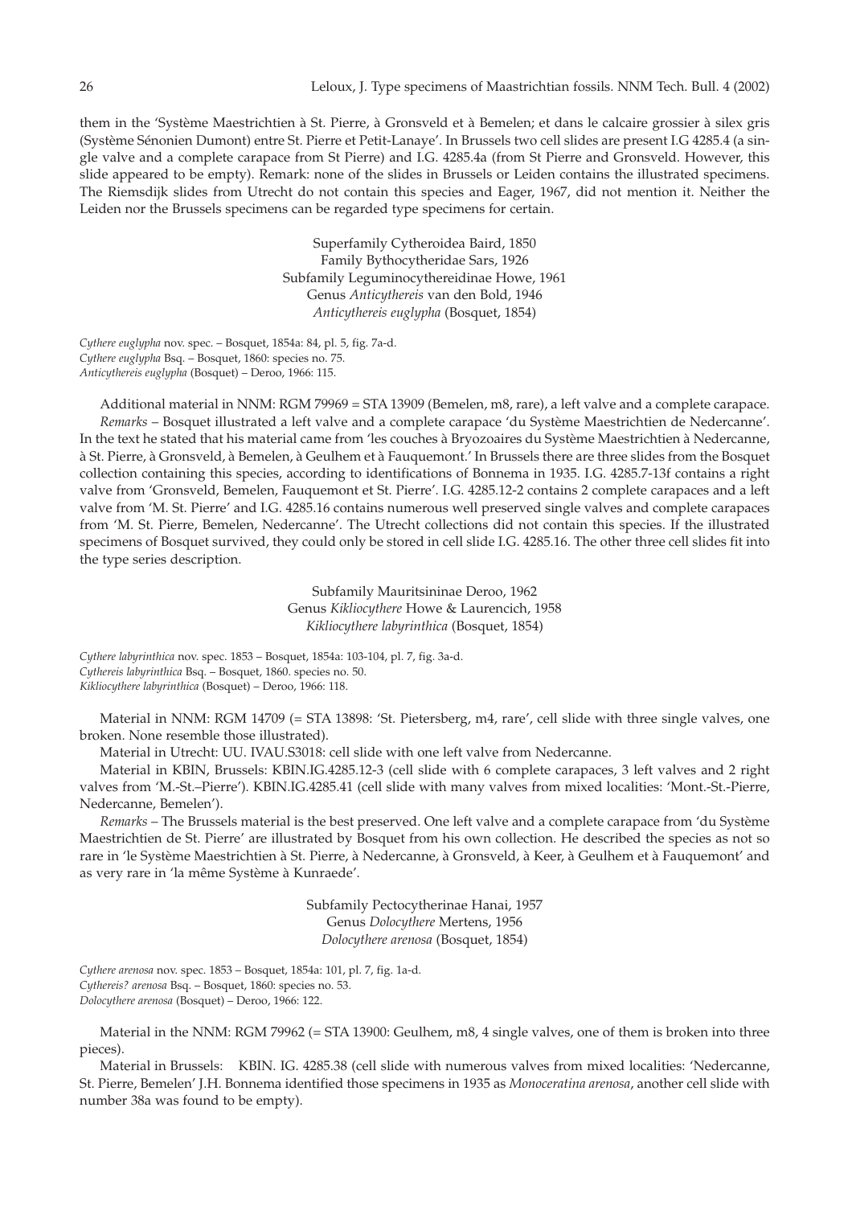them in the 'Système Maestrichtien à St. Pierre, à Gronsveld et à Bemelen; et dans le calcaire grossier à silex gris (Système Sénonien Dumont) entre St. Pierre et Petit-Lanaye'. In Brussels two cell slides are present I.G 4285.4 (a single valve and a complete carapace from St Pierre) and I.G. 4285.4a (from St Pierre and Gronsveld. However, this slide appeared to be empty). Remark: none of the slides in Brussels or Leiden contains the illustrated specimens. The Riemsdijk slides from Utrecht do not contain this species and Eager, 1967, did not mention it. Neither the Leiden nor the Brussels specimens can be regarded type specimens for certain.

Superfamily Cytheroidea Baird, 1850
Family Bythocytheridae Sars, 1926
Subfamily Leguminocythereidinae Howe, 1961
Genus *Anticythereis* van den Bold, 1946
*Anticythereis euglypha* (Bosquet, 1854)

*Cythere euglypha* nov. spec. – Bosquet, 1854a: 84, pl. 5, fig. 7a-d.
*Cythere euglypha* Bsq. – Bosquet, 1860: species no. 75.
*Anticythereis euglypha* (Bosquet) – Deroo, 1966: 115.

Additional material in NNM: RGM 79969 = STA 13909 (Bemelen, m8, rare), a left valve and a complete carapace.

*Remarks* – Bosquet illustrated a left valve and a complete carapace 'du Système Maestrichtien de Nedercanne'. In the text he stated that his material came from 'les couches à Bryozoaires du Système Maestrichtien à Nedercanne, à St. Pierre, à Gronsveld, à Bemelen, à Geulhem et à Fauquemont.' In Brussels there are three slides from the Bosquet collection containing this species, according to identifications of Bonnema in 1935. I.G. 4285.7-13f contains a right valve from 'Gronsveld, Bemelen, Fauquemont et St. Pierre'. I.G. 4285.12-2 contains 2 complete carapaces and a left valve from 'M. St. Pierre' and I.G. 4285.16 contains numerous well preserved single valves and complete carapaces from 'M. St. Pierre, Bemelen, Nedercanne'. The Utrecht collections did not contain this species. If the illustrated specimens of Bosquet survived, they could only be stored in cell slide I.G. 4285.16. The other three cell slides fit into the type series description.

Subfamily Mauritsininae Deroo, 1962
Genus *Kikliocythere* Howe & Laurencich, 1958
*Kikliocythere labyrinthica* (Bosquet, 1854)

*Cythere labyrinthica* nov. spec. 1853 – Bosquet, 1854a: 103-104, pl. 7, fig. 3a-d.
*Cythereis labyrinthica* Bsq. – Bosquet, 1860. species no. 50.
*Kikliocythere labyrinthica* (Bosquet) – Deroo, 1966: 118.

Material in NNM: RGM 14709 (= STA 13898: 'St. Pietersberg, m4, rare', cell slide with three single valves, one broken. None resemble those illustrated).

Material in Utrecht: UU. IVAU.S3018: cell slide with one left valve from Nedercanne.

Material in KBIN, Brussels: KBIN.IG.4285.12-3 (cell slide with 6 complete carapaces, 3 left valves and 2 right valves from 'M.-St.–Pierre'). KBIN.IG.4285.41 (cell slide with many valves from mixed localities: 'Mont.-St.-Pierre, Nedercanne, Bemelen').

*Remarks* – The Brussels material is the best preserved. One left valve and a complete carapace from 'du Système Maestrichtien de St. Pierre' are illustrated by Bosquet from his own collection. He described the species as not so rare in 'le Système Maestrichtien à St. Pierre, à Nedercanne, à Gronsveld, à Keer, à Geulhem et à Fauquemont' and as very rare in 'la même Système à Kunraede'.

Subfamily Pectocytherinae Hanai, 1957
Genus *Dolocythere* Mertens, 1956
*Dolocythere arenosa* (Bosquet, 1854)

*Cythere arenosa* nov. spec. 1853 – Bosquet, 1854a: 101, pl. 7, fig. 1a-d.
*Cythereis? arenosa* Bsq. – Bosquet, 1860: species no. 53.
*Dolocythere arenosa* (Bosquet) – Deroo, 1966: 122.

Material in the NNM: RGM 79962 (= STA 13900: Geulhem, m8, 4 single valves, one of them is broken into three pieces).

Material in Brussels: KBIN. IG. 4285.38 (cell slide with numerous valves from mixed localities: 'Nedercanne, St. Pierre, Bemelen' J.H. Bonnema identified those specimens in 1935 as *Monoceratina arenosa*, another cell slide with number 38a was found to be empty).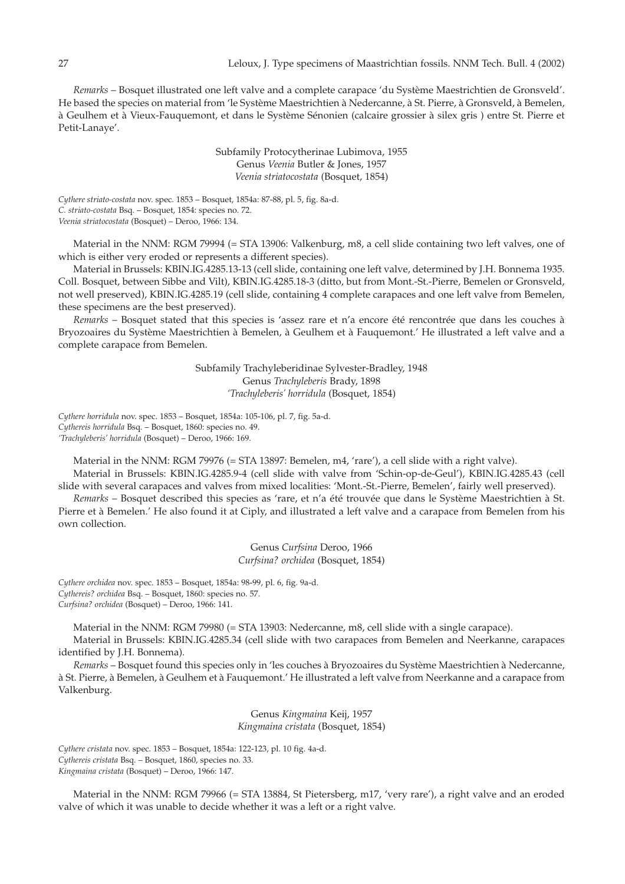*Remarks* – Bosquet illustrated one left valve and a complete carapace 'du Système Maestrichtien de Gronsveld'. He based the species on material from 'le Système Maestrichtien à Nedercanne, à St. Pierre, à Gronsveld, à Bemelen, à Geulhem et à Vieux-Fauquemont, et dans le Système Sénonien (calcaire grossier à silex gris ) entre St. Pierre et Petit-Lanaye'.

### Subfamily Protocytherinae Lubimova, 1955
### Genus *Veenia* Butler & Jones, 1957
### *Veenia striatocostata* (Bosquet, 1854)

*Cythere striato-costata* nov. spec. 1853 – Bosquet, 1854a: 87-88, pl. 5, fig. 8a-d.
*C. striato-costata* Bsq. – Bosquet, 1854: species no. 72.
*Veenia striatocostata* (Bosquet) – Deroo, 1966: 134.

Material in the NNM: RGM 79994 (= STA 13906: Valkenburg, m8, a cell slide containing two left valves, one of which is either very eroded or represents a different species).

Material in Brussels: KBIN.IG.4285.13-13 (cell slide, containing one left valve, determined by J.H. Bonnema 1935. Coll. Bosquet, between Sibbe and Vilt), KBIN.IG.4285.18-3 (ditto, but from Mont.-St.-Pierre, Bemelen or Gronsveld, not well preserved), KBIN.IG.4285.19 (cell slide, containing 4 complete carapaces and one left valve from Bemelen, these specimens are the best preserved).

*Remarks* – Bosquet stated that this species is 'assez rare et n'a encore été rencontrée que dans les couches à Bryozoaires du Système Maestrichtien à Bemelen, à Geulhem et à Fauquemont.' He illustrated a left valve and a complete carapace from Bemelen.

### Subfamily Trachyleberidinae Sylvester-Bradley, 1948
### Genus *Trachyleberis* Brady, 1898
### *'Trachyleberis' horridula* (Bosquet, 1854)

*Cythere horridula* nov. spec. 1853 – Bosquet, 1854a: 105-106, pl. 7, fig. 5a-d.
*Cythereis horridula* Bsq. – Bosquet, 1860: species no. 49.
*'Trachyleberis' horridula* (Bosquet) – Deroo, 1966: 169.

Material in the NNM: RGM 79976 (= STA 13897: Bemelen, m4, 'rare'), a cell slide with a right valve).

Material in Brussels: KBIN.IG.4285.9-4 (cell slide with valve from 'Schin-op-de-Geul'), KBIN.IG.4285.43 (cell slide with several carapaces and valves from mixed localities: 'Mont.-St.-Pierre, Bemelen', fairly well preserved).

*Remarks* – Bosquet described this species as 'rare, et n'a été trouvée que dans le Système Maestrichtien à St. Pierre et à Bemelen.' He also found it at Ciply, and illustrated a left valve and a carapace from Bemelen from his own collection.

### Genus *Curfsina* Deroo, 1966
### *Curfsina? orchidea* (Bosquet, 1854)

*Cythere orchidea* nov. spec. 1853 – Bosquet, 1854a: 98-99, pl. 6, fig. 9a-d.
*Cythereis? orchidea* Bsq. – Bosquet, 1860: species no. 57.
*Curfsina? orchidea* (Bosquet) – Deroo, 1966: 141.

Material in the NNM: RGM 79980 (= STA 13903: Nedercanne, m8, cell slide with a single carapace).

Material in Brussels: KBIN.IG.4285.34 (cell slide with two carapaces from Bemelen and Neerkanne, carapaces identified by J.H. Bonnema).

*Remarks* – Bosquet found this species only in 'les couches à Bryozoaires du Système Maestrichtien à Nedercanne, à St. Pierre, à Bemelen, à Geulhem et à Fauquemont.' He illustrated a left valve from Neerkanne and a carapace from Valkenburg.

### Genus *Kingmaina* Keij, 1957
### *Kingmaina cristata* (Bosquet, 1854)

*Cythere cristata* nov. spec. 1853 – Bosquet, 1854a: 122-123, pl. 10 fig. 4a-d.
*Cythereis cristata* Bsq. – Bosquet, 1860, species no. 33.
*Kingmaina cristata* (Bosquet) – Deroo, 1966: 147.

Material in the NNM: RGM 79966 (= STA 13884, St Pietersberg, m17, 'very rare'), a right valve and an eroded valve of which it was unable to decide whether it was a left or a right valve.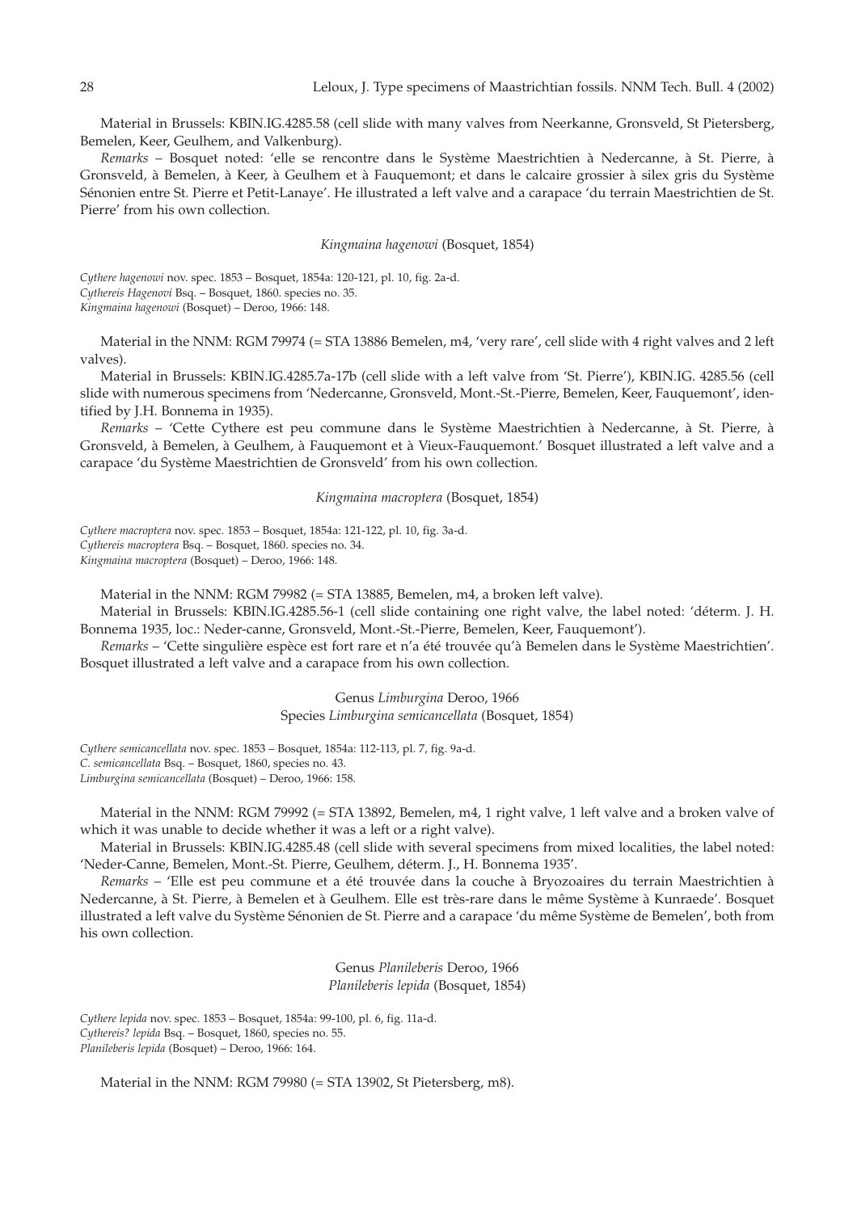Material in Brussels: KBIN.IG.4285.58 (cell slide with many valves from Neerkanne, Gronsveld, St Pietersberg, Bemelen, Keer, Geulhem, and Valkenburg).

*Remarks* – Bosquet noted: 'elle se rencontre dans le Système Maestrichtien à Nedercanne, à St. Pierre, à Gronsveld, à Bemelen, à Keer, à Geulhem et à Fauquemont; et dans le calcaire grossier à silex gris du Système Sénonien entre St. Pierre et Petit-Lanaye'. He illustrated a left valve and a carapace 'du terrain Maestrichtien de St. Pierre' from his own collection.

### *Kingmaina hagenowi* (Bosquet, 1854)

*Cythere hagenowi* nov. spec. 1853 – Bosquet, 1854a: 120-121, pl. 10, fig. 2a-d.
*Cythereis Hagenovi* Bsq. – Bosquet, 1860. species no. 35.
*Kingmaina hagenowi* (Bosquet) – Deroo, 1966: 148.

Material in the NNM: RGM 79974 (= STA 13886 Bemelen, m4, 'very rare', cell slide with 4 right valves and 2 left valves).

Material in Brussels: KBIN.IG.4285.7a-17b (cell slide with a left valve from 'St. Pierre'), KBIN.IG. 4285.56 (cell slide with numerous specimens from 'Nedercanne, Gronsveld, Mont.-St.-Pierre, Bemelen, Keer, Fauquemont', identified by J.H. Bonnema in 1935).

*Remarks* – 'Cette Cythere est peu commune dans le Système Maestrichtien à Nedercanne, à St. Pierre, à Gronsveld, à Bemelen, à Geulhem, à Fauquemont et à Vieux-Fauquemont.' Bosquet illustrated a left valve and a carapace 'du Système Maestrichtien de Gronsveld' from his own collection.

### *Kingmaina macroptera* (Bosquet, 1854)

*Cythere macroptera* nov. spec. 1853 – Bosquet, 1854a: 121-122, pl. 10, fig. 3a-d.
*Cythereis macroptera* Bsq. – Bosquet, 1860. species no. 34.
*Kingmaina macroptera* (Bosquet) – Deroo, 1966: 148.

Material in the NNM: RGM 79982 (= STA 13885, Bemelen, m4, a broken left valve).

Material in Brussels: KBIN.IG.4285.56-1 (cell slide containing one right valve, the label noted: 'déterm. J. H. Bonnema 1935, loc.: Neder-canne, Gronsveld, Mont.-St.-Pierre, Bemelen, Keer, Fauquemont').

*Remarks* – 'Cette singulière espèce est fort rare et n'a été trouvée qu'à Bemelen dans le Système Maestrichtien'. Bosquet illustrated a left valve and a carapace from his own collection.

## Genus *Limburgina* Deroo, 1966
### Species *Limburgina semicancellata* (Bosquet, 1854)

*Cythere semicancellata* nov. spec. 1853 – Bosquet, 1854a: 112-113, pl. 7, fig. 9a-d.
*C. semicancellata* Bsq. – Bosquet, 1860, species no. 43.
*Limburgina semicancellata* (Bosquet) – Deroo, 1966: 158.

Material in the NNM: RGM 79992 (= STA 13892, Bemelen, m4, 1 right valve, 1 left valve and a broken valve of which it was unable to decide whether it was a left or a right valve).

Material in Brussels: KBIN.IG.4285.48 (cell slide with several specimens from mixed localities, the label noted: 'Neder-Canne, Bemelen, Mont.-St. Pierre, Geulhem, déterm. J., H. Bonnema 1935'.

*Remarks* – 'Elle est peu commune et a été trouvée dans la couche à Bryozoaires du terrain Maestrichtien à Nedercanne, à St. Pierre, à Bemelen et à Geulhem. Elle est très-rare dans le même Système à Kunraede'. Bosquet illustrated a left valve du Système Sénonien de St. Pierre and a carapace 'du même Système de Bemelen', both from his own collection.

## Genus *Planileberis* Deroo, 1966
### *Planileberis lepida* (Bosquet, 1854)

*Cythere lepida* nov. spec. 1853 – Bosquet, 1854a: 99-100, pl. 6, fig. 11a-d.
*Cythereis? lepida* Bsq. – Bosquet, 1860, species no. 55.
*Planileberis lepida* (Bosquet) – Deroo, 1966: 164.

Material in the NNM: RGM 79980 (= STA 13902, St Pietersberg, m8).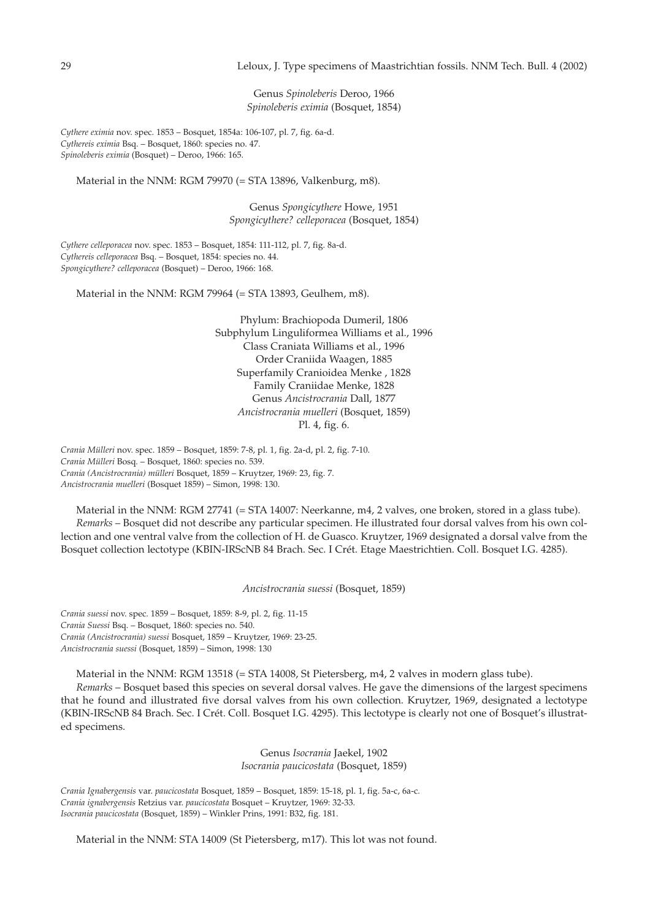Genus *Spinoleberis* Deroo, 1966
*Spinoleberis eximia* (Bosquet, 1854)

*Cythere eximia* nov. spec. 1853 – Bosquet, 1854a: 106-107, pl. 7, fig. 6a-d.
*Cythereis eximia* Bsq. – Bosquet, 1860: species no. 47.
*Spinoleberis eximia* (Bosquet) – Deroo, 1966: 165.

Material in the NNM: RGM 79970 (= STA 13896, Valkenburg, m8).

Genus *Spongicythere* Howe, 1951
*Spongicythere? celleporacea* (Bosquet, 1854)

*Cythere celleporacea* nov. spec. 1853 – Bosquet, 1854: 111-112, pl. 7, fig. 8a-d.
*Cythereis celleporacea* Bsq. – Bosquet, 1854: species no. 44.
*Spongicythere? celleporacea* (Bosquet) – Deroo, 1966: 168.

Material in the NNM: RGM 79964 (= STA 13893, Geulhem, m8).

Phylum: Brachiopoda Dumeril, 1806
Subphylum Linguliformea Williams et al., 1996
Class Craniata Williams et al., 1996
Order Craniida Waagen, 1885
Superfamily Cranioidea Menke , 1828
Family Craniidae Menke, 1828
Genus *Ancistrocrania* Dall, 1877
*Ancistrocrania muelleri* (Bosquet, 1859)
Pl. 4, fig. 6.

*Crania Mülleri* nov. spec. 1859 – Bosquet, 1859: 7-8, pl. 1, fig. 2a-d, pl. 2, fig. 7-10.
*Crania Mülleri* Bosq. – Bosquet, 1860: species no. 539.
*Crania (Ancistrocrania) mülleri* Bosquet, 1859 – Kruytzer, 1969: 23, fig. 7.
*Ancistrocrania muelleri* (Bosquet 1859) – Simon, 1998: 130.

Material in the NNM: RGM 27741 (= STA 14007: Neerkanne, m4, 2 valves, one broken, stored in a glass tube).

*Remarks* – Bosquet did not describe any particular specimen. He illustrated four dorsal valves from his own collection and one ventral valve from the collection of H. de Guasco. Kruytzer, 1969 designated a dorsal valve from the Bosquet collection lectotype (KBIN-IRScNB 84 Brach. Sec. I Crét. Etage Maestrichtien. Coll. Bosquet I.G. 4285).

*Ancistrocrania suessi* (Bosquet, 1859)

*Crania suessi* nov. spec. 1859 – Bosquet, 1859: 8-9, pl. 2, fig. 11-15
*Crania Suessi* Bsq. – Bosquet, 1860: species no. 540.
*Crania (Ancistrocrania) suessi* Bosquet, 1859 – Kruytzer, 1969: 23-25.
*Ancistrocrania suessi* (Bosquet, 1859) – Simon, 1998: 130

Material in the NNM: RGM 13518 (= STA 14008, St Pietersberg, m4, 2 valves in modern glass tube).

*Remarks* – Bosquet based this species on several dorsal valves. He gave the dimensions of the largest specimens that he found and illustrated five dorsal valves from his own collection. Kruytzer, 1969, designated a lectotype (KBIN-IRScNB 84 Brach. Sec. I Crét. Coll. Bosquet I.G. 4295). This lectotype is clearly not one of Bosquet's illustrated specimens.

Genus *Isocrania* Jaekel, 1902
*Isocrania paucicostata* (Bosquet, 1859)

*Crania Ignabergensis* var. *paucicostata* Bosquet, 1859 – Bosquet, 1859: 15-18, pl. 1, fig. 5a-c, 6a-c.
*Crania ignabergensis* Retzius var. *paucicostata* Bosquet – Kruytzer, 1969: 32-33.
*Isocrania paucicostata* (Bosquet, 1859) – Winkler Prins, 1991: B32, fig. 181.

Material in the NNM: STA 14009 (St Pietersberg, m17). This lot was not found.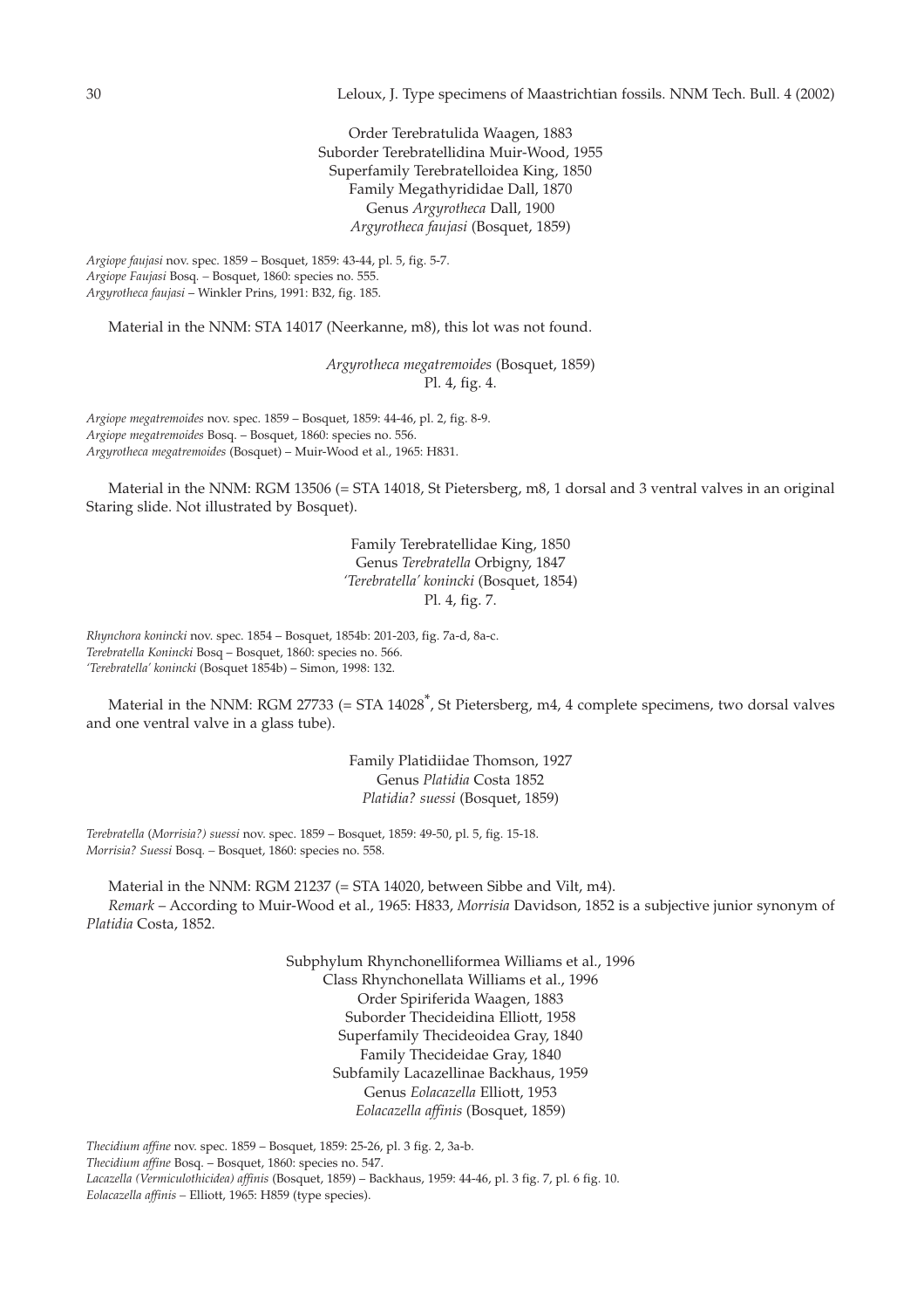Order Terebratulida Waagen, 1883
Suborder Terebratellidina Muir-Wood, 1955
Superfamily Terebratelloidea King, 1850
Family Megathyrididae Dall, 1870
Genus *Argyrotheca* Dall, 1900
*Argyrotheca faujasi* (Bosquet, 1859)

*Argiope faujasi* nov. spec. 1859 – Bosquet, 1859: 43-44, pl. 5, fig. 5-7.
*Argiope Faujasi* Bosq. – Bosquet, 1860: species no. 555.
*Argyrotheca faujasi* – Winkler Prins, 1991: B32, fig. 185.

Material in the NNM: STA 14017 (Neerkanne, m8), this lot was not found.

*Argyrotheca megatremoides* (Bosquet, 1859)
Pl. 4, fig. 4.

*Argiope megatremoides* nov. spec. 1859 – Bosquet, 1859: 44-46, pl. 2, fig. 8-9.
*Argiope megatremoides* Bosq. – Bosquet, 1860: species no. 556.
*Argyrotheca megatremoides* (Bosquet) – Muir-Wood et al., 1965: H831.

Material in the NNM: RGM 13506 (= STA 14018, St Pietersberg, m8, 1 dorsal and 3 ventral valves in an original Staring slide. Not illustrated by Bosquet).

Family Terebratellidae King, 1850
Genus *Terebratella* Orbigny, 1847
*'Terebratella' konincki* (Bosquet, 1854)
Pl. 4, fig. 7.

*Rhynchora konincki* nov. spec. 1854 – Bosquet, 1854b: 201-203, fig. 7a-d, 8a-c.
*Terebratella Konincki* Bosq – Bosquet, 1860: species no. 566.
*'Terebratella' konincki* (Bosquet 1854b) – Simon, 1998: 132.

Material in the NNM: RGM 27733 (= STA 14028*, St Pietersberg, m4, 4 complete specimens, two dorsal valves and one ventral valve in a glass tube).

Family Platidiidae Thomson, 1927
Genus *Platidia* Costa 1852
*Platidia? suessi* (Bosquet, 1859)

*Terebratella (Morrisia?) suessi* nov. spec. 1859 – Bosquet, 1859: 49-50, pl. 5, fig. 15-18.
*Morrisia? Suessi* Bosq. – Bosquet, 1860: species no. 558.

Material in the NNM: RGM 21237 (= STA 14020, between Sibbe and Vilt, m4).

*Remark* – According to Muir-Wood et al., 1965: H833, *Morrisia* Davidson, 1852 is a subjective junior synonym of *Platidia* Costa, 1852.

Subphylum Rhynchonelliformea Williams et al., 1996
Class Rhynchonellata Williams et al., 1996
Order Spiriferida Waagen, 1883
Suborder Thecideidina Elliott, 1958
Superfamily Thecideoidea Gray, 1840
Family Thecideidae Gray, 1840
Subfamily Lacazellinae Backhaus, 1959
Genus *Eolacazella* Elliott, 1953
*Eolacazella affinis* (Bosquet, 1859)

*Thecidium affine* nov. spec. 1859 – Bosquet, 1859: 25-26, pl. 3 fig. 2, 3a-b.
*Thecidium affine* Bosq. – Bosquet, 1860: species no. 547.
*Lacazella (Vermiculothicidea) affinis* (Bosquet, 1859) – Backhaus, 1959: 44-46, pl. 3 fig. 7, pl. 6 fig. 10.
*Eolacazella affinis* – Elliott, 1965: H859 (type species).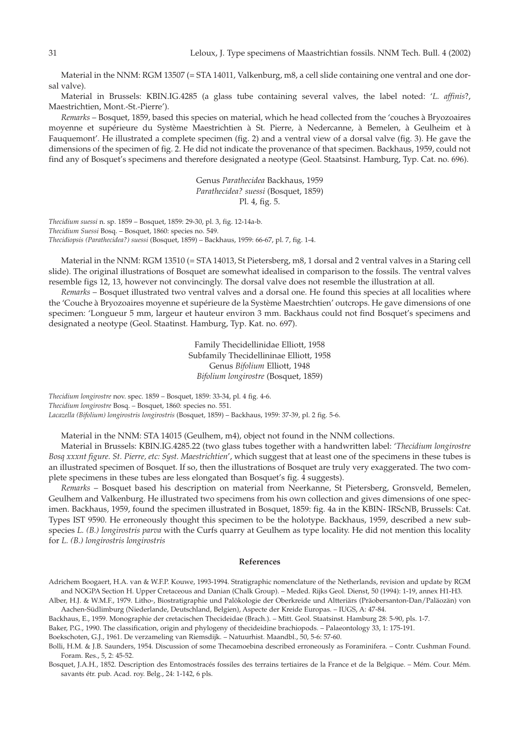Material in the NNM: RGM 13507 (= STA 14011, Valkenburg, m8, a cell slide containing one ventral and one dorsal valve).

Material in Brussels: KBIN.IG.4285 (a glass tube containing several valves, the label noted: '*L. affinis*?, Maestrichtien, Mont.-St.-Pierre').

*Remarks* – Bosquet, 1859, based this species on material, which he head collected from the 'couches à Bryozoaires moyenne et supérieure du Système Maestrichtien à St. Pierre, à Nedercanne, à Bemelen, à Geulheim et à Fauquemont'. He illustrated a complete specimen (fig. 2) and a ventral view of a dorsal valve (fig. 3). He gave the dimensions of the specimen of fig. 2. He did not indicate the provenance of that specimen. Backhaus, 1959, could not find any of Bosquet's specimens and therefore designated a neotype (Geol. Staatsinst. Hamburg, Typ. Cat. no. 696).

Genus *Parathecidea* Backhaus, 1959
*Parathecidea? suessi* (Bosquet, 1859)
Pl. 4, fig. 5.

*Thecidium suessi* n. sp. 1859 – Bosquet, 1859: 29-30, pl. 3, fig. 12-14a-b.
*Thecidium Suessi* Bosq. – Bosquet, 1860: species no. 549.
*Thecidiopsis (Parathecidea?) suessi* (Bosquet, 1859) – Backhaus, 1959: 66-67, pl. 7, fig. 1-4.

Material in the NNM: RGM 13510 (= STA 14013, St Pietersberg, m8, 1 dorsal and 2 ventral valves in a Staring cell slide). The original illustrations of Bosquet are somewhat idealised in comparison to the fossils. The ventral valves resemble figs 12, 13, however not convincingly. The dorsal valve does not resemble the illustration at all.

*Remarks* – Bosquet illustrated two ventral valves and a dorsal one. He found this species at all localities where the 'Couche à Bryozoaires moyenne et supérieure de la Système Maestrchtien' outcrops. He gave dimensions of one specimen: 'Longueur 5 mm, largeur et hauteur environ 3 mm. Backhaus could not find Bosquet's specimens and designated a neotype (Geol. Staatinst. Hamburg, Typ. Kat. no. 697).

Family Thecidellinidae Elliott, 1958
Subfamily Thecidellininae Elliott, 1958
Genus *Bifolium* Elliott, 1948
*Bifolium longirostre* (Bosquet, 1859)

*Thecidium longirostre* nov. spec. 1859 – Bosquet, 1859: 33-34, pl. 4 fig. 4-6.
*Thecidium longirostre* Bosq. – Bosquet, 1860: species no. 551.
*Lacazella (Bifolium) longirostris longirostris* (Bosquet, 1859) – Backhaus, 1959: 37-39, pl. 2 fig. 5-6.

Material in the NNM: STA 14015 (Geulhem, m4), object not found in the NNM collections.

Material in Brussels: KBIN.IG.4285.22 (two glass tubes together with a handwritten label: '*Thecidium longirostre Bosq xxxnt figure. St. Pierre, etc: Syst. Maestrichtien*', which suggest that at least one of the specimens in these tubes is an illustrated specimen of Bosquet. If so, then the illustrations of Bosquet are truly very exaggerated. The two complete specimens in these tubes are less elongated than Bosquet's fig. 4 suggests).

*Remarks* – Bosquet based his description on material from Neerkanne, St Pietersberg, Gronsveld, Bemelen, Geulhem and Valkenburg. He illustrated two specimens from his own collection and gives dimensions of one specimen. Backhaus, 1959, found the specimen illustrated in Bosquet, 1859: fig. 4a in the KBIN- IRScNB, Brussels: Cat. Types IST 9590. He erroneously thought this specimen to be the holotype. Backhaus, 1959, described a new subspecies *L. (B.) longirostris parva* with the Curfs quarry at Geulhem as type locality. He did not mention this locality for *L. (B.) longirostris longirostris*

## References

Adrichem Boogaert, H.A. van & W.F.P. Kouwe, 1993-1994. Stratigraphic nomenclature of the Netherlands, revision and update by RGM and NOGPA Section H. Upper Cretaceous and Danian (Chalk Group). – Meded. Rijks Geol. Dienst, 50 (1994): 1-19, annex H1-H3.

Alber, H.J. & W.M.F., 1979. Litho-, Biostratigraphie und Palökologie der Oberkreide und Altteriärs (Präobersanton-Dan/Paläozän) von Aachen-Südlimburg (Niederlande, Deutschland, Belgien), Aspecte der Kreide Europas. – IUGS, A: 47-84.

Backhaus, E., 1959. Monographie der cretacischen Thecideidae (Brach.). – Mitt. Geol. Staatsinst. Hamburg 28: 5-90, pls. 1-7.

Baker, P.G., 1990. The classification, origin and phylogeny of thecideidine brachiopods. – Palaeontology 33, 1: 175-191.

Boekschoten, G.J., 1961. De verzameling van Riemsdijk. – Natuurhist. Maandbl., 50, 5-6: 57-60.

Bolli, H.M. & J.B. Saunders, 1954. Discussion of some Thecamoebina described erroneously as Foraminifera. – Contr. Cushman Found. Foram. Res., 5, 2: 45-52.

Bosquet, J.A.H., 1852. Description des Entomostracés fossiles des terrains tertiaires de la France et de la Belgique. – Mém. Cour. Mém. savants étr. pub. Acad. roy. Belg., 24: 1-142, 6 pls.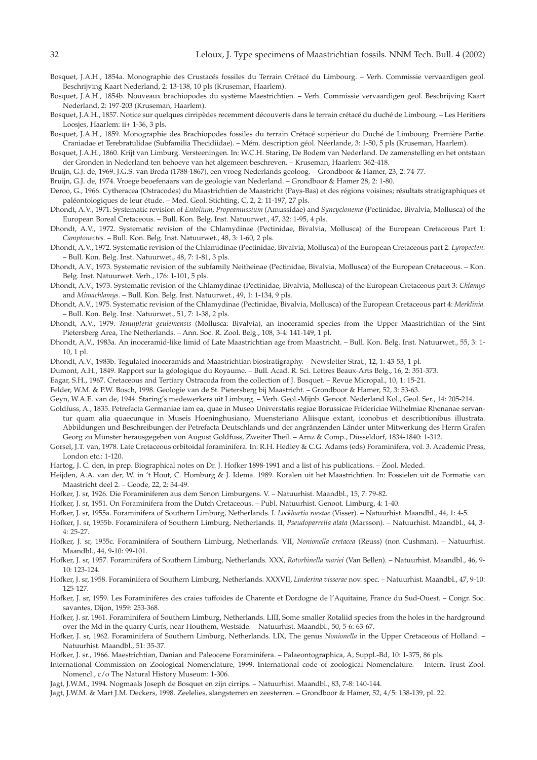Bosquet, J.A.H., 1854a. Monographie des Crustacés fossiles du Terrain Crétacé du Limbourg. – Verh. Commissie vervaardigen geol. Beschrijving Kaart Nederland, 2: 13-138, 10 pls (Kruseman, Haarlem).

Bosquet, J.A.H., 1854b. Nouveaux brachiopodes du système Maestrichtien. – Verh. Commissie vervaardigen geol. Beschrijving Kaart Nederland, 2: 197-203 (Kruseman, Haarlem).

Bosquet, J.A.H., 1857. Notice sur quelques cirripèdes recemment découverts dans le terrain crétacé du duché de Limbourg. – Les Heritiers Loosjes, Haarlem: ii+ 1-36, 3 pls.

Bosquet, J.A.H., 1859. Monographie des Brachiopodes fossiles du terrain Crétacé supérieur du Duché de Limbourg. Première Partie. Craniadae et Terebratulidae (Subfamilia Thecidiidae). – Mém. description géol. Néerlande, 3: 1-50, 5 pls (Kruseman, Haarlem).

Bosquet, J.A.H., 1860. Krijt van Limburg. Versteeningen. In: W.C.H. Staring, De Bodem van Nederland. De zamenstelling en het ontstaan der Gronden in Nederland ten behoeve van het algemeen beschreven. – Kruseman, Haarlem: 362-418.

Bruijn, G.J. de, 1969. J.G.S. van Breda (1788-1867), een vroeg Nederlands geoloog. – Grondboor & Hamer, 23, 2: 74-77.

Bruijn, G.J. de, 1974. Vroege beoefenaars van de geologie van Nederland. – Grondboor & Hamer 28, 2: 1-80.

Deroo, G., 1966. Cytheracea (Ostracodes) du Maastrichtien de Maastricht (Pays-Bas) et des régions voisines; résultats stratigraphiques et paléontologiques de leur étude. – Med. Geol. Stichting, C, 2, 2: 11-197, 27 pls.

Dhondt, A.V., 1971. Systematic revision of *Entolium*, *Propeamussium* (Amussidae) and *Syncyclonema* (Pectinidae, Bivalvia, Mollusca) of the European Boreal Cretaceous. – Bull. Kon. Belg. Inst. Natuurwet., 47, 32: 1-95, 4 pls.

Dhondt, A.V., 1972. Systematic revision of the Chlamydinae (Pectinidae, Bivalvia, Mollusca) of the European Cretaceous Part 1: *Camptonectes*. – Bull. Kon. Belg. Inst. Natuurwet., 48, 3: 1-60, 2 pls.

Dhondt, A.V., 1972. Systematic revision of the Chlamidinae (Pectinidae, Bivalvia, Mollusca) of the European Cretaceous part 2: *Lyropecten*. – Bull. Kon. Belg. Inst. Natuurwet., 48, 7: 1-81, 3 pls.

Dhondt, A.V., 1973. Systematic revision of the subfamily Neitheinae (Pectinidae, Bivalvia, Mollusca) of the European Cretaceous. – Kon. Belg. Inst. Natuurwet. Verh., 176: 1-101, 5 pls.

Dhondt, A.V., 1973. Systematic revision of the Chlamydinae (Pectinidae, Bivalvia, Mollusca) of the European Cretaceous part 3: *Chlamys* and *Mimachlamys*. – Bull. Kon. Belg. Inst. Natuurwet., 49, 1: 1-134, 9 pls.

Dhondt, A.V., 1975. Systematic revision of the Chlamydinae (Pectinidae, Bivalvia, Mollusca) of the European Cretaceous part 4: *Merklinia*. – Bull. Kon. Belg. Inst. Natuurwet., 51, 7: 1-38, 2 pls.

Dhondt, A.V., 1979. *Tenuipteria geulemensis* (Mollusca: Bivalvia), an inoceramid species from the Upper Maastrichtian of the Sint Pietersberg Area, The Netherlands. – Ann. Soc. R. Zool. Belg., 108, 3-4: 141-149, 1 pl.

Dhondt, A.V., 1983a. An inoceramid-like limid of Late Maastrichtian age from Maastricht. – Bull. Kon. Belg. Inst. Natuurwet., 55, 3: 1-10, 1 pl.

Dhondt, A.V., 1983b. Tegulated inoceramids and Maastrichtian biostratigraphy. – Newsletter Strat., 12, 1: 43-53, 1 pl.

Dumont, A.H., 1849. Rapport sur la géologique du Royaume. – Bull. Acad. R. Sci. Lettres Beaux-Arts Belg., 16, 2: 351-373.

Eagar, S.H., 1967. Cretaceous and Tertiary Ostracoda from the collection of J. Bosquet. – Revue Micropal., 10, 1: 15-21.

Felder, W.M. & P.W. Bosch, 1998. Geologie van de St. Pietersberg bij Maastricht. – Grondboor & Hamer, 52, 3: 53-63.

Geyn, W.A.E. van de, 1944. Staring's medewerkers uit Limburg. – Verh. Geol.-Mijnb. Genoot. Nederland Kol., Geol. Ser., 14: 205-214.

Goldfuss, A., 1835. Petrefacta Germaniae tam ea, quae in Museo Universtatis regiae Borussicae Fridericiae Wilhelmiae Rhenanae servantur quam alia quaecunque in Museis Hoeninghusiano, Muensteriano Aliisque extant, iconobus et describtionibus illustrata. Abbildungen und Beschreibungen der Petrefacta Deutschlands und der angränzenden Länder unter Mitwerkung des Herrn Grafen Georg zu Münster herausgegeben von August Goldfuss, Zweiter Theil. – Arnz & Comp., Düsseldorf, 1834-1840: 1-312.

Gorsel, J.T. van, 1978. Late Cretaceous orbitoidal foraminifera. In: R.H. Hedley & C.G. Adams (eds) Foraminifera, vol. 3. Academic Press, London etc.: 1-120.

Hartog, J. C. den, in prep. Biographical notes on Dr. J. Hofker 1898-1991 and a list of his publications. – Zool. Meded.

Heijden, A.A. van der, W. in 't Hout, C. Homburg & J. Idema. 1989. Koralen uit het Maastrichtien. In: Fossielen uit de Formatie van Maastricht deel 2. – Geode, 22, 2: 34-49.

Hofker, J. sr, 1926. Die Foraminiferen aus dem Senon Limburgens. V. – Natuurhist. Maandbl., 15, 7: 79-82.

Hofker, J. sr, 1951. On Foraminifera from the Dutch Cretaceous. – Publ. Natuurhist. Genoot. Limburg, 4: 1-40.

Hofker, J. sr, 1955a. Foraminifera of Southern Limburg, Netherlands. I. *Lockhartia roestae* (Visser). – Natuurhist. Maandbl., 44, 1: 4-5.

Hofker, J. sr, 1955b. Foraminifera of Southern Limburg, Netherlands. II, *Pseudoparrella alata* (Marsson). – Natuurhist. Maandbl., 44, 3-4: 25-27.

Hofker, J. sr, 1955c. Foraminifera of Southern Limburg, Netherlands. VII, *Nonionella cretacea* (Reuss) (non Cushman). – Natuurhist. Maandbl., 44, 9-10: 99-101.

Hofker, J. sr, 1957. Foraminifera of Southern Limburg, Netherlands. XXX, *Rotorbinella mariei* (Van Bellen). – Natuurhist. Maandbl., 46, 9-10: 123-124.

Hofker, J. sr, 1958. Foraminifera of Southern Limburg, Netherlands. XXXVII, *Linderina visserae* nov. spec. – Natuurhist. Maandbl., 47, 9-10: 125-127.

Hofker, J. sr, 1959. Les Foraminifères des craies tuffoides de Charente et Dordogne de l'Aquitaine, France du Sud-Ouest. – Congr. Soc. savantes, Dijon, 1959: 253-368.

Hofker, J. sr, 1961. Foraminifera of Southern Limburg, Netherlands. LIII, Some smaller Rotaliid species from the holes in the hardground over the Md in the quarry Curfs, near Houthem, Westside. – Natuurhist. Maandbl., 50, 5-6: 63-67.

Hofker, J. sr, 1962. Foraminifera of Southern Limburg, Netherlands. LIX, The genus *Nonionella* in the Upper Cretaceous of Holland. – Natuurhist. Maandbl., 51: 35-37.

Hofker, J. sr., 1966. Maestrichtian, Danian and Paleocene Foraminifera. – Palaeontographica, A, Suppl.-Bd, 10: 1-375, 86 pls.

International Commission on Zoological Nomenclature, 1999. International code of zoological Nomenclature. – Intern. Trust Zool. Nomencl., c/o The Natural History Museum: 1-306.

Jagt, J.W.M., 1994. Nogmaals Joseph de Bosquet en zijn cirrips. – Natuurhist. Maandbl., 83, 7-8: 140-144.

Jagt, J.W.M. & Mart J.M. Deckers, 1998. Zeelelies, slangsterren en zeesterren. – Grondboor & Hamer, 52, 4/5: 138-139, pl. 22.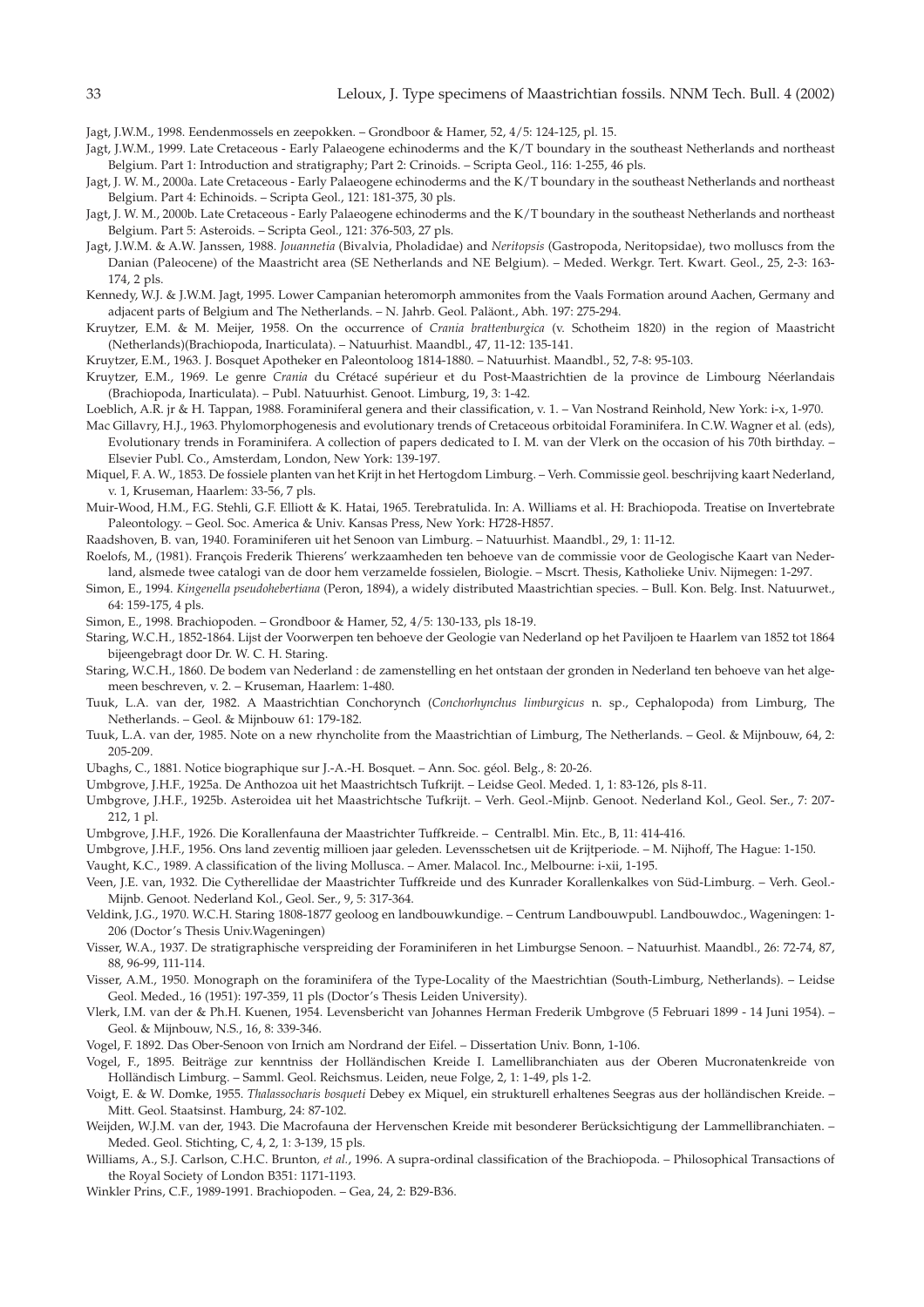Jagt, J.W.M., 1998. Eendenmossels en zeepokken. – Grondboor & Hamer, 52, 4/5: 124-125, pl. 15.

Jagt, J.W.M., 1999. Late Cretaceous - Early Palaeogene echinoderms and the K/T boundary in the southeast Netherlands and northeast Belgium. Part 1: Introduction and stratigraphy; Part 2: Crinoids. – Scripta Geol., 116: 1-255, 46 pls.

Jagt, J. W. M., 2000a. Late Cretaceous - Early Palaeogene echinoderms and the K/T boundary in the southeast Netherlands and northeast Belgium. Part 4: Echinoids. – Scripta Geol., 121: 181-375, 30 pls.

Jagt, J. W. M., 2000b. Late Cretaceous - Early Palaeogene echinoderms and the K/T boundary in the southeast Netherlands and northeast Belgium. Part 5: Asteroids. – Scripta Geol., 121: 376-503, 27 pls.

Jagt, J.W.M. & A.W. Janssen, 1988. *Jouannetia* (Bivalvia, Pholadidae) and *Neritopsis* (Gastropoda, Neritopsidae), two molluscs from the Danian (Paleocene) of the Maastricht area (SE Netherlands and NE Belgium). – Meded. Werkgr. Tert. Kwart. Geol., 25, 2-3: 163-174, 2 pls.

Kennedy, W.J. & J.W.M. Jagt, 1995. Lower Campanian heteromorph ammonites from the Vaals Formation around Aachen, Germany and adjacent parts of Belgium and The Netherlands. – N. Jahrb. Geol. Paläont., Abh. 197: 275-294.

Kruytzer, E.M. & M. Meijer, 1958. On the occurrence of *Crania brattenburgica* (v. Schotheim 1820) in the region of Maastricht (Netherlands)(Brachiopoda, Inarticulata). – Natuurhist. Maandbl., 47, 11-12: 135-141.

Kruytzer, E.M., 1963. J. Bosquet Apotheker en Paleontoloog 1814-1880. – Natuurhist. Maandbl., 52, 7-8: 95-103.

Kruytzer, E.M., 1969. Le genre *Crania* du Crétacé supérieur et du Post-Maastrichtien de la province de Limbourg Néerlandais (Brachiopoda, Inarticulata). – Publ. Natuurhist. Genoot. Limburg, 19, 3: 1-42.

Loeblich, A.R. jr & H. Tappan, 1988. Foraminiferal genera and their classification, v. 1. – Van Nostrand Reinhold, New York: i-x, 1-970.

Mac Gillavry, H.J., 1963. Phylomorphogenesis and evolutionary trends of Cretaceous orbitoidal Foraminifera. In C.W. Wagner et al. (eds), Evolutionary trends in Foraminifera. A collection of papers dedicated to I. M. van der Vlerk on the occasion of his 70th birthday. – Elsevier Publ. Co., Amsterdam, London, New York: 139-197.

Miquel, F. A. W., 1853. De fossiele planten van het Krijt in het Hertogdom Limburg. – Verh. Commissie geol. beschrijving kaart Nederland, v. 1, Kruseman, Haarlem: 33-56, 7 pls.

Muir-Wood, H.M., F.G. Stehli, G.F. Elliott & K. Hatai, 1965. Terebratulida. In: A. Williams et al. H: Brachiopoda. Treatise on Invertebrate Paleontology. – Geol. Soc. America & Univ. Kansas Press, New York: H728-H857.

Raadshoven, B. van, 1940. Foraminiferen uit het Senoon van Limburg. – Natuurhist. Maandbl., 29, 1: 11-12.

Roelofs, M., (1981). François Frederik Thierens' werkzaamheden ten behoeve van de commissie voor de Geologische Kaart van Nederland, alsmede twee catalogi van de door hem verzamelde fossielen, Biologie. – Mscrt. Thesis, Katholieke Univ. Nijmegen: 1-297.

Simon, E., 1994. *Kingenella pseudohebertiana* (Peron, 1894), a widely distributed Maastrichtian species. – Bull. Kon. Belg. Inst. Natuurwet., 64: 159-175, 4 pls.

Simon, E., 1998. Brachiopoden. – Grondboor & Hamer, 52, 4/5: 130-133, pls 18-19.

Staring, W.C.H., 1852-1864. Lijst der Voorwerpen ten behoeve der Geologie van Nederland op het Paviljoen te Haarlem van 1852 tot 1864 bijeengebragt door Dr. W. C. H. Staring.

Staring, W.C.H., 1860. De bodem van Nederland : de zamenstelling en het ontstaan der gronden in Nederland ten behoeve van het algemeen beschreven, v. 2. – Kruseman, Haarlem: 1-480.

Tuuk, L.A. van der, 1982. A Maastrichtian Conchorynch (*Conchorhynchus limburgicus* n. sp., Cephalopoda) from Limburg, The Netherlands. – Geol. & Mijnbouw 61: 179-182.

Tuuk, L.A. van der, 1985. Note on a new rhyncholite from the Maastrichtian of Limburg, The Netherlands. – Geol. & Mijnbouw, 64, 2: 205-209.

Ubaghs, C., 1881. Notice biographique sur J.-A.-H. Bosquet. – Ann. Soc. géol. Belg., 8: 20-26.

Umbgrove, J.H.F., 1925a. De Anthozoa uit het Maastrichtsch Tufkrijt. – Leidse Geol. Meded. 1, 1: 83-126, pls 8-11.

Umbgrove, J.H.F., 1925b. Asteroidea uit het Maastrichtsche Tufkrijt. – Verh. Geol.-Mijnb. Genoot. Nederland Kol., Geol. Ser., 7: 207-212, 1 pl.

Umbgrove, J.H.F., 1926. Die Korallenfauna der Maastrichter Tuffkreide. – Centralbl. Min. Etc., B, 11: 414-416.

Umbgrove, J.H.F., 1956. Ons land zeventig millioen jaar geleden. Levensschetsen uit de Krijtperiode. – M. Nijhoff, The Hague: 1-150.

Vaught, K.C., 1989. A classification of the living Mollusca. – Amer. Malacol. Inc., Melbourne: i-xii, 1-195.

Veen, J.E. van, 1932. Die Cytherellidae der Maastrichter Tuffkreide und des Kunrader Korallenkalkes von Süd-Limburg. – Verh. Geol.-Mijnb. Genoot. Nederland Kol., Geol. Ser., 9, 5: 317-364.

Veldink, J.G., 1970. W.C.H. Staring 1808-1877 geoloog en landbouwkundige. – Centrum Landbouwpubl. Landbouwdoc., Wageningen: 1-206 (Doctor's Thesis Univ.Wageningen)

Visser, W.A., 1937. De stratigraphische verspreiding der Foraminiferen in het Limburgse Senoon. – Natuurhist. Maandbl., 26: 72-74, 87, 88, 96-99, 111-114.

Visser, A.M., 1950. Monograph on the foraminifera of the Type-Locality of the Maestrichtian (South-Limburg, Netherlands). – Leidse Geol. Meded., 16 (1951): 197-359, 11 pls (Doctor's Thesis Leiden University).

Vlerk, I.M. van der & Ph.H. Kuenen, 1954. Levensbericht van Johannes Herman Frederik Umbgrove (5 Februari 1899 - 14 Juni 1954). – Geol. & Mijnbouw, N.S., 16, 8: 339-346.

Vogel, F. 1892. Das Ober-Senoon von Irnich am Nordrand der Eifel. – Dissertation Univ. Bonn, 1-106.

Vogel, F., 1895. Beiträge zur kenntniss der Holländischen Kreide I. Lamellibranchiaten aus der Oberen Mucronatenkreide von Holländisch Limburg. – Samml. Geol. Reichsmus. Leiden, neue Folge, 2, 1: 1-49, pls 1-2.

Voigt, E. & W. Domke, 1955. *Thalassocharis bosqueti* Debey ex Miquel, ein strukturell erhaltenes Seegras aus der holländischen Kreide. – Mitt. Geol. Staatsinst. Hamburg, 24: 87-102.

Weijden, W.J.M. van der, 1943. Die Macrofauna der Hervenschen Kreide mit besonderer Berücksichtigung der Lammellibranchiaten. – Meded. Geol. Stichting, C, 4, 2, 1: 3-139, 15 pls.

Williams, A., S.J. Carlson, C.H.C. Brunton, *et al.*, 1996. A supra-ordinal classification of the Brachiopoda. – Philosophical Transactions of the Royal Society of London B351: 1171-1193.

Winkler Prins, C.F., 1989-1991. Brachiopoden. – Gea, 24, 2: B29-B36.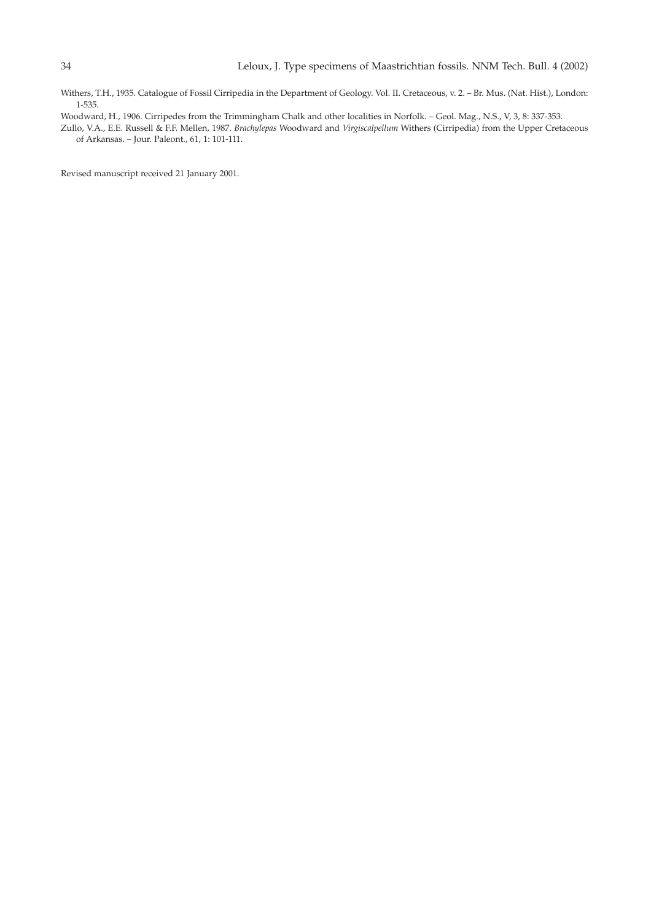Withers, T.H., 1935. Catalogue of Fossil Cirripedia in the Department of Geology. Vol. II. Cretaceous, v. 2. – Br. Mus. (Nat. Hist.), London: 1-535.

Woodward, H., 1906. Cirripedes from the Trimmingham Chalk and other localities in Norfolk. – Geol. Mag., N.S., V, 3, 8: 337-353.

Zullo, V.A., E.E. Russell & F.F. Mellen, 1987. *Brachylepas* Woodward and *Virgiscalpellum* Withers (Cirripedia) from the Upper Cretaceous of Arkansas. – Jour. Paleont., 61, 1: 101-111.

Revised manuscript received 21 January 2001.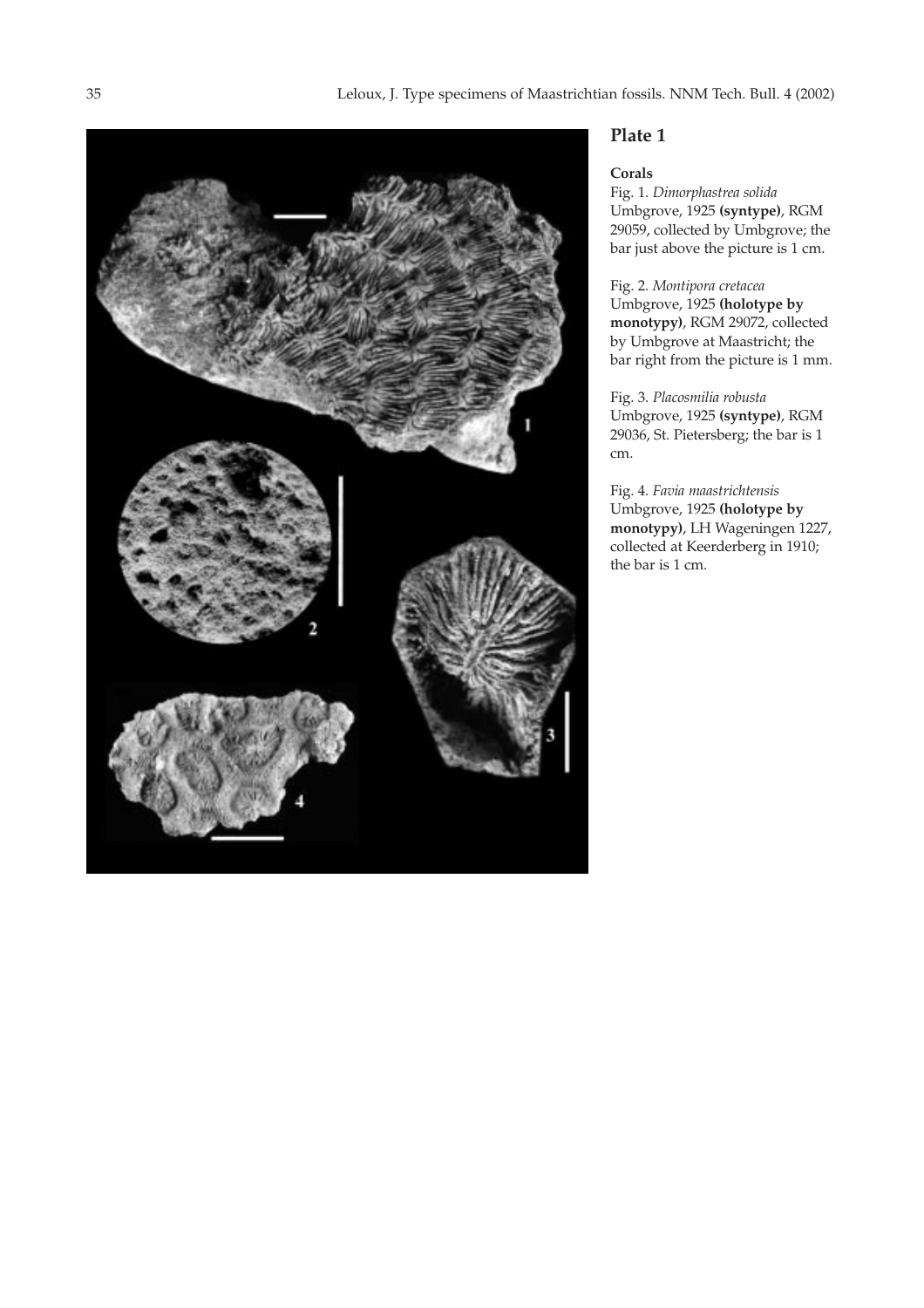## Plate 1

**Corals**

Fig. 1. *Dimorphastrea solida* Umbgrove, 1925 **(syntype)**, RGM 29059, collected by Umbgrove; the bar just above the picture is 1 cm.

Fig. 2. *Montipora cretacea* Umbgrove, 1925 **(holotype by monotypy)**, RGM 29072, collected by Umbgrove at Maastricht; the bar right from the picture is 1 mm.

Fig. 3. *Placosmilia robusta* Umbgrove, 1925 **(syntype)**, RGM 29036, St. Pietersberg; the bar is 1 cm.

Fig. 4. *Favia maastrichtensis* Umbgrove, 1925 **(holotype by monotypy)**, LH Wageningen 1227, collected at Keerderberg in 1910; the bar is 1 cm.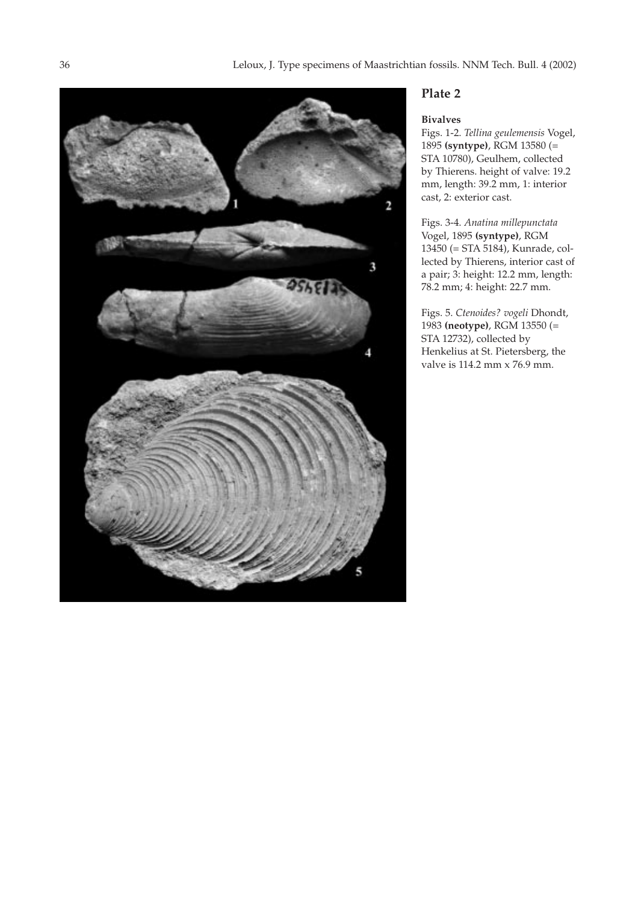## Plate 2

### Bivalves

Figs. 1-2. *Tellina geulemensis* Vogel, 1895 **(syntype)**, RGM 13580 (= STA 10780), Geulhem, collected by Thierens. height of valve: 19.2 mm, length: 39.2 mm, 1: interior cast, 2: exterior cast.

Figs. 3-4. *Anatina millepunctata* Vogel, 1895 **(syntype)**, RGM 13450 (= STA 5184), Kunrade, collected by Thierens, interior cast of a pair; 3: height: 12.2 mm, length: 78.2 mm; 4: height: 22.7 mm.

Figs. 5. *Ctenoides? vogeli* Dhondt, 1983 **(neotype)**, RGM 13550 (= STA 12732), collected by Henkelius at St. Pietersberg, the valve is 114.2 mm x 76.9 mm.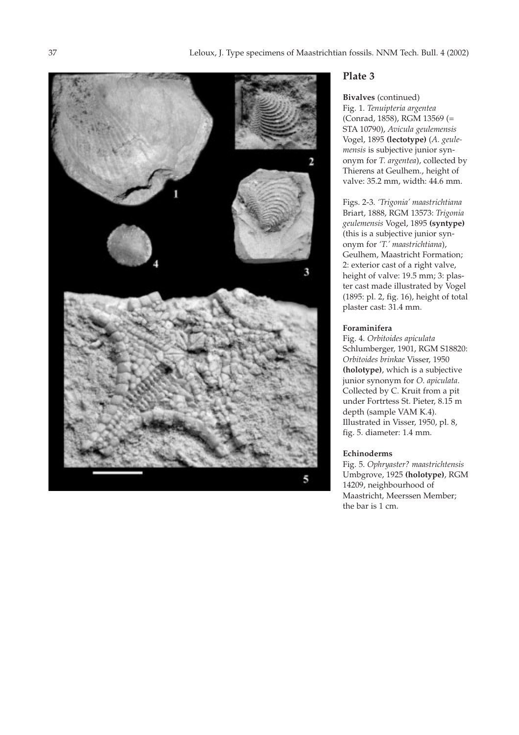## Plate 3

**Bivalves** (continued)

Fig. 1. *Tenuipteria argentea* (Conrad, 1858), RGM 13569 (= STA 10790), *Avicula geulemensis* Vogel, 1895 **(lectotype)** (*A. geulemensis* is subjective junior synonym for *T. argentea*), collected by Thierens at Geulhem., height of valve: 35.2 mm, width: 44.6 mm.

Figs. 2-3. *'Trigonia' maastrichtiana* Briart, 1888, RGM 13573: *Trigonia geulemensis* Vogel, 1895 **(syntype)** (this is a subjective junior synonym for *'T.' maastrichtiana*), Geulhem, Maastricht Formation; 2: exterior cast of a right valve, height of valve: 19.5 mm; 3: plaster cast made illustrated by Vogel (1895: pl. 2, fig. 16), height of total plaster cast: 31.4 mm.

**Foraminifera**

Fig. 4. *Orbitoides apiculata* Schlumberger, 1901, RGM S18820: *Orbitoides brinkae* Visser, 1950 **(holotype)**, which is a subjective junior synonym for *O. apiculata*. Collected by C. Kruit from a pit under Fortrtess St. Pieter, 8.15 m depth (sample VAM K.4). Illustrated in Visser, 1950, pl. 8, fig. 5. diameter: 1.4 mm.

**Echinoderms**

Fig. 5. *Ophryaster? maastrichtensis* Umbgrove, 1925 **(holotype)**, RGM 14209, neighbourhood of Maastricht, Meerssen Member; the bar is 1 cm.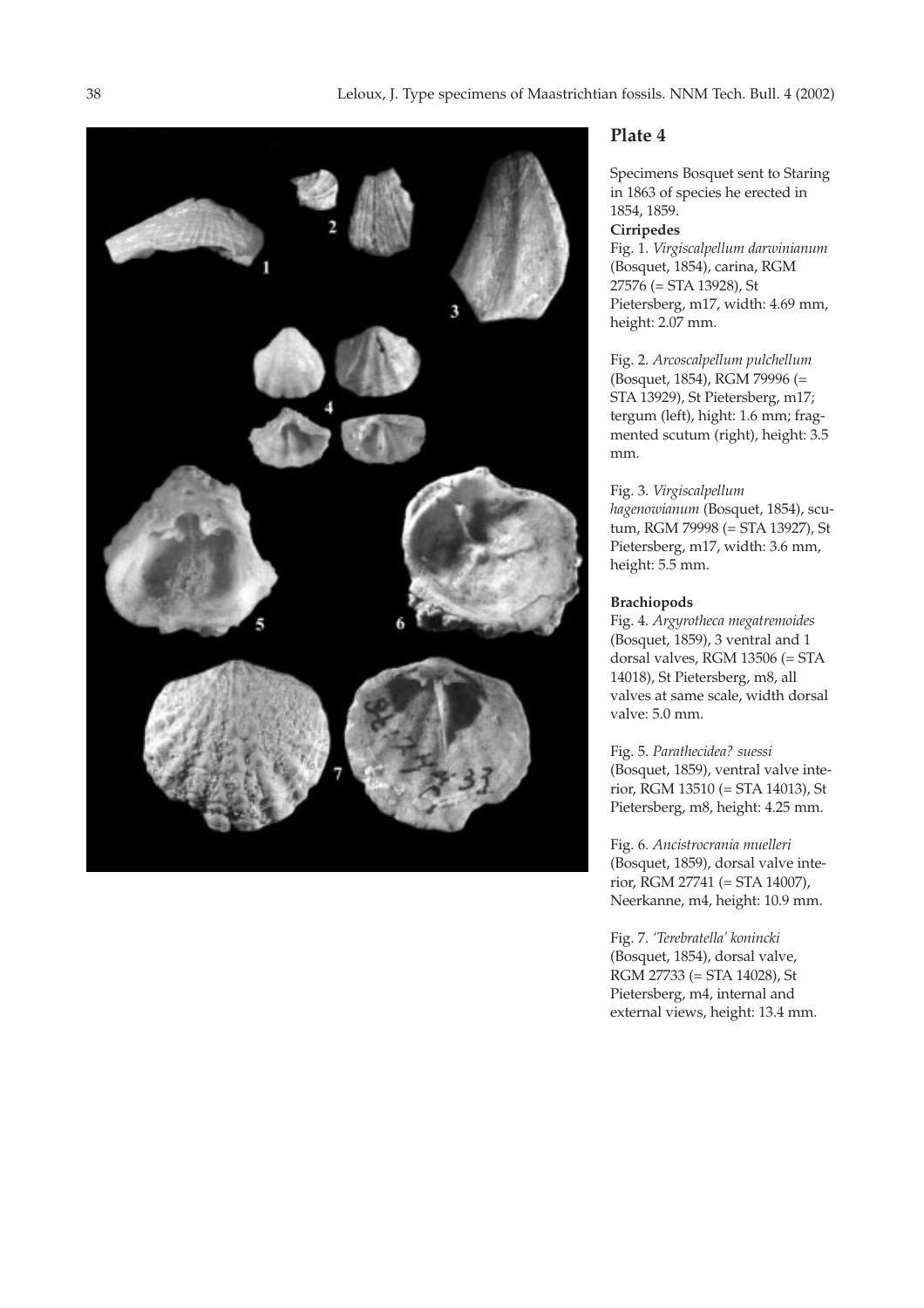## Plate 4

Specimens Bosquet sent to Staring in 1863 of species he erected in 1854, 1859.

**Cirripedes**

Fig. 1. *Virgiscalpellum darwinianum* (Bosquet, 1854), carina, RGM 27576 (= STA 13928), St Pietersberg, m17, width: 4.69 mm, height: 2.07 mm.

Fig. 2. *Arcoscalpellum pulchellum* (Bosquet, 1854), RGM 79996 (= STA 13929), St Pietersberg, m17; tergum (left), hight: 1.6 mm; fragmented scutum (right), height: 3.5 mm.

Fig. 3. *Virgiscalpellum hagenowianum* (Bosquet, 1854), scutum, RGM 79998 (= STA 13927), St Pietersberg, m17, width: 3.6 mm, height: 5.5 mm.

**Brachiopods**

Fig. 4. *Argyrotheca megatremoides* (Bosquet, 1859), 3 ventral and 1 dorsal valves, RGM 13506 (= STA 14018), St Pietersberg, m8, all valves at same scale, width dorsal valve: 5.0 mm.

Fig. 5. *Parathecidea? suessi* (Bosquet, 1859), ventral valve interior, RGM 13510 (= STA 14013), St Pietersberg, m8, height: 4.25 mm.

Fig. 6. *Ancistrocrania muelleri* (Bosquet, 1859), dorsal valve interior, RGM 27741 (= STA 14007), Neerkanne, m4, height: 10.9 mm.

Fig. 7. *'Terebratella' konincki* (Bosquet, 1854), dorsal valve, RGM 27733 (= STA 14028), St Pietersberg, m4, internal and external views, height: 13.4 mm.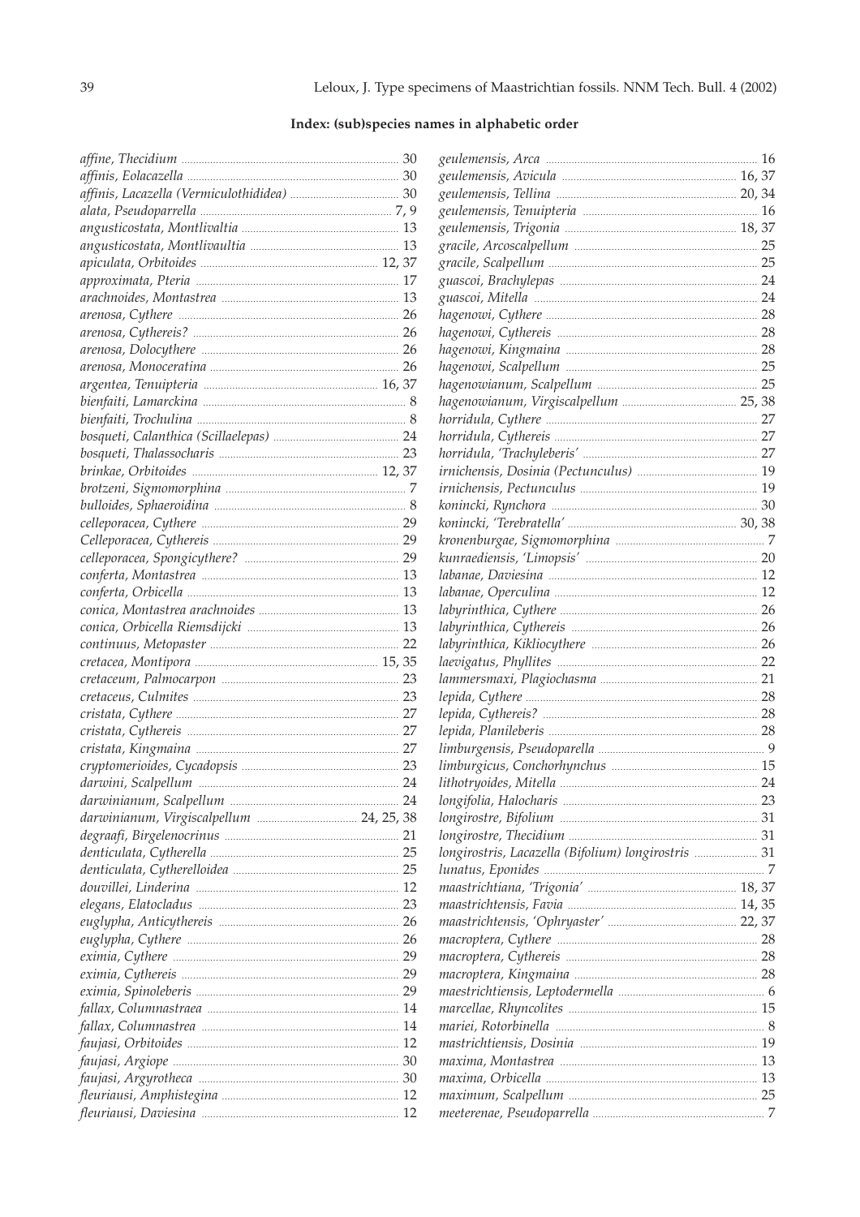**Index: (sub)species names in alphabetic order**

*affine, Thecidium* 30
*affinis, Eolacazella* 30
*affinis, Lacazella (Vermiculothitidea)* 30
*alata, Pseudoparrella* 7, 9
*angusticostata, Montlivaltia* 13
*angusticostata, Montlivaultia* 13
*apiculata, Orbitoides* 12, 37
*approximata, Pteria* 17
*arachnoides, Montastrea* 13
*arenosa, Cythere* 26
*arenosa, Cythereis?* 26
*arenosa, Dolocythere* 26
*arenosa, Monoceratina* 26
*argentea, Tenuipteria* 16, 37
*bienfaiti, Lamarckina* 8
*bienfaiti, Trochulina* 8
*bosqueti, Calanthica (Scillaelepas)* 24
*bosqueti, Thalassocharis* 23
*brinkae, Orbitoides* 12, 37
*brotzeni, Sigmomorphina* 7
*bulloides, Sphaeroidina* 8
*celleporacea, Cythere* 29
*Celleporacea, Cythereis* 29
*celleporacea, Spongicythere?* 29
*conferta, Montastrea* 13
*conferta, Orbicella* 13
*conica, Montastrea arachnoides* 13
*conica, Orbicella Riemsdijcki* 13
*continuus, Metopaster* 22
*cretacea, Montipora* 15, 35
*cretaceum, Palmocarpon* 23
*cretaceus, Culmites* 23
*cristata, Cythere* 27
*cristata, Cythereis* 27
*cristata, Kingmaina* 27
*cryptomerioides, Cycadopsis* 23
*darwini, Scalpellum* 24
*darwinianum, Scalpellum* 24
*darwinianum, Virgiscalpellum* 24, 25, 38
*degraafi, Birgelenocrinus* 21
*denticulata, Cytherella* 25
*denticulata, Cytherelloidea* 25
*douvillei, Linderina* 12
*elegans, Elatocladus* 23
*euglypha, Anticythereis* 26
*euglypha, Cythere* 26
*eximia, Cythere* 29
*eximia, Cythereis* 29
*eximia, Spinoleberis* 29
*fallax, Columnastraea* 14
*fallax, Columnastrea* 14
*faujasi, Orbitoides* 12
*faujasi, Argiope* 30
*faujasi, Argyrotheca* 30
*fleuriausi, Amphistegina* 12
*fleuriausi, Daviesina* 12
*geulemensis, Arca* 16
*geulemensis, Avicula* 16, 37
*geulemensis, Tellina* 20, 34
*geulemensis, Tenuipteria* 16
*geulemensis, Trigonia* 18, 37
*gracile, Arcoscalpellum* 25
*gracile, Scalpellum* 25
*guascoi, Brachylepas* 24
*guascoi, Mitella* 24
*hagenowi, Cythere* 28
*hagenowi, Cythereis* 28
*hagenowi, Kingmaina* 28
*hagenowi, Scalpellum* 25
*hagenowianum, Scalpellum* 25
*hagenowianum, Virgiscalpellum* 25, 38
*horridula, Cythere* 27
*horridula, Cythereis* 27
*horridula, 'Trachyleberis'* 27
*irnichensis, Dosinia (Pectunculus)* 19
*irnichensis, Pectunculus* 19
*konincki, Rynchora* 30
*konincki, 'Terebratella'* 30, 38
*kronenburgae, Sigmomorphina* 7
*kunraediensis, 'Limopsis'* 20
*labanae, Daviesina* 12
*labanae, Operculina* 12
*labyrinthica, Cythere* 26
*labyrinthica, Cythereis* 26
*labyrinthica, Kikliocythere* 26
*laevigatus, Phyllites* 22
*lammersmaxi, Plagiochasma* 21
*lepida, Cythere* 28
*lepida, Cythereis?* 28
*lepida, Planileberis* 28
*limburgensis, Pseudoparella* 9
*limburgicus, Conchorhynchus* 15
*lithotryoides, Mitella* 24
*longifolia, Halocharis* 23
*longirostre, Bifolium* 31
*longirostre, Thecidium* 31
*longirostris, Lacazella (Bifolium) longirostris* 31
*lunatus, Eponides* 7
*maastrichtiana, 'Trigonia'* 18, 37
*maastrichtensis, Favia* 14, 35
*maastrichtensis, 'Ophryaster'* 22, 37
*macroptera, Cythere* 28
*macroptera, Cythereis* 28
*macroptera, Kingmaina* 28
*maestrichtiensis, Leptodermella* 6
*marcellae, Rhyncolites* 15
*mariei, Rotorbinella* 8
*mastrichtiensis, Dosinia* 19
*maxima, Montastrea* 13
*maxima, Orbicella* 13
*maximum, Scalpellum* 25
*meeterenae, Pseudoparrella* 7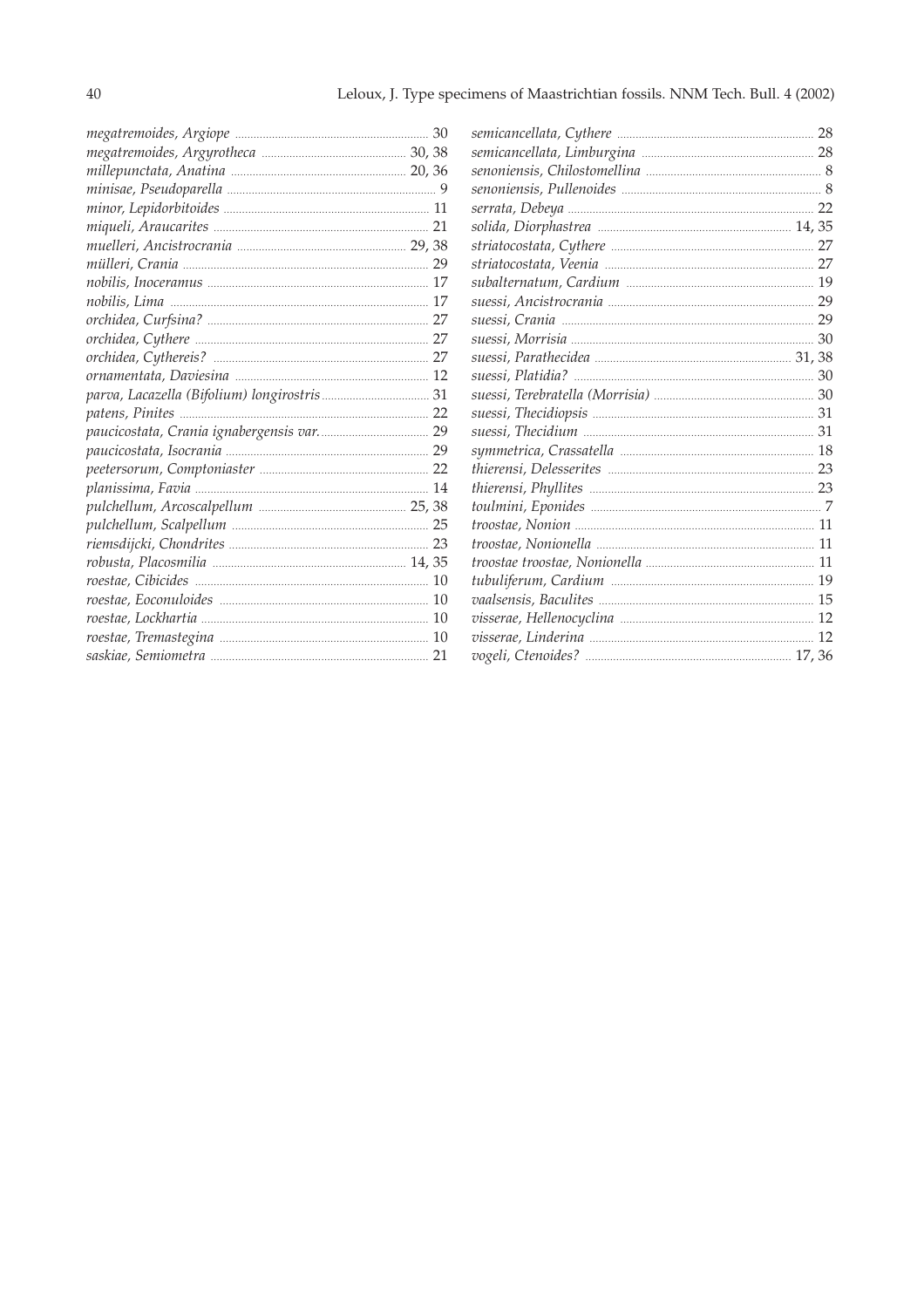*megatremoides, Argiope* ............ 30
*megatremoides, Argyrotheca* ............ 30, 38
*millepunctata, Anatina* ............ 20, 36
*minisae, Pseudoparella* ............ 9
*minor, Lepidorbitoides* ............ 11
*miqueli, Araucarites* ............ 21
*muelleri, Ancistrocrania* ............ 29, 38
*mülleri, Crania* ............ 29
*nobilis, Inoceramus* ............ 17
*nobilis, Lima* ............ 17
*orchidea, Curfsina?* ............ 27
*orchidea, Cythere* ............ 27
*orchidea, Cythereis?* ............ 27
*ornamentata, Daviesina* ............ 12
*parva, Lacazella (Bifolium) longirostris* ............ 31
*patens, Pinites* ............ 22
*paucicostata, Crania ignabergensis var.* ............ 29
*paucicostata, Isocrania* ............ 29
*peetersorum, Comptoniaster* ............ 22
*planissima, Favia* ............ 14
*pulchellum, Arcoscalpellum* ............ 25, 38
*pulchellum, Scalpellum* ............ 25
*riemsdijcki, Chondrites* ............ 23
*robusta, Placosmilia* ............ 14, 35
*roestae, Cibicides* ............ 10
*roestae, Eoconuloides* ............ 10
*roestae, Lockhartia* ............ 10
*roestae, Tremastegina* ............ 10
*saskiae, Semiometra* ............ 21
*semicancellata, Cythere* ............ 28
*semicancellata, Limburgina* ............ 28
*senoniensis, Chilostomellina* ............ 8
*senoniensis, Pullenoides* ............ 8
*serrata, Debeya* ............ 22
*solida, Diorphastrea* ............ 14, 35
*striatocostata, Cythere* ............ 27
*striatocostata, Veenia* ............ 27
*subalternatum, Cardium* ............ 19
*suessi, Ancistrocrania* ............ 29
*suessi, Crania* ............ 29
*suessi, Morrisia* ............ 30
*suessi, Parathecidea* ............ 31, 38
*suessi, Platidia?* ............ 30
*suessi, Terebratella (Morrisia)* ............ 30
*suessi, Thecidiopsis* ............ 31
*suessi, Thecidium* ............ 31
*symmetrica, Crassatella* ............ 18
*thierensi, Delesserites* ............ 23
*thierensi, Phyllites* ............ 23
*toulmini, Eponides* ............ 7
*troostae, Nonion* ............ 11
*troostae, Nonionella* ............ 11
*troostae troostae, Nonionella* ............ 11
*tubuliferum, Cardium* ............ 19
*vaalsensis, Baculites* ............ 15
*visserae, Hellenocyclina* ............ 12
*visserae, Linderina* ............ 12
*vogeli, Ctenoides?* ............ 17, 36